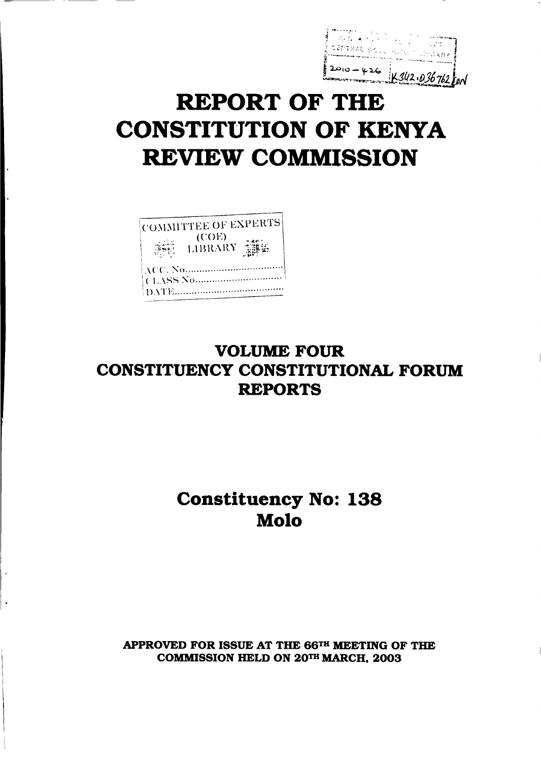# REPORT OF THE CONSTITUTION OF KENYA REVIEW COMMISSION

COMMITTEE OF EXPERTS (COE) LIBRARY

ACC. No.................................

CLASS No.............................

DATE....................................

## VOLUME FOUR
## CONSTITUENCY CONSTITUTIONAL FORUM REPORTS

## Constituency No: 138
## Molo

**APPROVED FOR ISSUE AT THE 66TH MEETING OF THE COMMISSION HELD ON 20TH MARCH, 2003**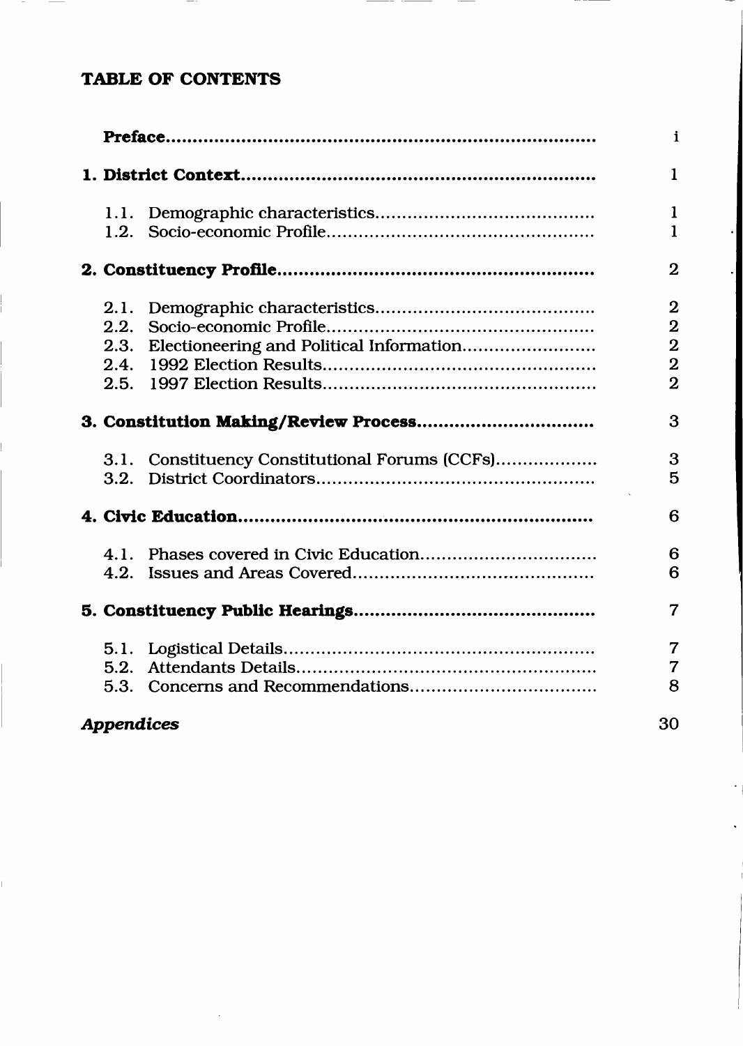# TABLE OF CONTENTS

| | |
|---|---|
| **Preface** | i |
| **1. District Context** | 1 |
| 1.1. Demographic characteristics | 1 |
| 1.2. Socio-economic Profile | 1 |
| **2. Constituency Profile** | 2 |
| 2.1. Demographic characteristics | 2 |
| 2.2. Socio-economic Profile | 2 |
| 2.3. Electioneering and Political Information | 2 |
| 2.4. 1992 Election Results | 2 |
| 2.5. 1997 Election Results | 2 |
| **3. Constitution Making/Review Process** | 3 |
| 3.1. Constituency Constitutional Forums (CCFs) | 3 |
| 3.2. District Coordinators | 5 |
| **4. Civic Education** | 6 |
| 4.1. Phases covered in Civic Education | 6 |
| 4.2. Issues and Areas Covered | 6 |
| **5. Constituency Public Hearings** | 7 |
| 5.1. Logistical Details | 7 |
| 5.2. Attendants Details | 7 |
| 5.3. Concerns and Recommendations | 8 |
| ***Appendices*** | 30 |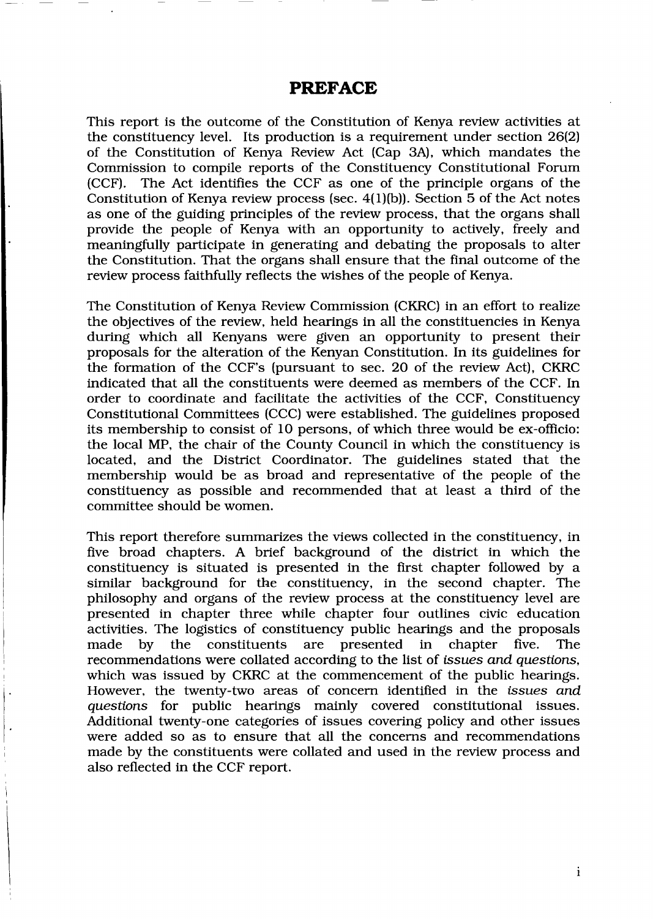# PREFACE

This report is the outcome of the Constitution of Kenya review activities at the constituency level. Its production is a requirement under section 26(2) of the Constitution of Kenya Review Act (Cap 3A), which mandates the Commission to compile reports of the Constituency Constitutional Forum (CCF). The Act identifies the CCF as one of the principle organs of the Constitution of Kenya review process (sec. 4(1)(b)). Section 5 of the Act notes as one of the guiding principles of the review process, that the organs shall provide the people of Kenya with an opportunity to actively, freely and meaningfully participate in generating and debating the proposals to alter the Constitution. That the organs shall ensure that the final outcome of the review process faithfully reflects the wishes of the people of Kenya.

The Constitution of Kenya Review Commission (CKRC) in an effort to realize the objectives of the review, held hearings in all the constituencies in Kenya during which all Kenyans were given an opportunity to present their proposals for the alteration of the Kenyan Constitution. In its guidelines for the formation of the CCF's (pursuant to sec. 20 of the review Act), CKRC indicated that all the constituents were deemed as members of the CCF. In order to coordinate and facilitate the activities of the CCF, Constituency Constitutional Committees (CCC) were established. The guidelines proposed its membership to consist of 10 persons, of which three would be ex-officio: the local MP, the chair of the County Council in which the constituency is located, and the District Coordinator. The guidelines stated that the membership would be as broad and representative of the people of the constituency as possible and recommended that at least a third of the committee should be women.

This report therefore summarizes the views collected in the constituency, in five broad chapters. A brief background of the district in which the constituency is situated is presented in the first chapter followed by a similar background for the constituency, in the second chapter. The philosophy and organs of the review process at the constituency level are presented in chapter three while chapter four outlines civic education activities. The logistics of constituency public hearings and the proposals made by the constituents are presented in chapter five. The recommendations were collated according to the list of *issues and questions*, which was issued by CKRC at the commencement of the public hearings. However, the twenty-two areas of concern identified in the *issues and questions* for public hearings mainly covered constitutional issues. Additional twenty-one categories of issues covering policy and other issues were added so as to ensure that all the concerns and recommendations made by the constituents were collated and used in the review process and also reflected in the CCF report.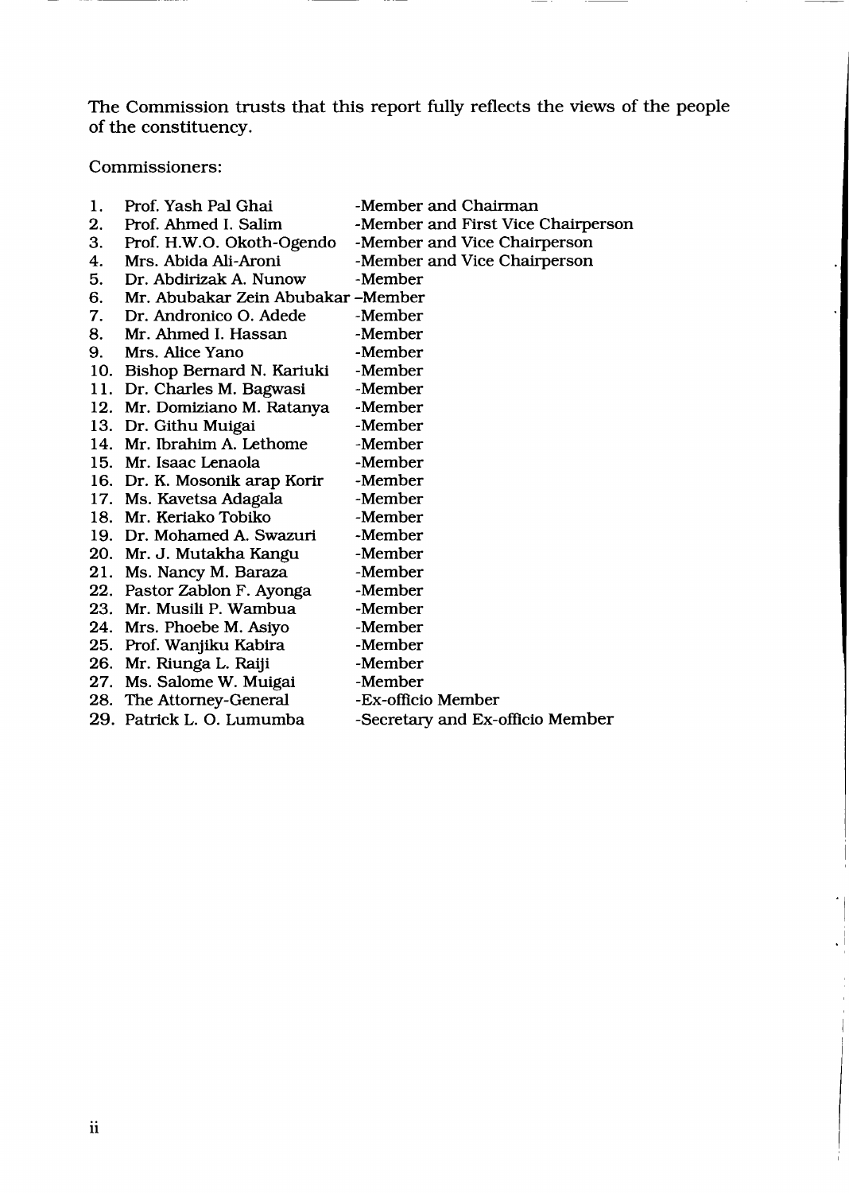The Commission trusts that this report fully reflects the views of the people of the constituency.

Commissioners:

1. Prof. Yash Pal Ghai -Member and Chairman
2. Prof. Ahmed I. Salim -Member and First Vice Chairperson
3. Prof. H.W.O. Okoth-Ogendo -Member and Vice Chairperson
4. Mrs. Abida Ali-Aroni -Member and Vice Chairperson
5. Dr. Abdirizak A. Nunow -Member
6. Mr. Abubakar Zein Abubakar -Member
7. Dr. Andronico O. Adede -Member
8. Mr. Ahmed I. Hassan -Member
9. Mrs. Alice Yano -Member
10. Bishop Bernard N. Kariuki -Member
11. Dr. Charles M. Bagwasi -Member
12. Mr. Domiziano M. Ratanya -Member
13. Dr. Githu Muigai -Member
14. Mr. Ibrahim A. Lethome -Member
15. Mr. Isaac Lenaola -Member
16. Dr. K. Mosonik arap Korir -Member
17. Ms. Kavetsa Adagala -Member
18. Mr. Keriako Tobiko -Member
19. Dr. Mohamed A. Swazuri -Member
20. Mr. J. Mutakha Kangu -Member
21. Ms. Nancy M. Baraza -Member
22. Pastor Zablon F. Ayonga -Member
23. Mr. Musili P. Wambua -Member
24. Mrs. Phoebe M. Asiyo -Member
25. Prof. Wanjiku Kabira -Member
26. Mr. Riunga L. Raiji -Member
27. Ms. Salome W. Muigai -Member
28. The Attorney-General -Ex-officio Member
29. Patrick L. O. Lumumba -Secretary and Ex-officio Member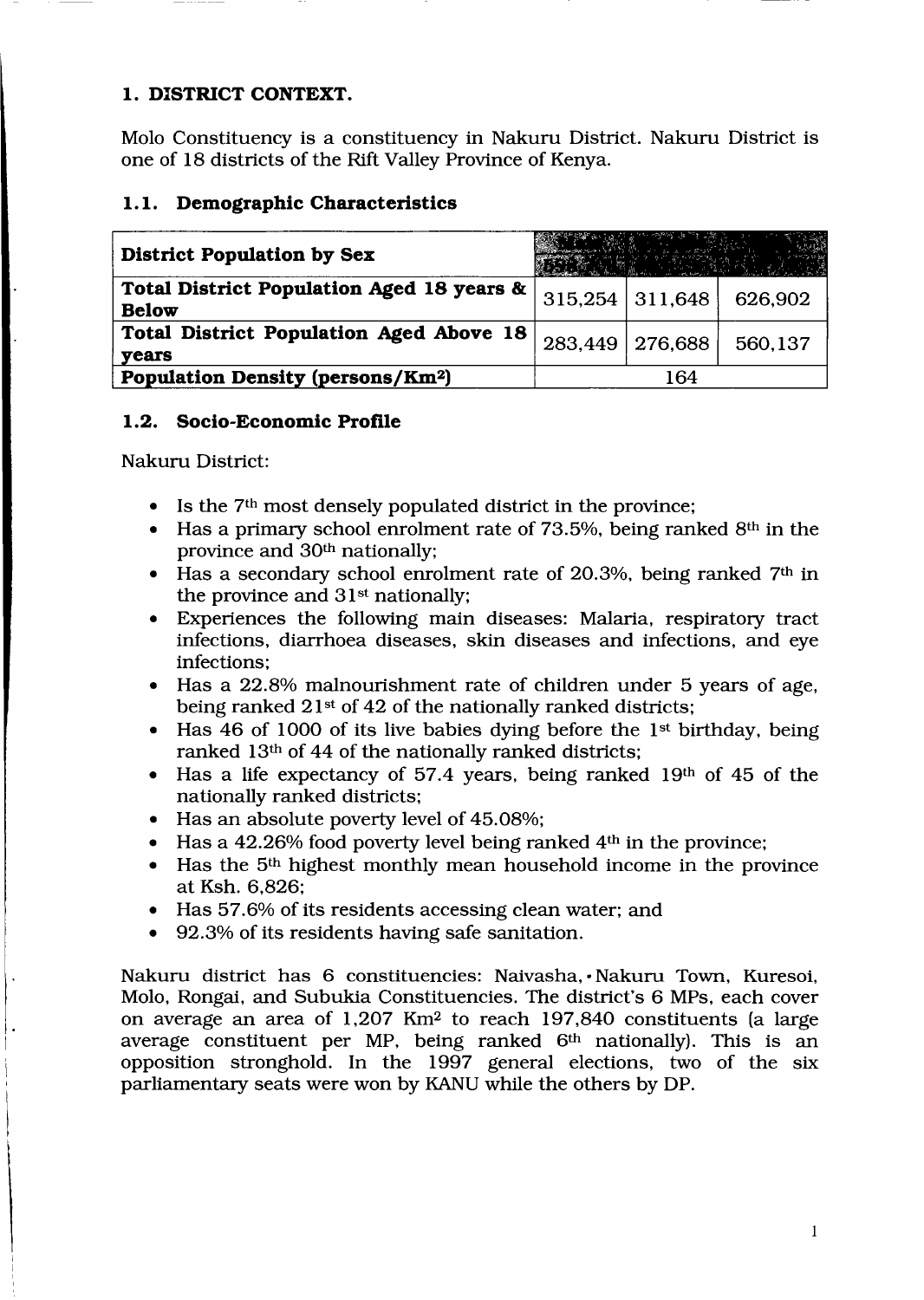## 1. DISTRICT CONTEXT.

Molo Constituency is a constituency in Nakuru District. Nakuru District is one of 18 districts of the Rift Valley Province of Kenya.

### 1.1. Demographic Characteristics

| **District Population by Sex** | | | |
|---|---|---|---|
| **Total District Population Aged 18 years & Below** | 315,254 | 311,648 | 626,902 |
| **Total District Population Aged Above 18 years** | 283,449 | 276,688 | 560,137 |
| **Population Density (persons/Km²)** | 164 | | |

### 1.2. Socio-Economic Profile

Nakuru District:

- Is the 7th most densely populated district in the province;
- Has a primary school enrolment rate of 73.5%, being ranked 8th in the province and 30th nationally;
- Has a secondary school enrolment rate of 20.3%, being ranked 7th in the province and 31st nationally;
- Experiences the following main diseases: Malaria, respiratory tract infections, diarrhoea diseases, skin diseases and infections, and eye infections;
- Has a 22.8% malnourishment rate of children under 5 years of age, being ranked 21st of 42 of the nationally ranked districts;
- Has 46 of 1000 of its live babies dying before the 1st birthday, being ranked 13th of 44 of the nationally ranked districts;
- Has a life expectancy of 57.4 years, being ranked 19th of 45 of the nationally ranked districts;
- Has an absolute poverty level of 45.08%;
- Has a 42.26% food poverty level being ranked 4th in the province;
- Has the 5th highest monthly mean household income in the province at Ksh. 6,826;
- Has 57.6% of its residents accessing clean water; and
- 92.3% of its residents having safe sanitation.

Nakuru district has 6 constituencies: Naivasha, Nakuru Town, Kuresoi, Molo, Rongai, and Subukia Constituencies. The district's 6 MPs, each cover on average an area of 1,207 Km² to reach 197,840 constituents (a large average constituent per MP, being ranked 6th nationally). This is an opposition stronghold. In the 1997 general elections, two of the six parliamentary seats were won by KANU while the others by DP.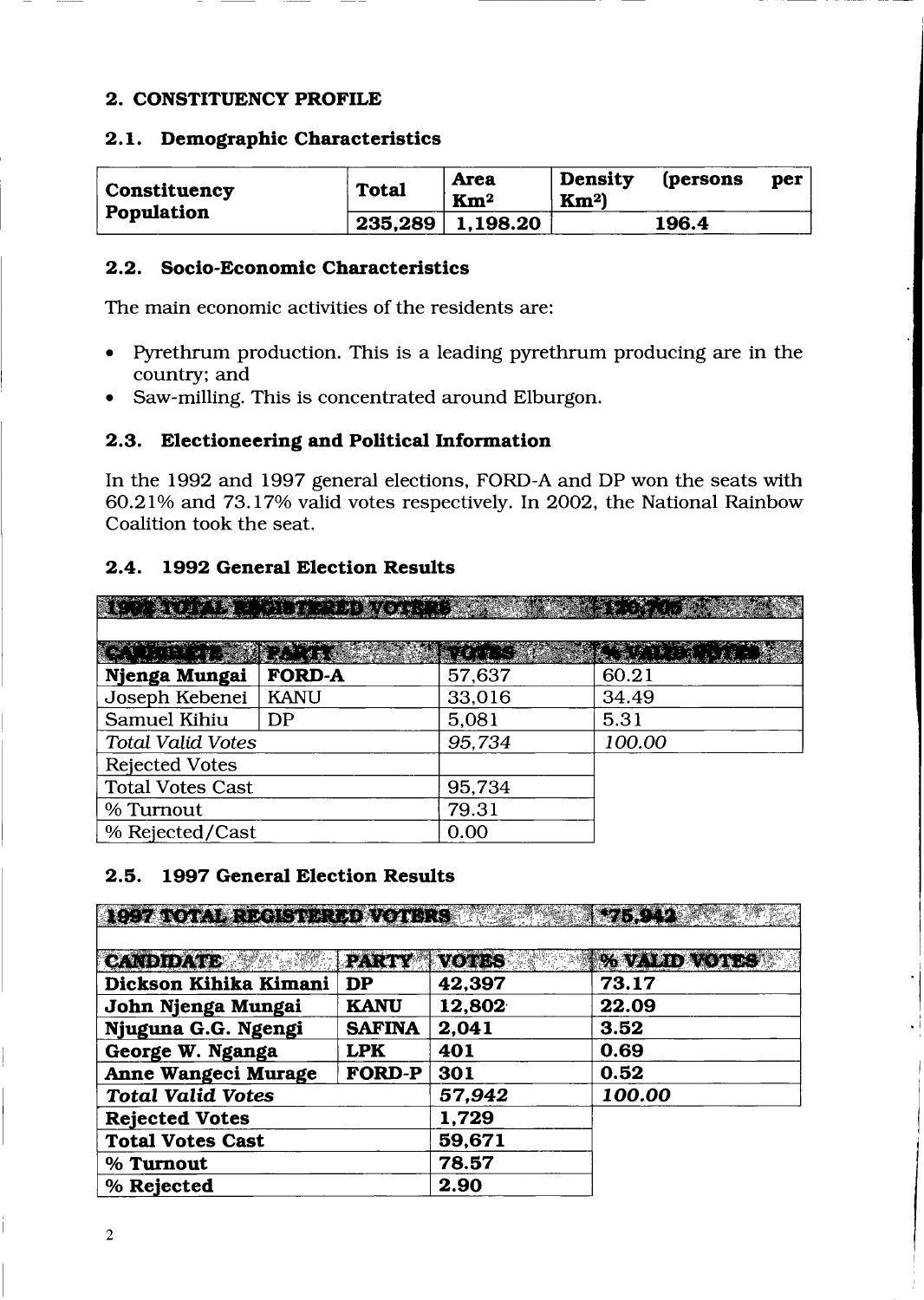## 2. CONSTITUENCY PROFILE

### 2.1. Demographic Characteristics

| Constituency Population | Total | Area Km² | Density (persons per Km²) |
|---|---|---|---|
| | 235,289 | 1,198.20 | 196.4 |

### 2.2. Socio-Economic Characteristics

The main economic activities of the residents are:

- Pyrethrum production. This is a leading pyrethrum producing are in the country; and
- Saw-milling. This is concentrated around Elburgon.

### 2.3. Electioneering and Political Information

In the 1992 and 1997 general elections, FORD-A and DP won the seats with 60.21% and 73.17% valid votes respectively. In 2002, the National Rainbow Coalition took the seat.

### 2.4. 1992 General Election Results

| 1992 TOTAL REGISTERED VOTERS | | | 120,705 |
|---|---|---|---|
| CANDIDATE | PARTY | VOTES | % VALID VOTES |
| Njenga Mungai | FORD-A | 57,637 | 60.21 |
| Joseph Kebenei | KANU | 33,016 | 34.49 |
| Samuel Kihiu | DP | 5,081 | 5.31 |
| *Total Valid Votes* | | *95,734* | *100.00* |
| Rejected Votes | | | |
| Total Votes Cast | | 95,734 | |
| % Turnout | | 79.31 | |
| % Rejected/Cast | | 0.00 | |

### 2.5. 1997 General Election Results

| 1997 TOTAL REGISTERED VOTERS | | | *75,942 |
|---|---|---|---|
| CANDIDATE | PARTY | VOTES | % VALID VOTES |
| Dickson Kihika Kimani | DP | 42,397 | 73.17 |
| John Njenga Mungai | KANU | 12,802 | 22.09 |
| Njuguna G.G. Ngengi | SAFINA | 2,041 | 3.52 |
| George W. Nganga | LPK | 401 | 0.69 |
| Anne Wangeci Murage | FORD-P | 301 | 0.52 |
| *Total Valid Votes* | | *57,942* | *100.00* |
| Rejected Votes | | 1,729 | |
| Total Votes Cast | | 59,671 | |
| % Turnout | | 78.57 | |
| % Rejected | | 2.90 | |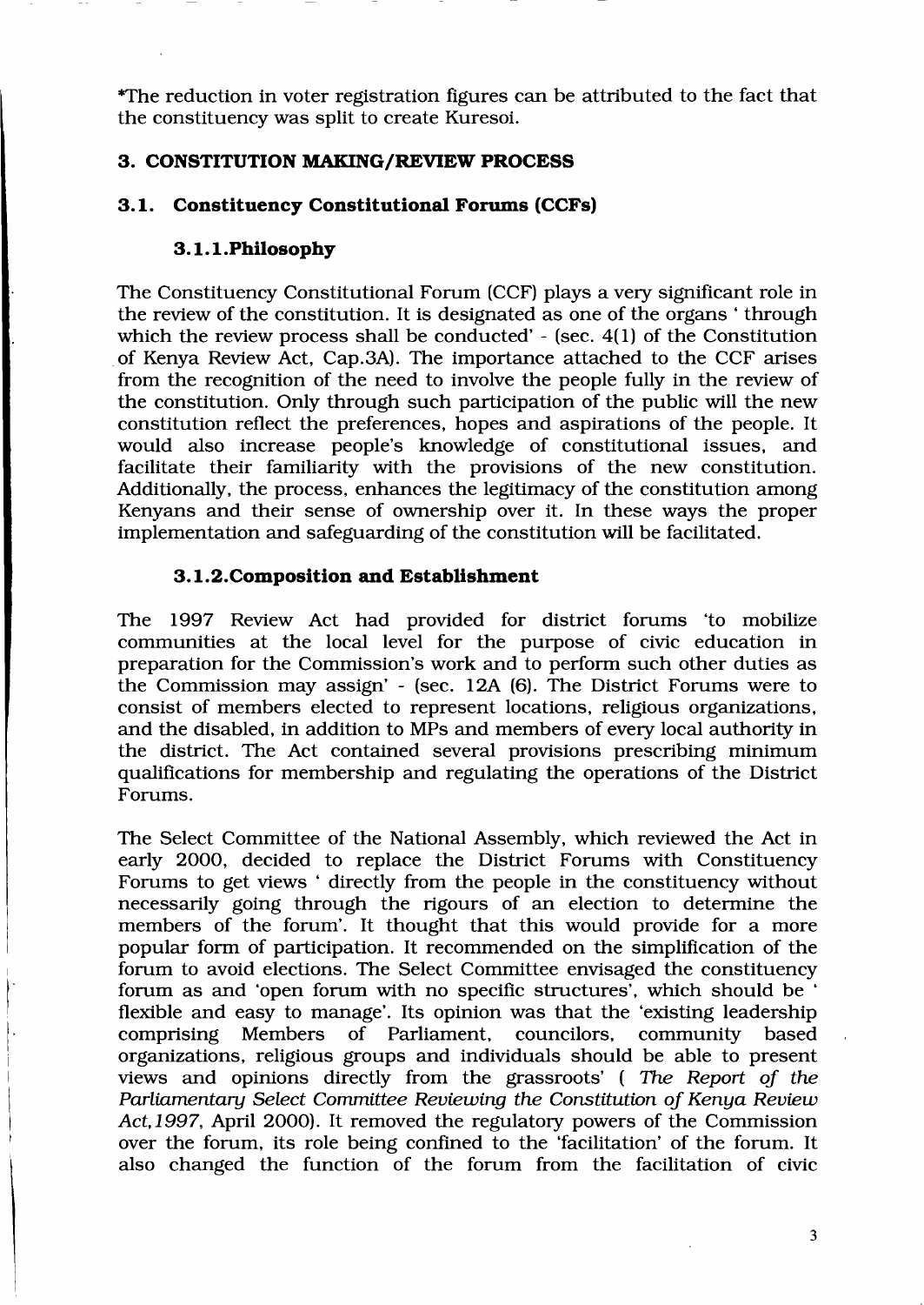*The reduction in voter registration figures can be attributed to the fact that the constituency was split to create Kuresoi.

## 3. CONSTITUTION MAKING/REVIEW PROCESS

### 3.1. Constituency Constitutional Forums (CCFs)

#### 3.1.1.Philosophy

The Constituency Constitutional Forum (CCF) plays a very significant role in the review of the constitution. It is designated as one of the organs ' through which the review process shall be conducted' - (sec. 4(1) of the Constitution of Kenya Review Act, Cap.3A). The importance attached to the CCF arises from the recognition of the need to involve the people fully in the review of the constitution. Only through such participation of the public will the new constitution reflect the preferences, hopes and aspirations of the people. It would also increase people's knowledge of constitutional issues, and facilitate their familiarity with the provisions of the new constitution. Additionally, the process, enhances the legitimacy of the constitution among Kenyans and their sense of ownership over it. In these ways the proper implementation and safeguarding of the constitution will be facilitated.

#### 3.1.2.Composition and Establishment

The 1997 Review Act had provided for district forums 'to mobilize communities at the local level for the purpose of civic education in preparation for the Commission's work and to perform such other duties as the Commission may assign' - (sec. 12A (6). The District Forums were to consist of members elected to represent locations, religious organizations, and the disabled, in addition to MPs and members of every local authority in the district. The Act contained several provisions prescribing minimum qualifications for membership and regulating the operations of the District Forums.

The Select Committee of the National Assembly, which reviewed the Act in early 2000, decided to replace the District Forums with Constituency Forums to get views ' directly from the people in the constituency without necessarily going through the rigours of an election to determine the members of the forum'. It thought that this would provide for a more popular form of participation. It recommended on the simplification of the forum to avoid elections. The Select Committee envisaged the constituency forum as and 'open forum with no specific structures', which should be ' flexible and easy to manage'. Its opinion was that the 'existing leadership comprising Members of Parliament, councilors, community based organizations, religious groups and individuals should be able to present views and opinions directly from the grassroots' ( *The Report of the Parliamentary Select Committee Reviewing the Constitution of Kenya Review Act,1997*, April 2000). It removed the regulatory powers of the Commission over the forum, its role being confined to the 'facilitation' of the forum. It also changed the function of the forum from the facilitation of civic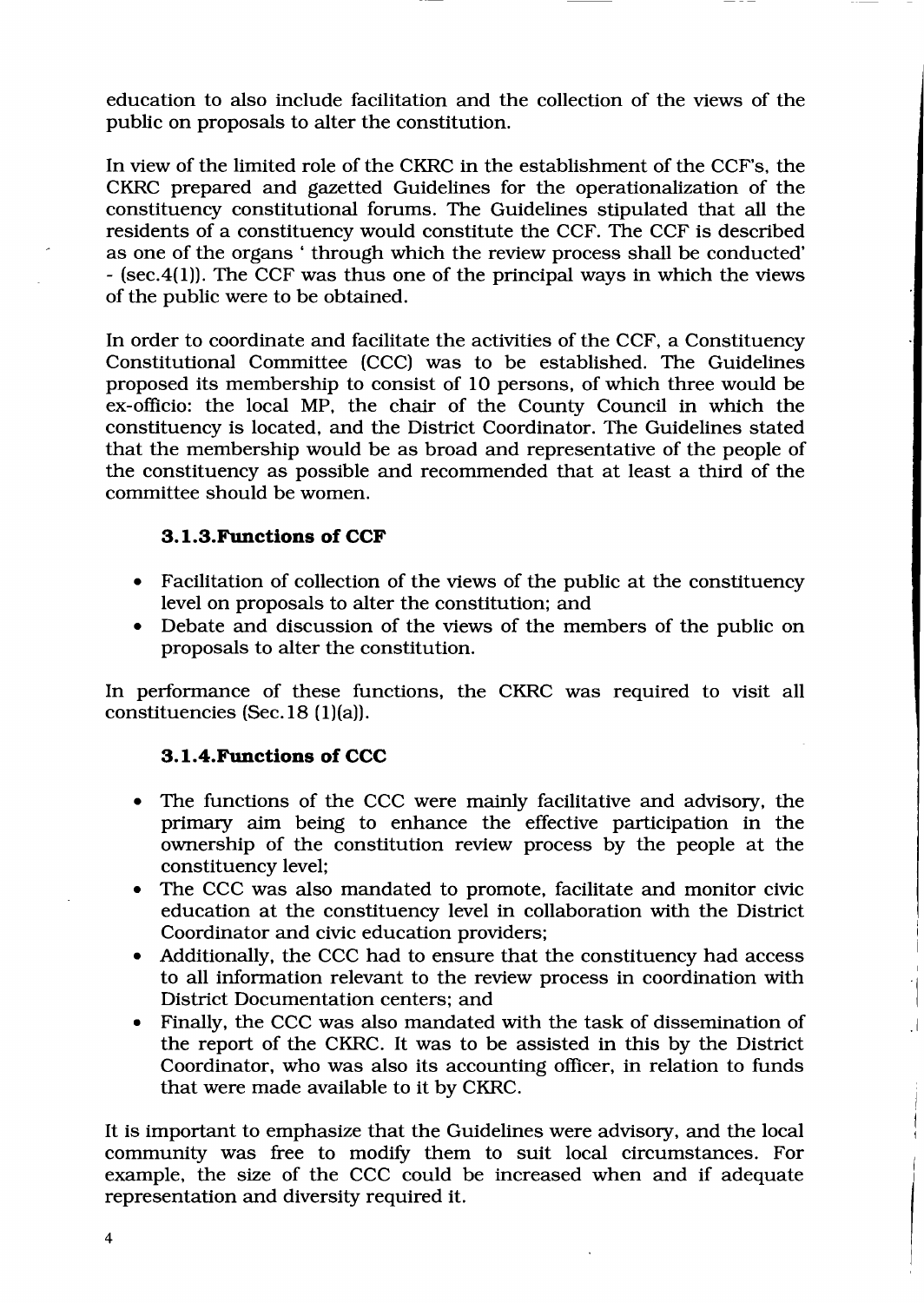education to also include facilitation and the collection of the views of the public on proposals to alter the constitution.

In view of the limited role of the CKRC in the establishment of the CCF's, the CKRC prepared and gazetted Guidelines for the operationalization of the constituency constitutional forums. The Guidelines stipulated that all the residents of a constituency would constitute the CCF. The CCF is described as one of the organs ' through which the review process shall be conducted' - (sec.4(1)). The CCF was thus one of the principal ways in which the views of the public were to be obtained.

In order to coordinate and facilitate the activities of the CCF, a Constituency Constitutional Committee (CCC) was to be established. The Guidelines proposed its membership to consist of 10 persons, of which three would be ex-officio: the local MP, the chair of the County Council in which the constituency is located, and the District Coordinator. The Guidelines stated that the membership would be as broad and representative of the people of the constituency as possible and recommended that at least a third of the committee should be women.

### 3.1.3.Functions of CCF

- Facilitation of collection of the views of the public at the constituency level on proposals to alter the constitution; and
- Debate and discussion of the views of the members of the public on proposals to alter the constitution.

In performance of these functions, the CKRC was required to visit all constituencies (Sec.18 (1)(a)).

### 3.1.4.Functions of CCC

- The functions of the CCC were mainly facilitative and advisory, the primary aim being to enhance the effective participation in the ownership of the constitution review process by the people at the constituency level;
- The CCC was also mandated to promote, facilitate and monitor civic education at the constituency level in collaboration with the District Coordinator and civic education providers;
- Additionally, the CCC had to ensure that the constituency had access to all information relevant to the review process in coordination with District Documentation centers; and
- Finally, the CCC was also mandated with the task of dissemination of the report of the CKRC. It was to be assisted in this by the District Coordinator, who was also its accounting officer, in relation to funds that were made available to it by CKRC.

It is important to emphasize that the Guidelines were advisory, and the local community was free to modify them to suit local circumstances. For example, the size of the CCC could be increased when and if adequate representation and diversity required it.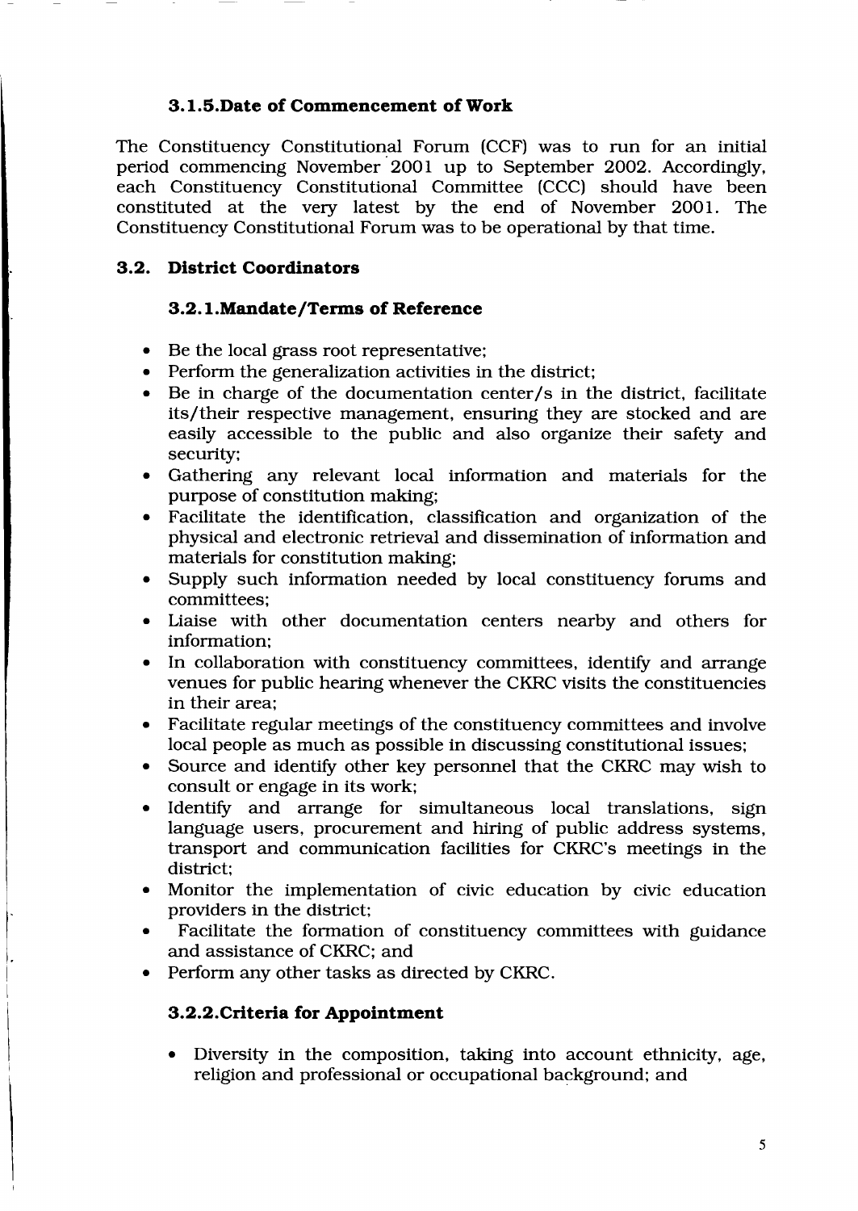### 3.1.5. Date of Commencement of Work

The Constituency Constitutional Forum (CCF) was to run for an initial period commencing November 2001 up to September 2002. Accordingly, each Constituency Constitutional Committee (CCC) should have been constituted at the very latest by the end of November 2001. The Constituency Constitutional Forum was to be operational by that time.

## 3.2. District Coordinators

### 3.2.1. Mandate/Terms of Reference

- Be the local grass root representative;
- Perform the generalization activities in the district;
- Be in charge of the documentation center/s in the district, facilitate its/their respective management, ensuring they are stocked and are easily accessible to the public and also organize their safety and security;
- Gathering any relevant local information and materials for the purpose of constitution making;
- Facilitate the identification, classification and organization of the physical and electronic retrieval and dissemination of information and materials for constitution making;
- Supply such information needed by local constituency forums and committees;
- Liaise with other documentation centers nearby and others for information;
- In collaboration with constituency committees, identify and arrange venues for public hearing whenever the CKRC visits the constituencies in their area;
- Facilitate regular meetings of the constituency committees and involve local people as much as possible in discussing constitutional issues;
- Source and identify other key personnel that the CKRC may wish to consult or engage in its work;
- Identify and arrange for simultaneous local translations, sign language users, procurement and hiring of public address systems, transport and communication facilities for CKRC's meetings in the district;
- Monitor the implementation of civic education by civic education providers in the district;
- Facilitate the formation of constituency committees with guidance and assistance of CKRC; and
- Perform any other tasks as directed by CKRC.

### 3.2.2. Criteria for Appointment

- Diversity in the composition, taking into account ethnicity, age, religion and professional or occupational background; and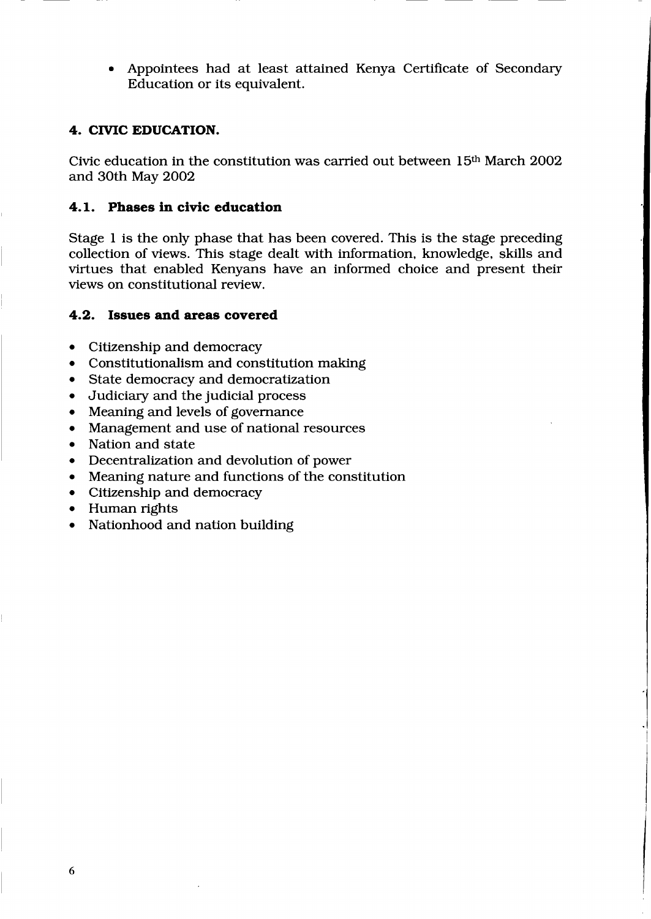- Appointees had at least attained Kenya Certificate of Secondary Education or its equivalent.

## 4. CIVIC EDUCATION.

Civic education in the constitution was carried out between 15th March 2002 and 30th May 2002

### 4.1. Phases in civic education

Stage 1 is the only phase that has been covered. This is the stage preceding collection of views. This stage dealt with information, knowledge, skills and virtues that enabled Kenyans have an informed choice and present their views on constitutional review.

### 4.2. Issues and areas covered

- Citizenship and democracy
- Constitutionalism and constitution making
- State democracy and democratization
- Judiciary and the judicial process
- Meaning and levels of governance
- Management and use of national resources
- Nation and state
- Decentralization and devolution of power
- Meaning nature and functions of the constitution
- Citizenship and democracy
- Human rights
- Nationhood and nation building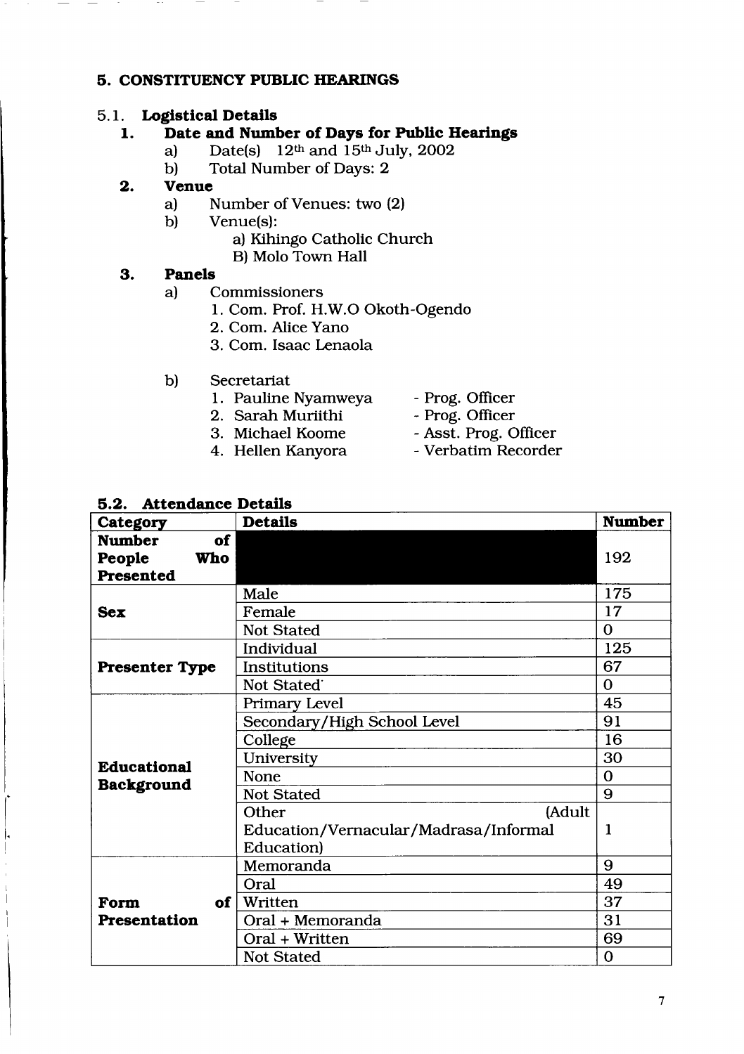## 5. CONSTITUENCY PUBLIC HEARINGS

### 5.1. Logistical Details

**1. Date and Number of Days for Public Hearings**

a) Date(s) 12th and 15th July, 2002

b) Total Number of Days: 2

**2. Venue**

a) Number of Venues: two (2)

b) Venue(s):

a) Kihingo Catholic Church

B) Molo Town Hall

**3. Panels**

a) Commissioners

1. Com. Prof. H.W.O Okoth-Ogendo
2. Com. Alice Yano
3. Com. Isaac Lenaola

b) Secretariat

1. Pauline Nyamweya - Prog. Officer
2. Sarah Muriithi - Prog. Officer
3. Michael Koome - Asst. Prog. Officer
4. Hellen Kanyora - Verbatim Recorder

### 5.2. Attendance Details

| Category | Details | Number |
|---|---|---|
| **Number of People Who Presented** | | 192 |
| **Sex** | Male | 175 |
| | Female | 17 |
| | Not Stated | 0 |
| **Presenter Type** | Individual | 125 |
| | Institutions | 67 |
| | Not Stated | 0 |
| **Educational Background** | Primary Level | 45 |
| | Secondary/High School Level | 91 |
| | College | 16 |
| | University | 30 |
| | None | 0 |
| | Not Stated | 9 |
| | Other (Adult Education/Vernacular/Madrasa/Informal Education) | 1 |
| **Form of Presentation** | Memoranda | 9 |
| | Oral | 49 |
| | Written | 37 |
| | Oral + Memoranda | 31 |
| | Oral + Written | 69 |
| | Not Stated | 0 |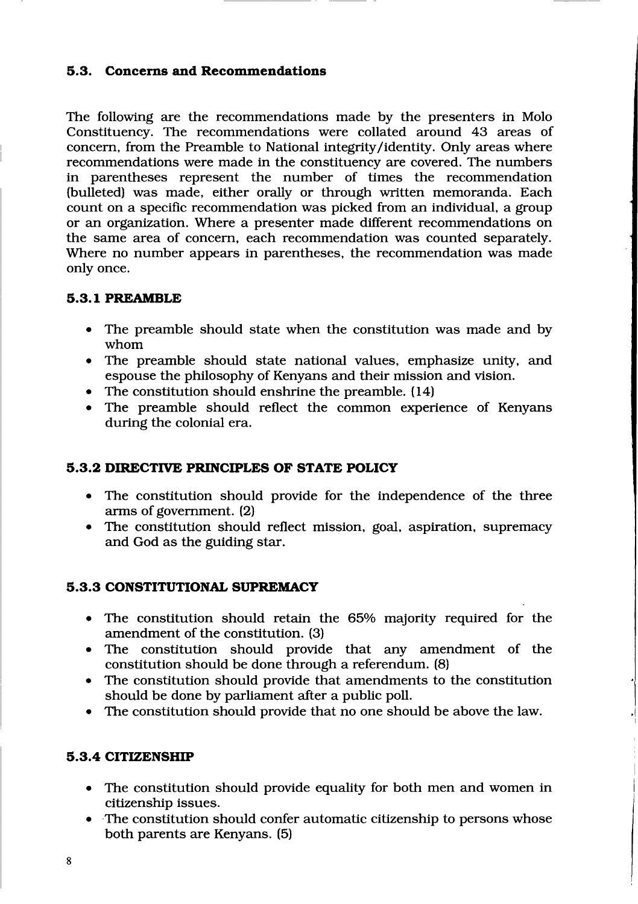## 5.3. Concerns and Recommendations

The following are the recommendations made by the presenters in Molo Constituency. The recommendations were collated around 43 areas of concern, from the Preamble to National integrity/identity. Only areas where recommendations were made in the constituency are covered. The numbers in parentheses represent the number of times the recommendation (bulleted) was made, either orally or through written memoranda. Each count on a specific recommendation was picked from an individual, a group or an organization. Where a presenter made different recommendations on the same area of concern, each recommendation was counted separately. Where no number appears in parentheses, the recommendation was made only once.

### 5.3.1 PREAMBLE

- The preamble should state when the constitution was made and by whom
- The preamble should state national values, emphasize unity, and espouse the philosophy of Kenyans and their mission and vision.
- The constitution should enshrine the preamble. (14)
- The preamble should reflect the common experience of Kenyans during the colonial era.

### 5.3.2 DIRECTIVE PRINCIPLES OF STATE POLICY

- The constitution should provide for the independence of the three arms of government. (2)
- The constitution should reflect mission, goal, aspiration, supremacy and God as the guiding star.

### 5.3.3 CONSTITUTIONAL SUPREMACY

- The constitution should retain the 65% majority required for the amendment of the constitution. (3)
- The constitution should provide that any amendment of the constitution should be done through a referendum. (8)
- The constitution should provide that amendments to the constitution should be done by parliament after a public poll.
- The constitution should provide that no one should be above the law.

### 5.3.4 CITIZENSHIP

- The constitution should provide equality for both men and women in citizenship issues.
- The constitution should confer automatic citizenship to persons whose both parents are Kenyans. (5)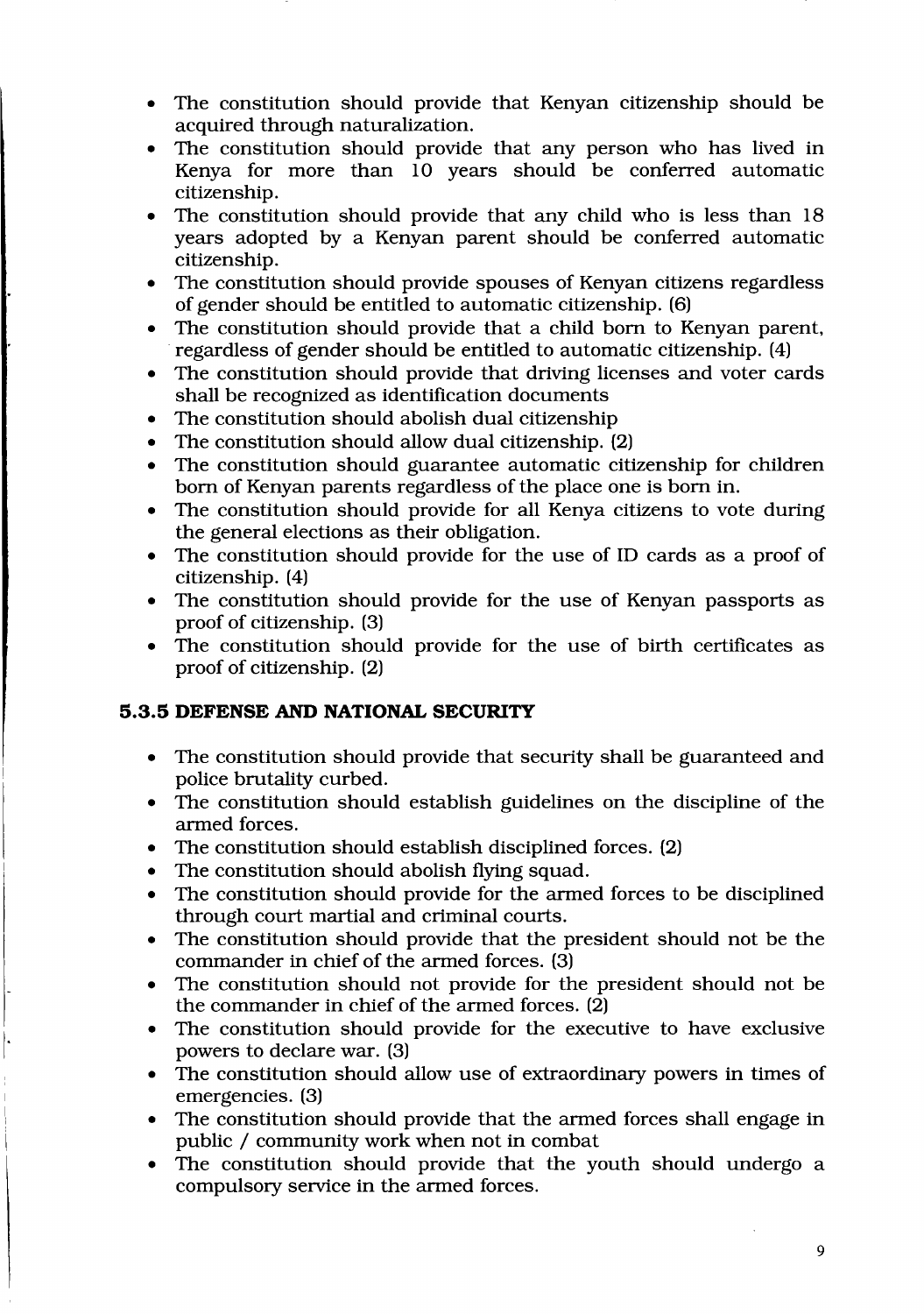- The constitution should provide that Kenyan citizenship should be acquired through naturalization.
- The constitution should provide that any person who has lived in Kenya for more than 10 years should be conferred automatic citizenship.
- The constitution should provide that any child who is less than 18 years adopted by a Kenyan parent should be conferred automatic citizenship.
- The constitution should provide spouses of Kenyan citizens regardless of gender should be entitled to automatic citizenship. (6)
- The constitution should provide that a child born to Kenyan parent, regardless of gender should be entitled to automatic citizenship. (4)
- The constitution should provide that driving licenses and voter cards shall be recognized as identification documents
- The constitution should abolish dual citizenship
- The constitution should allow dual citizenship. (2)
- The constitution should guarantee automatic citizenship for children born of Kenyan parents regardless of the place one is born in.
- The constitution should provide for all Kenya citizens to vote during the general elections as their obligation.
- The constitution should provide for the use of ID cards as a proof of citizenship. (4)
- The constitution should provide for the use of Kenyan passports as proof of citizenship. (3)
- The constitution should provide for the use of birth certificates as proof of citizenship. (2)

### 5.3.5 DEFENSE AND NATIONAL SECURITY

- The constitution should provide that security shall be guaranteed and police brutality curbed.
- The constitution should establish guidelines on the discipline of the armed forces.
- The constitution should establish disciplined forces. (2)
- The constitution should abolish flying squad.
- The constitution should provide for the armed forces to be disciplined through court martial and criminal courts.
- The constitution should provide that the president should not be the commander in chief of the armed forces. (3)
- The constitution should not provide for the president should not be the commander in chief of the armed forces. (2)
- The constitution should provide for the executive to have exclusive powers to declare war. (3)
- The constitution should allow use of extraordinary powers in times of emergencies. (3)
- The constitution should provide that the armed forces shall engage in public / community work when not in combat
- The constitution should provide that the youth should undergo a compulsory service in the armed forces.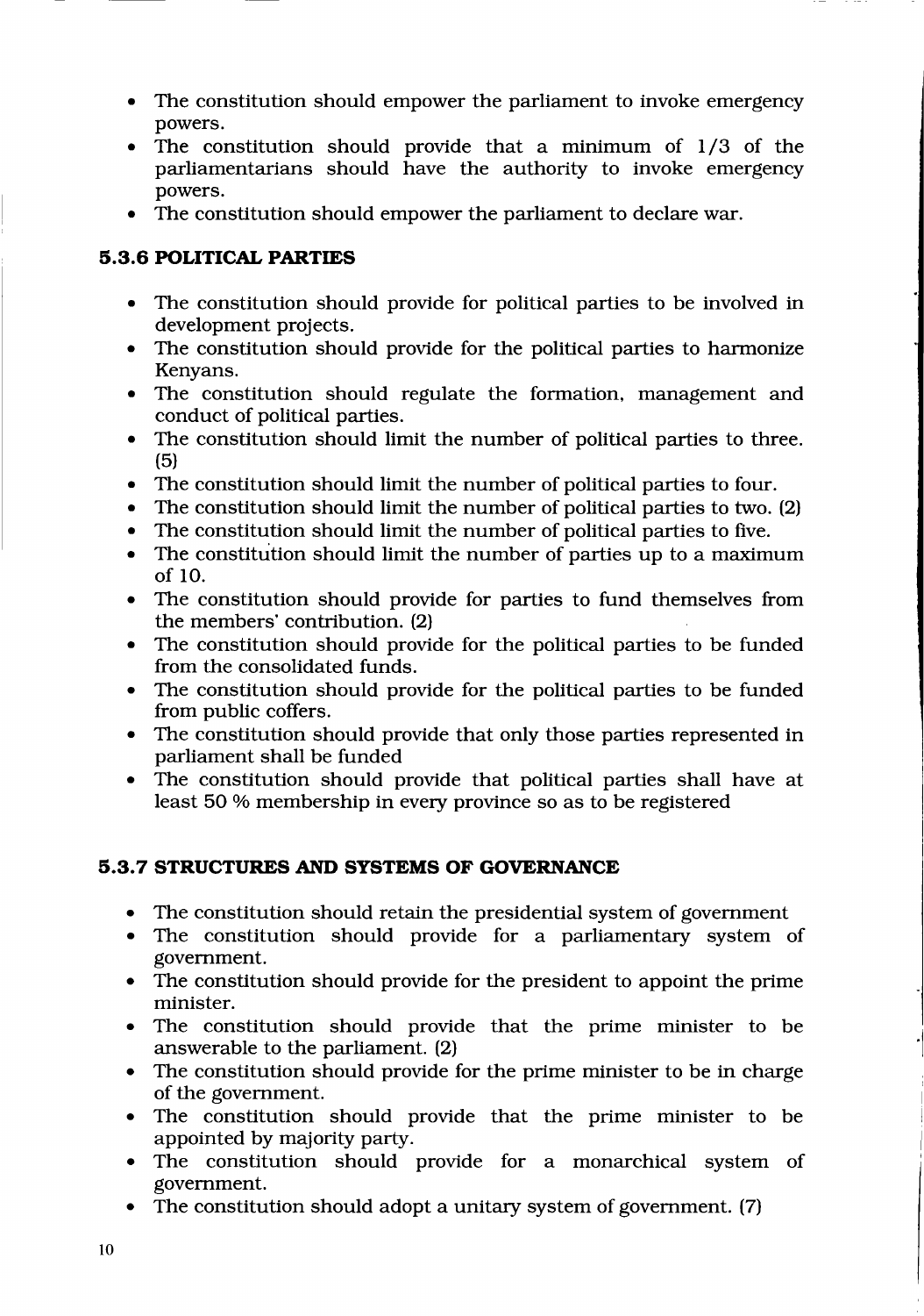- The constitution should empower the parliament to invoke emergency powers.
- The constitution should provide that a minimum of 1/3 of the parliamentarians should have the authority to invoke emergency powers.
- The constitution should empower the parliament to declare war.

### 5.3.6 POLITICAL PARTIES

- The constitution should provide for political parties to be involved in development projects.
- The constitution should provide for the political parties to harmonize Kenyans.
- The constitution should regulate the formation, management and conduct of political parties.
- The constitution should limit the number of political parties to three. (5)
- The constitution should limit the number of political parties to four.
- The constitution should limit the number of political parties to two. (2)
- The constitution should limit the number of political parties to five.
- The constitution should limit the number of parties up to a maximum of 10.
- The constitution should provide for parties to fund themselves from the members' contribution. (2)
- The constitution should provide for the political parties to be funded from the consolidated funds.
- The constitution should provide for the political parties to be funded from public coffers.
- The constitution should provide that only those parties represented in parliament shall be funded
- The constitution should provide that political parties shall have at least 50 % membership in every province so as to be registered

### 5.3.7 STRUCTURES AND SYSTEMS OF GOVERNANCE

- The constitution should retain the presidential system of government
- The constitution should provide for a parliamentary system of government.
- The constitution should provide for the president to appoint the prime minister.
- The constitution should provide that the prime minister to be answerable to the parliament. (2)
- The constitution should provide for the prime minister to be in charge of the government.
- The constitution should provide that the prime minister to be appointed by majority party.
- The constitution should provide for a monarchical system of government.
- The constitution should adopt a unitary system of government. (7)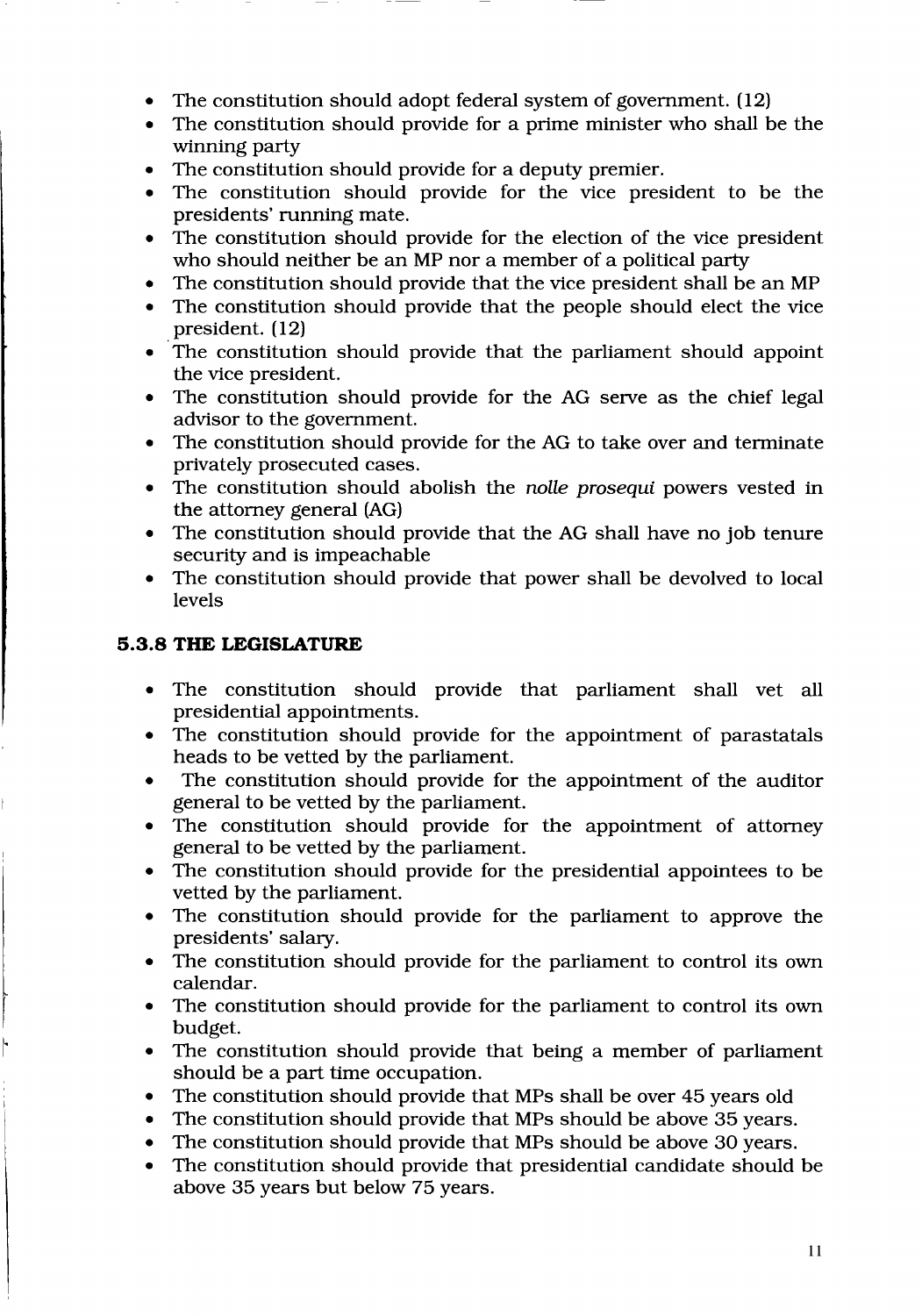- The constitution should adopt federal system of government. (12)
- The constitution should provide for a prime minister who shall be the winning party
- The constitution should provide for a deputy premier.
- The constitution should provide for the vice president to be the presidents' running mate.
- The constitution should provide for the election of the vice president who should neither be an MP nor a member of a political party
- The constitution should provide that the vice president shall be an MP
- The constitution should provide that the people should elect the vice president. (12)
- The constitution should provide that the parliament should appoint the vice president.
- The constitution should provide for the AG serve as the chief legal advisor to the government.
- The constitution should provide for the AG to take over and terminate privately prosecuted cases.
- The constitution should abolish the *nolle prosequi* powers vested in the attorney general (AG)
- The constitution should provide that the AG shall have no job tenure security and is impeachable
- The constitution should provide that power shall be devolved to local levels

### 5.3.8 THE LEGISLATURE

- The constitution should provide that parliament shall vet all presidential appointments.
- The constitution should provide for the appointment of parastatals heads to be vetted by the parliament.
- The constitution should provide for the appointment of the auditor general to be vetted by the parliament.
- The constitution should provide for the appointment of attorney general to be vetted by the parliament.
- The constitution should provide for the presidential appointees to be vetted by the parliament.
- The constitution should provide for the parliament to approve the presidents' salary.
- The constitution should provide for the parliament to control its own calendar.
- The constitution should provide for the parliament to control its own budget.
- The constitution should provide that being a member of parliament should be a part time occupation.
- The constitution should provide that MPs shall be over 45 years old
- The constitution should provide that MPs should be above 35 years.
- The constitution should provide that MPs should be above 30 years.
- The constitution should provide that presidential candidate should be above 35 years but below 75 years.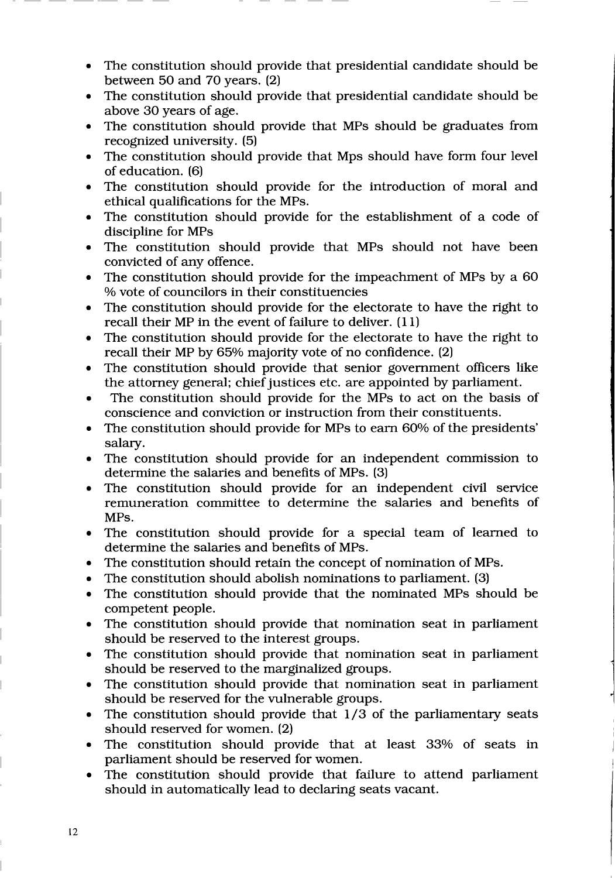- The constitution should provide that presidential candidate should be between 50 and 70 years. (2)
- The constitution should provide that presidential candidate should be above 30 years of age.
- The constitution should provide that MPs should be graduates from recognized university. (5)
- The constitution should provide that Mps should have form four level of education. (6)
- The constitution should provide for the introduction of moral and ethical qualifications for the MPs.
- The constitution should provide for the establishment of a code of discipline for MPs
- The constitution should provide that MPs should not have been convicted of any offence.
- The constitution should provide for the impeachment of MPs by a 60 % vote of councilors in their constituencies
- The constitution should provide for the electorate to have the right to recall their MP in the event of failure to deliver. (11)
- The constitution should provide for the electorate to have the right to recall their MP by 65% majority vote of no confidence. (2)
- The constitution should provide that senior government officers like the attorney general; chief justices etc. are appointed by parliament.
- The constitution should provide for the MPs to act on the basis of conscience and conviction or instruction from their constituents.
- The constitution should provide for MPs to earn 60% of the presidents' salary.
- The constitution should provide for an independent commission to determine the salaries and benefits of MPs. (3)
- The constitution should provide for an independent civil service remuneration committee to determine the salaries and benefits of MPs.
- The constitution should provide for a special team of learned to determine the salaries and benefits of MPs.
- The constitution should retain the concept of nomination of MPs.
- The constitution should abolish nominations to parliament. (3)
- The constitution should provide that the nominated MPs should be competent people.
- The constitution should provide that nomination seat in parliament should be reserved to the interest groups.
- The constitution should provide that nomination seat in parliament should be reserved to the marginalized groups.
- The constitution should provide that nomination seat in parliament should be reserved for the vulnerable groups.
- The constitution should provide that 1/3 of the parliamentary seats should reserved for women. (2)
- The constitution should provide that at least 33% of seats in parliament should be reserved for women.
- The constitution should provide that failure to attend parliament should in automatically lead to declaring seats vacant.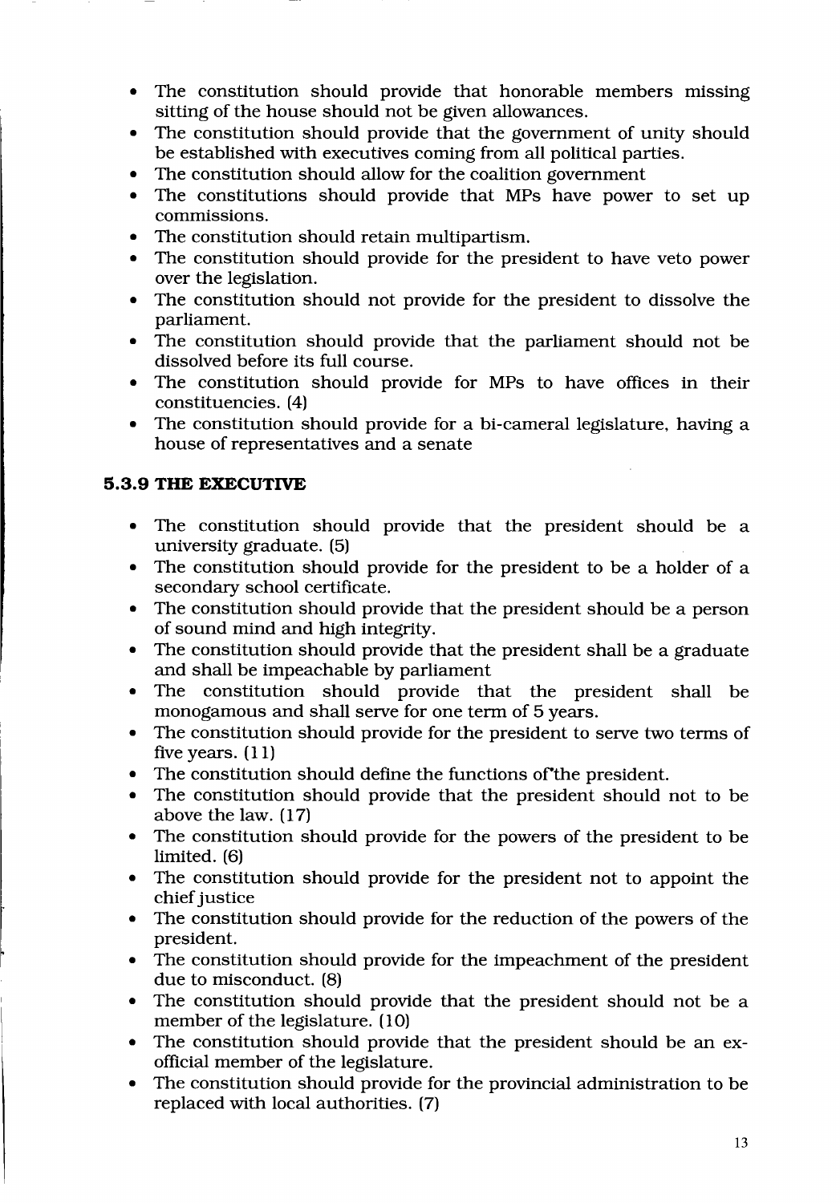- The constitution should provide that honorable members missing sitting of the house should not be given allowances.
- The constitution should provide that the government of unity should be established with executives coming from all political parties.
- The constitution should allow for the coalition government
- The constitutions should provide that MPs have power to set up commissions.
- The constitution should retain multipartism.
- The constitution should provide for the president to have veto power over the legislation.
- The constitution should not provide for the president to dissolve the parliament.
- The constitution should provide that the parliament should not be dissolved before its full course.
- The constitution should provide for MPs to have offices in their constituencies. (4)
- The constitution should provide for a bi-cameral legislature, having a house of representatives and a senate

### 5.3.9 THE EXECUTIVE

- The constitution should provide that the president should be a university graduate. (5)
- The constitution should provide for the president to be a holder of a secondary school certificate.
- The constitution should provide that the president should be a person of sound mind and high integrity.
- The constitution should provide that the president shall be a graduate and shall be impeachable by parliament
- The constitution should provide that the president shall be monogamous and shall serve for one term of 5 years.
- The constitution should provide for the president to serve two terms of five years. (11)
- The constitution should define the functions of the president.
- The constitution should provide that the president should not to be above the law. (17)
- The constitution should provide for the powers of the president to be limited. (6)
- The constitution should provide for the president not to appoint the chief justice
- The constitution should provide for the reduction of the powers of the president.
- The constitution should provide for the impeachment of the president due to misconduct. (8)
- The constitution should provide that the president should not be a member of the legislature. (10)
- The constitution should provide that the president should be an ex-official member of the legislature.
- The constitution should provide for the provincial administration to be replaced with local authorities. (7)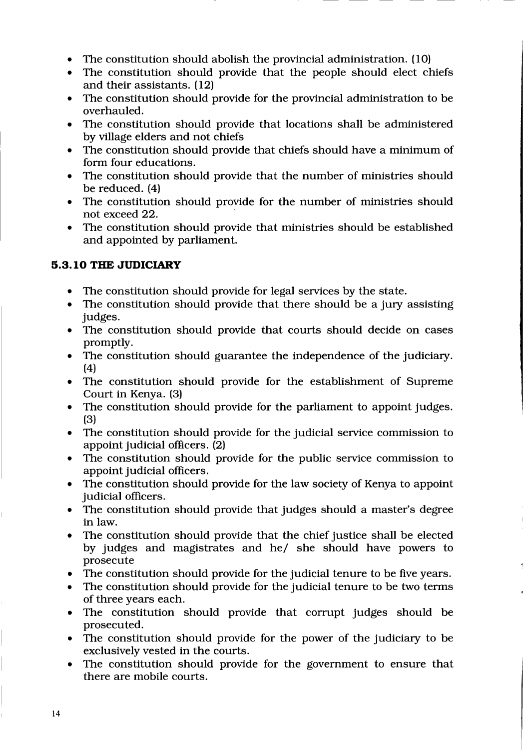- The constitution should abolish the provincial administration. (10)
- The constitution should provide that the people should elect chiefs and their assistants. (12)
- The constitution should provide for the provincial administration to be overhauled.
- The constitution should provide that locations shall be administered by village elders and not chiefs
- The constitution should provide that chiefs should have a minimum of form four educations.
- The constitution should provide that the number of ministries should be reduced. (4)
- The constitution should provide for the number of ministries should not exceed 22.
- The constitution should provide that ministries should be established and appointed by parliament.

### 5.3.10 THE JUDICIARY

- The constitution should provide for legal services by the state.
- The constitution should provide that there should be a jury assisting judges.
- The constitution should provide that courts should decide on cases promptly.
- The constitution should guarantee the independence of the judiciary. (4)
- The constitution should provide for the establishment of Supreme Court in Kenya. (3)
- The constitution should provide for the parliament to appoint judges. (3)
- The constitution should provide for the judicial service commission to appoint judicial officers. (2)
- The constitution should provide for the public service commission to appoint judicial officers.
- The constitution should provide for the law society of Kenya to appoint judicial officers.
- The constitution should provide that judges should a master's degree in law.
- The constitution should provide that the chief justice shall be elected by judges and magistrates and he/ she should have powers to prosecute
- The constitution should provide for the judicial tenure to be five years.
- The constitution should provide for the judicial tenure to be two terms of three years each.
- The constitution should provide that corrupt judges should be prosecuted.
- The constitution should provide for the power of the judiciary to be exclusively vested in the courts.
- The constitution should provide for the government to ensure that there are mobile courts.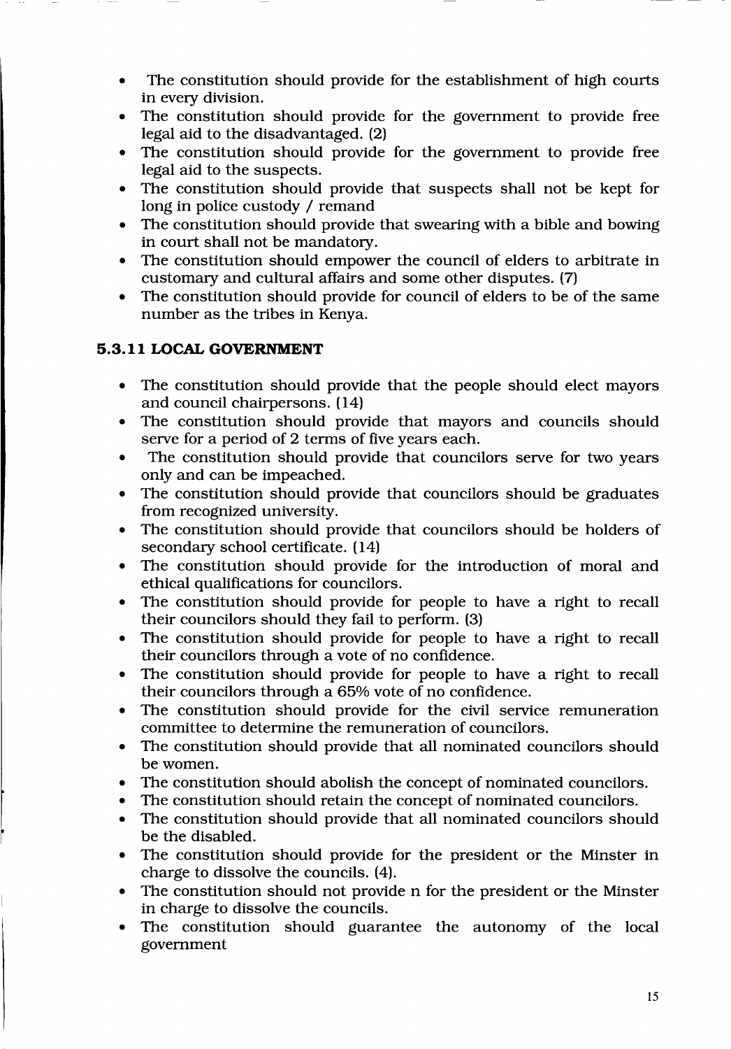- The constitution should provide for the establishment of high courts in every division.
- The constitution should provide for the government to provide free legal aid to the disadvantaged. (2)
- The constitution should provide for the government to provide free legal aid to the suspects.
- The constitution should provide that suspects shall not be kept for long in police custody / remand
- The constitution should provide that swearing with a bible and bowing in court shall not be mandatory.
- The constitution should empower the council of elders to arbitrate in customary and cultural affairs and some other disputes. (7)
- The constitution should provide for council of elders to be of the same number as the tribes in Kenya.

### 5.3.11 LOCAL GOVERNMENT

- The constitution should provide that the people should elect mayors and council chairpersons. (14)
- The constitution should provide that mayors and councils should serve for a period of 2 terms of five years each.
- The constitution should provide that councilors serve for two years only and can be impeached.
- The constitution should provide that councilors should be graduates from recognized university.
- The constitution should provide that councilors should be holders of secondary school certificate. (14)
- The constitution should provide for the introduction of moral and ethical qualifications for councilors.
- The constitution should provide for people to have a right to recall their councilors should they fail to perform. (3)
- The constitution should provide for people to have a right to recall their councilors through a vote of no confidence.
- The constitution should provide for people to have a right to recall their councilors through a 65% vote of no confidence.
- The constitution should provide for the civil service remuneration committee to determine the remuneration of councilors.
- The constitution should provide that all nominated councilors should be women.
- The constitution should abolish the concept of nominated councilors.
- The constitution should retain the concept of nominated councilors.
- The constitution should provide that all nominated councilors should be the disabled.
- The constitution should provide for the president or the Minster in charge to dissolve the councils. (4).
- The constitution should not provide n for the president or the Minster in charge to dissolve the councils.
- The constitution should guarantee the autonomy of the local government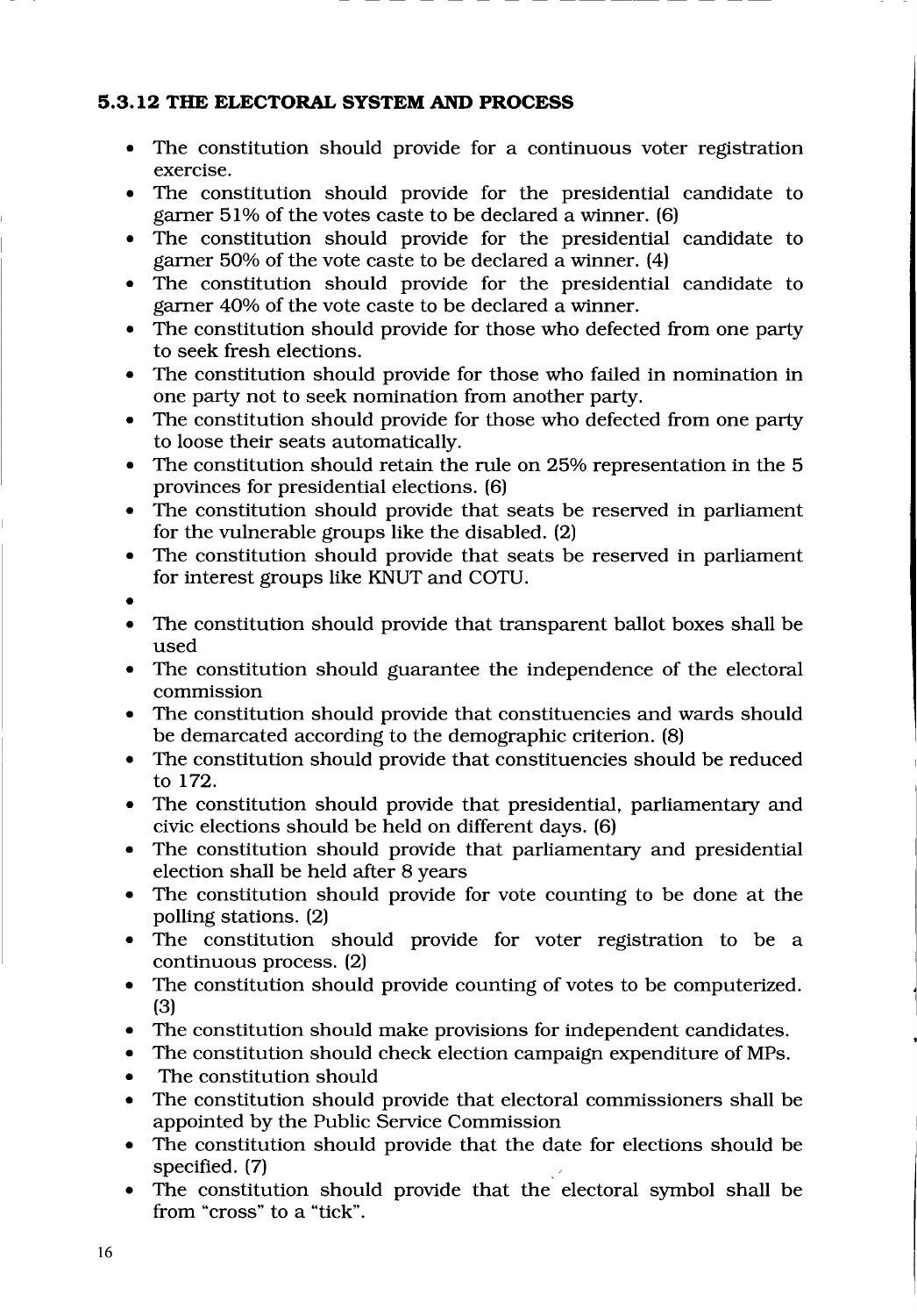### 5.3.12 THE ELECTORAL SYSTEM AND PROCESS

- The constitution should provide for a continuous voter registration exercise.
- The constitution should provide for the presidential candidate to garner 51% of the votes caste to be declared a winner. (6)
- The constitution should provide for the presidential candidate to garner 50% of the vote caste to be declared a winner. (4)
- The constitution should provide for the presidential candidate to garner 40% of the vote caste to be declared a winner.
- The constitution should provide for those who defected from one party to seek fresh elections.
- The constitution should provide for those who failed in nomination in one party not to seek nomination from another party.
- The constitution should provide for those who defected from one party to loose their seats automatically.
- The constitution should retain the rule on 25% representation in the 5 provinces for presidential elections. (6)
- The constitution should provide that seats be reserved in parliament for the vulnerable groups like the disabled. (2)
- The constitution should provide that seats be reserved in parliament for interest groups like KNUT and COTU.
- 
- The constitution should provide that transparent ballot boxes shall be used
- The constitution should guarantee the independence of the electoral commission
- The constitution should provide that constituencies and wards should be demarcated according to the demographic criterion. (8)
- The constitution should provide that constituencies should be reduced to 172.
- The constitution should provide that presidential, parliamentary and civic elections should be held on different days. (6)
- The constitution should provide that parliamentary and presidential election shall be held after 8 years
- The constitution should provide for vote counting to be done at the polling stations. (2)
- The constitution should provide for voter registration to be a continuous process. (2)
- The constitution should provide counting of votes to be computerized. (3)
- The constitution should make provisions for independent candidates.
- The constitution should check election campaign expenditure of MPs.
- The constitution should
- The constitution should provide that electoral commissioners shall be appointed by the Public Service Commission
- The constitution should provide that the date for elections should be specified. (7)
- The constitution should provide that the electoral symbol shall be from "cross" to a "tick".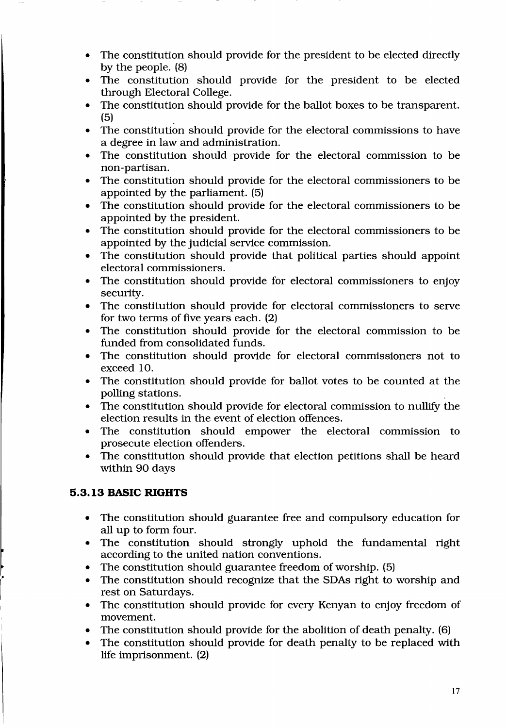- The constitution should provide for the president to be elected directly by the people. (8)
- The constitution should provide for the president to be elected through Electoral College.
- The constitution should provide for the ballot boxes to be transparent. (5)
- The constitution should provide for the electoral commissions to have a degree in law and administration.
- The constitution should provide for the electoral commission to be non-partisan.
- The constitution should provide for the electoral commissioners to be appointed by the parliament. (5)
- The constitution should provide for the electoral commissioners to be appointed by the president.
- The constitution should provide for the electoral commissioners to be appointed by the judicial service commission.
- The constitution should provide that political parties should appoint electoral commissioners.
- The constitution should provide for electoral commissioners to enjoy security.
- The constitution should provide for electoral commissioners to serve for two terms of five years each. (2)
- The constitution should provide for the electoral commission to be funded from consolidated funds.
- The constitution should provide for electoral commissioners not to exceed 10.
- The constitution should provide for ballot votes to be counted at the polling stations.
- The constitution should provide for electoral commission to nullify the election results in the event of election offences.
- The constitution should empower the electoral commission to prosecute election offenders.
- The constitution should provide that election petitions shall be heard within 90 days

### 5.3.13 BASIC RIGHTS

- The constitution should guarantee free and compulsory education for all up to form four.
- The constitution should strongly uphold the fundamental right according to the united nation conventions.
- The constitution should guarantee freedom of worship. (5)
- The constitution should recognize that the SDAs right to worship and rest on Saturdays.
- The constitution should provide for every Kenyan to enjoy freedom of movement.
- The constitution should provide for the abolition of death penalty. (6)
- The constitution should provide for death penalty to be replaced with life imprisonment. (2)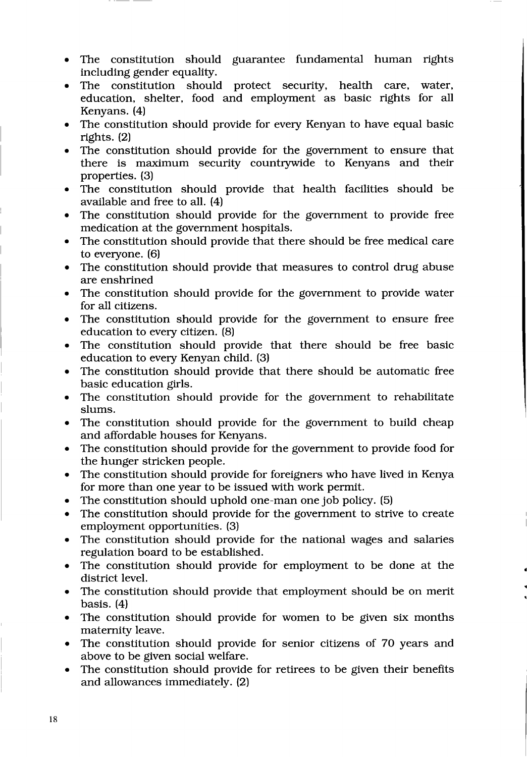- The constitution should guarantee fundamental human rights including gender equality.
- The constitution should protect security, health care, water, education, shelter, food and employment as basic rights for all Kenyans. (4)
- The constitution should provide for every Kenyan to have equal basic rights. (2)
- The constitution should provide for the government to ensure that there is maximum security countrywide to Kenyans and their properties. (3)
- The constitution should provide that health facilities should be available and free to all. (4)
- The constitution should provide for the government to provide free medication at the government hospitals.
- The constitution should provide that there should be free medical care to everyone. (6)
- The constitution should provide that measures to control drug abuse are enshrined
- The constitution should provide for the government to provide water for all citizens.
- The constitution should provide for the government to ensure free education to every citizen. (8)
- The constitution should provide that there should be free basic education to every Kenyan child. (3)
- The constitution should provide that there should be automatic free basic education girls.
- The constitution should provide for the government to rehabilitate slums.
- The constitution should provide for the government to build cheap and affordable houses for Kenyans.
- The constitution should provide for the government to provide food for the hunger stricken people.
- The constitution should provide for foreigners who have lived in Kenya for more than one year to be issued with work permit.
- The constitution should uphold one-man one job policy. (5)
- The constitution should provide for the government to strive to create employment opportunities. (3)
- The constitution should provide for the national wages and salaries regulation board to be established.
- The constitution should provide for employment to be done at the district level.
- The constitution should provide that employment should be on merit basis. (4)
- The constitution should provide for women to be given six months maternity leave.
- The constitution should provide for senior citizens of 70 years and above to be given social welfare.
- The constitution should provide for retirees to be given their benefits and allowances immediately. (2)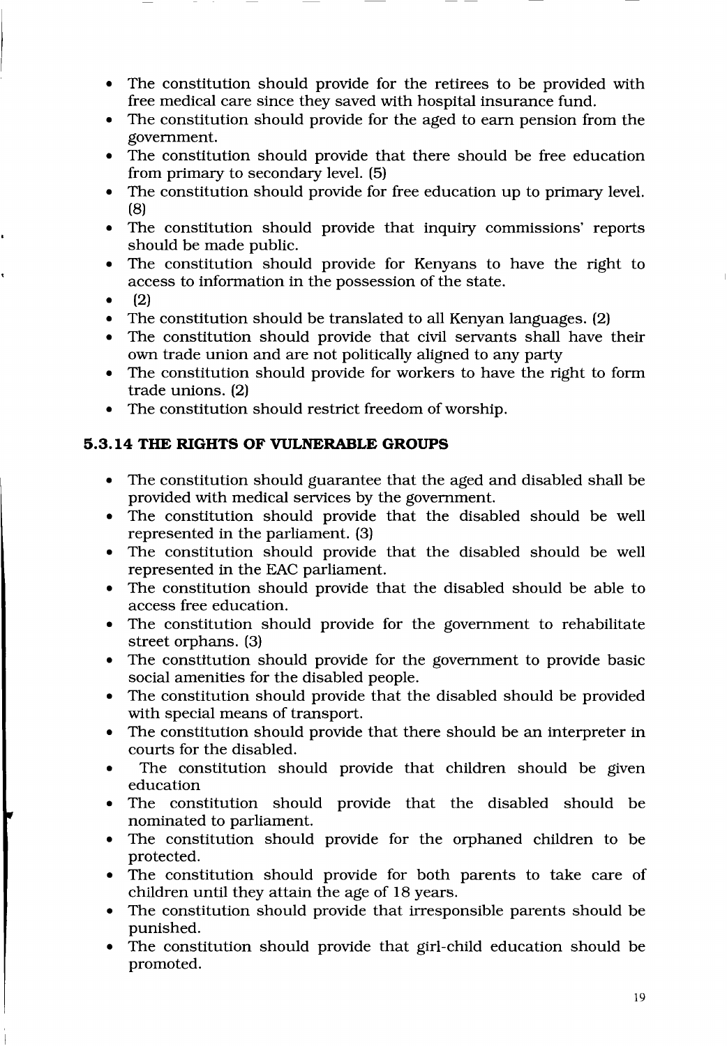- The constitution should provide for the retirees to be provided with free medical care since they saved with hospital insurance fund.
- The constitution should provide for the aged to earn pension from the government.
- The constitution should provide that there should be free education from primary to secondary level. (5)
- The constitution should provide for free education up to primary level. (8)
- The constitution should provide that inquiry commissions' reports should be made public.
- The constitution should provide for Kenyans to have the right to access to information in the possession of the state.
- (2)
- The constitution should be translated to all Kenyan languages. (2)
- The constitution should provide that civil servants shall have their own trade union and are not politically aligned to any party
- The constitution should provide for workers to have the right to form trade unions. (2)
- The constitution should restrict freedom of worship.

### 5.3.14 THE RIGHTS OF VULNERABLE GROUPS

- The constitution should guarantee that the aged and disabled shall be provided with medical services by the government.
- The constitution should provide that the disabled should be well represented in the parliament. (3)
- The constitution should provide that the disabled should be well represented in the EAC parliament.
- The constitution should provide that the disabled should be able to access free education.
- The constitution should provide for the government to rehabilitate street orphans. (3)
- The constitution should provide for the government to provide basic social amenities for the disabled people.
- The constitution should provide that the disabled should be provided with special means of transport.
- The constitution should provide that there should be an interpreter in courts for the disabled.
- The constitution should provide that children should be given education
- The constitution should provide that the disabled should be nominated to parliament.
- The constitution should provide for the orphaned children to be protected.
- The constitution should provide for both parents to take care of children until they attain the age of 18 years.
- The constitution should provide that irresponsible parents should be punished.
- The constitution should provide that girl-child education should be promoted.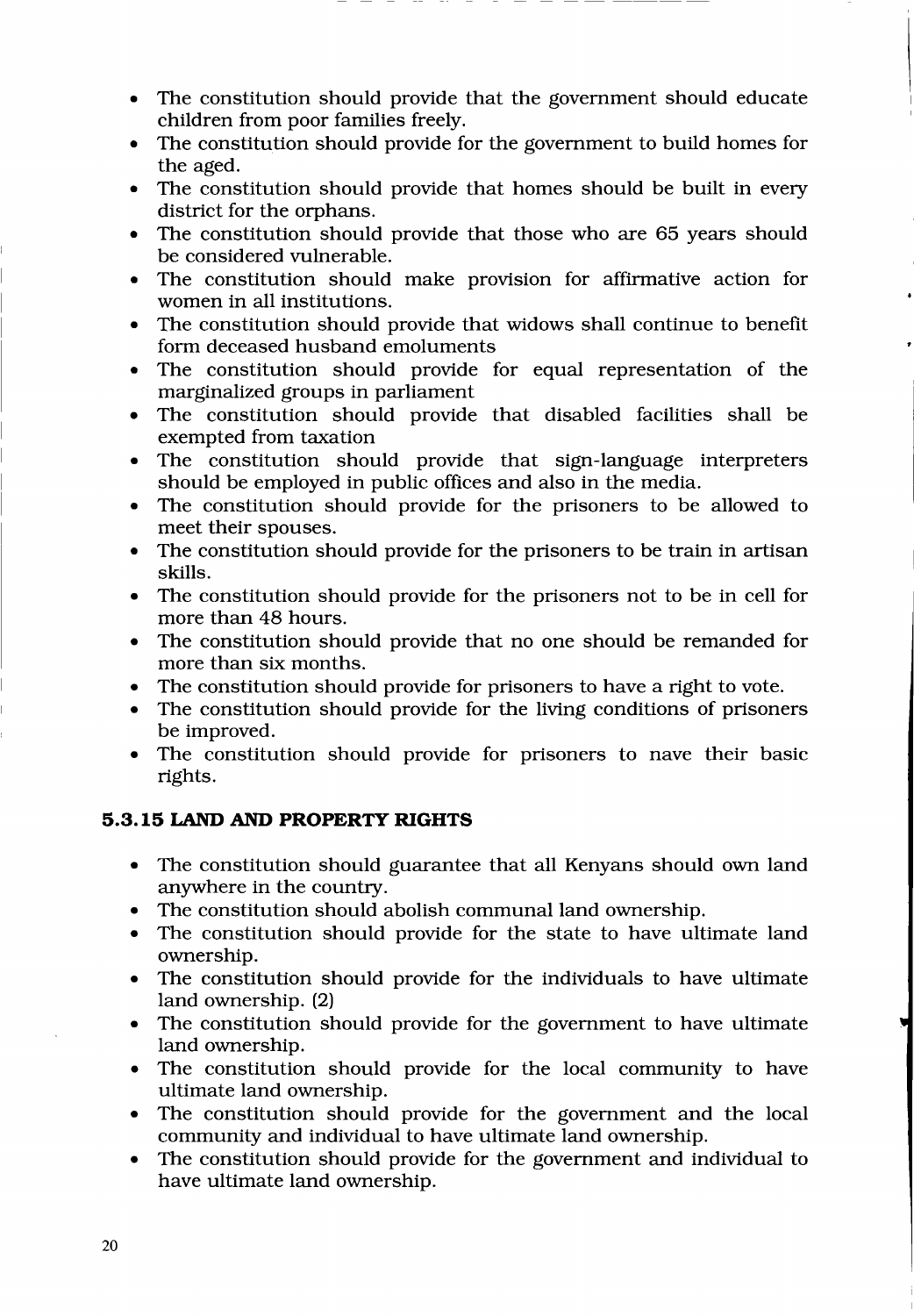- The constitution should provide that the government should educate children from poor families freely.
- The constitution should provide for the government to build homes for the aged.
- The constitution should provide that homes should be built in every district for the orphans.
- The constitution should provide that those who are 65 years should be considered vulnerable.
- The constitution should make provision for affirmative action for women in all institutions.
- The constitution should provide that widows shall continue to benefit form deceased husband emoluments
- The constitution should provide for equal representation of the marginalized groups in parliament
- The constitution should provide that disabled facilities shall be exempted from taxation
- The constitution should provide that sign-language interpreters should be employed in public offices and also in the media.
- The constitution should provide for the prisoners to be allowed to meet their spouses.
- The constitution should provide for the prisoners to be train in artisan skills.
- The constitution should provide for the prisoners not to be in cell for more than 48 hours.
- The constitution should provide that no one should be remanded for more than six months.
- The constitution should provide for prisoners to have a right to vote.
- The constitution should provide for the living conditions of prisoners be improved.
- The constitution should provide for prisoners to nave their basic rights.

### 5.3.15 LAND AND PROPERTY RIGHTS

- The constitution should guarantee that all Kenyans should own land anywhere in the country.
- The constitution should abolish communal land ownership.
- The constitution should provide for the state to have ultimate land ownership.
- The constitution should provide for the individuals to have ultimate land ownership. (2)
- The constitution should provide for the government to have ultimate land ownership.
- The constitution should provide for the local community to have ultimate land ownership.
- The constitution should provide for the government and the local community and individual to have ultimate land ownership.
- The constitution should provide for the government and individual to have ultimate land ownership.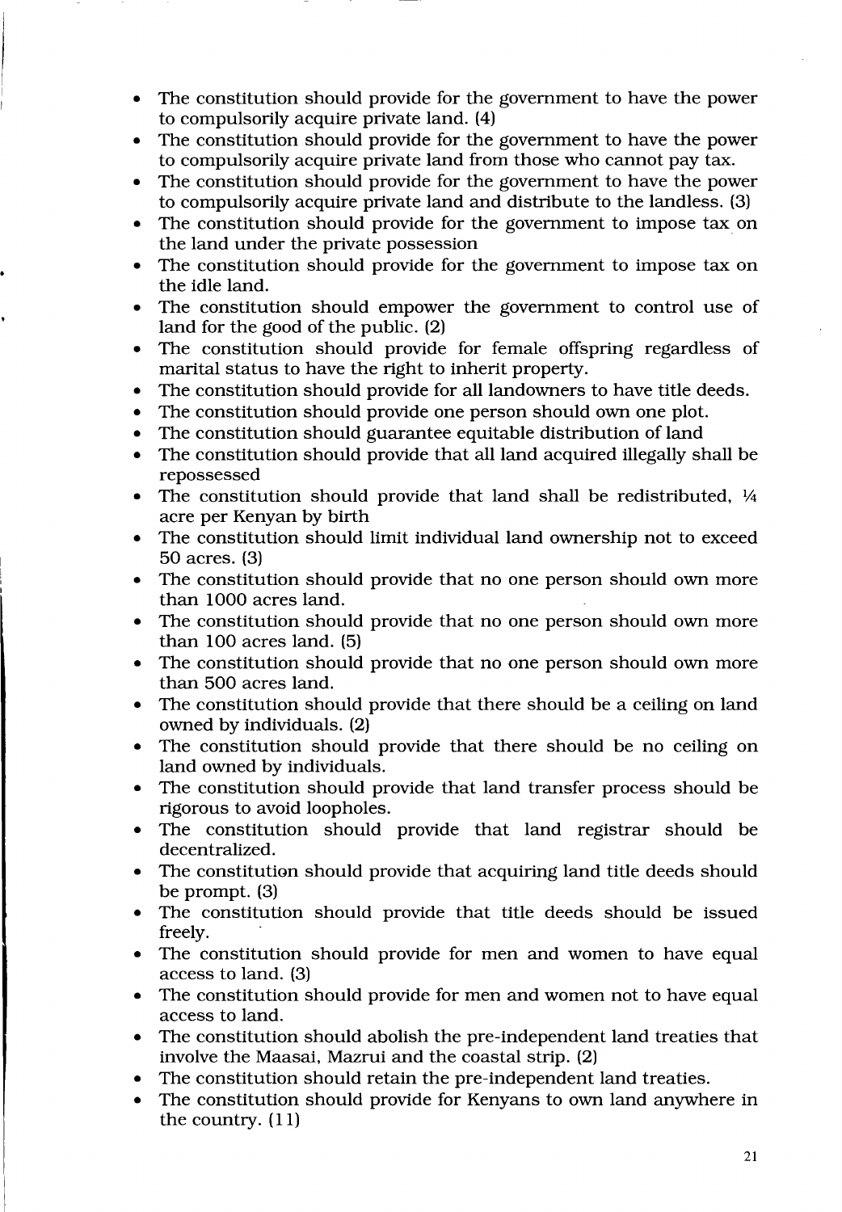- The constitution should provide for the government to have the power to compulsorily acquire private land. (4)
- The constitution should provide for the government to have the power to compulsorily acquire private land from those who cannot pay tax.
- The constitution should provide for the government to have the power to compulsorily acquire private land and distribute to the landless. (3)
- The constitution should provide for the government to impose tax on the land under the private possession
- The constitution should provide for the government to impose tax on the idle land.
- The constitution should empower the government to control use of land for the good of the public. (2)
- The constitution should provide for female offspring regardless of marital status to have the right to inherit property.
- The constitution should provide for all landowners to have title deeds.
- The constitution should provide one person should own one plot.
- The constitution should guarantee equitable distribution of land
- The constitution should provide that all land acquired illegally shall be repossessed
- The constitution should provide that land shall be redistributed, ¼ acre per Kenyan by birth
- The constitution should limit individual land ownership not to exceed 50 acres. (3)
- The constitution should provide that no one person should own more than 1000 acres land.
- The constitution should provide that no one person should own more than 100 acres land. (5)
- The constitution should provide that no one person should own more than 500 acres land.
- The constitution should provide that there should be a ceiling on land owned by individuals. (2)
- The constitution should provide that there should be no ceiling on land owned by individuals.
- The constitution should provide that land transfer process should be rigorous to avoid loopholes.
- The constitution should provide that land registrar should be decentralized.
- The constitution should provide that acquiring land title deeds should be prompt. (3)
- The constitution should provide that title deeds should be issued freely.
- The constitution should provide for men and women to have equal access to land. (3)
- The constitution should provide for men and women not to have equal access to land.
- The constitution should abolish the pre-independent land treaties that involve the Maasai, Mazrui and the coastal strip. (2)
- The constitution should retain the pre-independent land treaties.
- The constitution should provide for Kenyans to own land anywhere in the country. (11)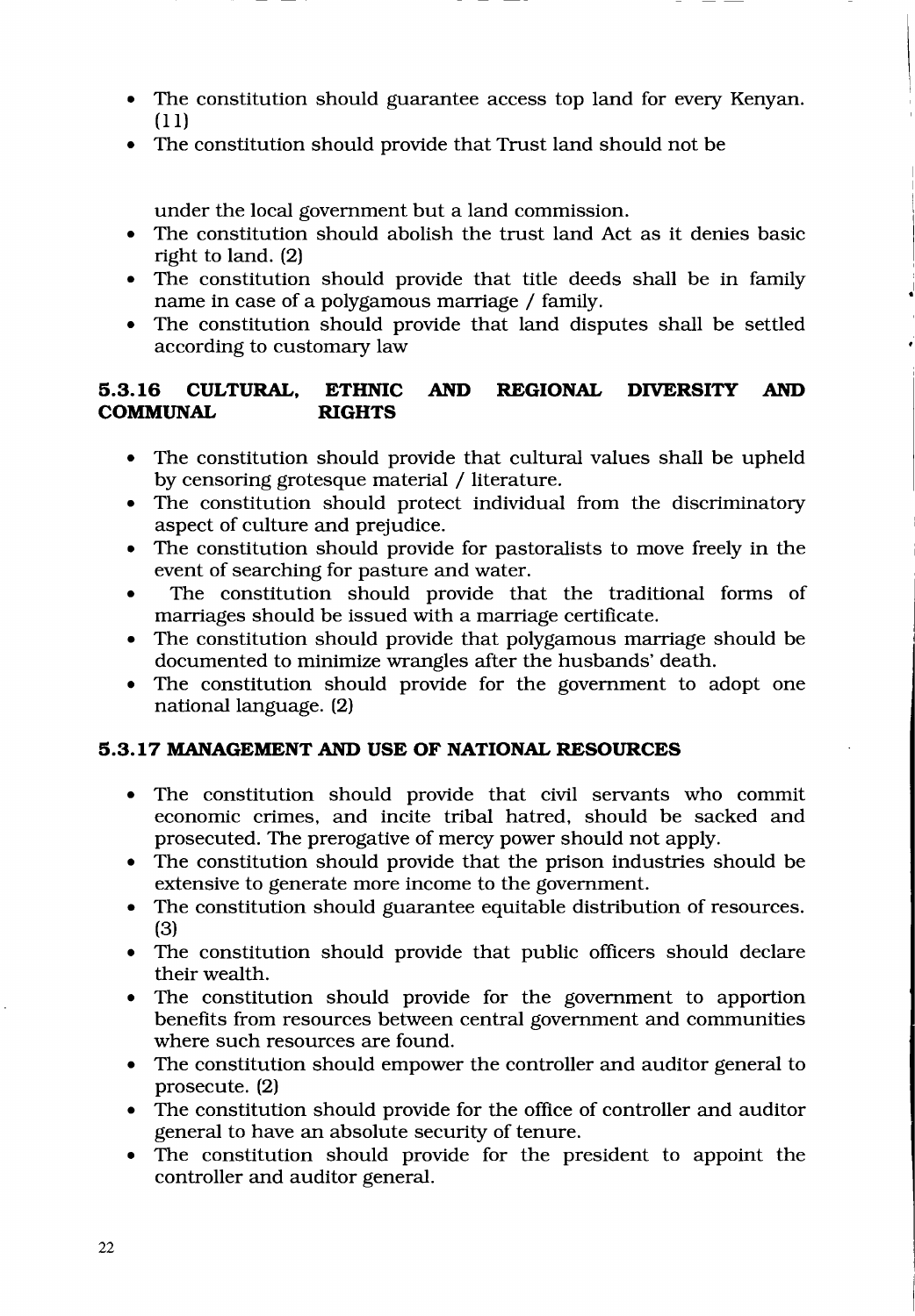- The constitution should guarantee access top land for every Kenyan. (11)
- The constitution should provide that Trust land should not be under the local government but a land commission.
- The constitution should abolish the trust land Act as it denies basic right to land. (2)
- The constitution should provide that title deeds shall be in family name in case of a polygamous marriage / family.
- The constitution should provide that land disputes shall be settled according to customary law

### 5.3.16 CULTURAL, ETHNIC AND REGIONAL DIVERSITY AND COMMUNAL RIGHTS

- The constitution should provide that cultural values shall be upheld by censoring grotesque material / literature.
- The constitution should protect individual from the discriminatory aspect of culture and prejudice.
- The constitution should provide for pastoralists to move freely in the event of searching for pasture and water.
- The constitution should provide that the traditional forms of marriages should be issued with a marriage certificate.
- The constitution should provide that polygamous marriage should be documented to minimize wrangles after the husbands' death.
- The constitution should provide for the government to adopt one national language. (2)

### 5.3.17 MANAGEMENT AND USE OF NATIONAL RESOURCES

- The constitution should provide that civil servants who commit economic crimes, and incite tribal hatred, should be sacked and prosecuted. The prerogative of mercy power should not apply.
- The constitution should provide that the prison industries should be extensive to generate more income to the government.
- The constitution should guarantee equitable distribution of resources. (3)
- The constitution should provide that public officers should declare their wealth.
- The constitution should provide for the government to apportion benefits from resources between central government and communities where such resources are found.
- The constitution should empower the controller and auditor general to prosecute. (2)
- The constitution should provide for the office of controller and auditor general to have an absolute security of tenure.
- The constitution should provide for the president to appoint the controller and auditor general.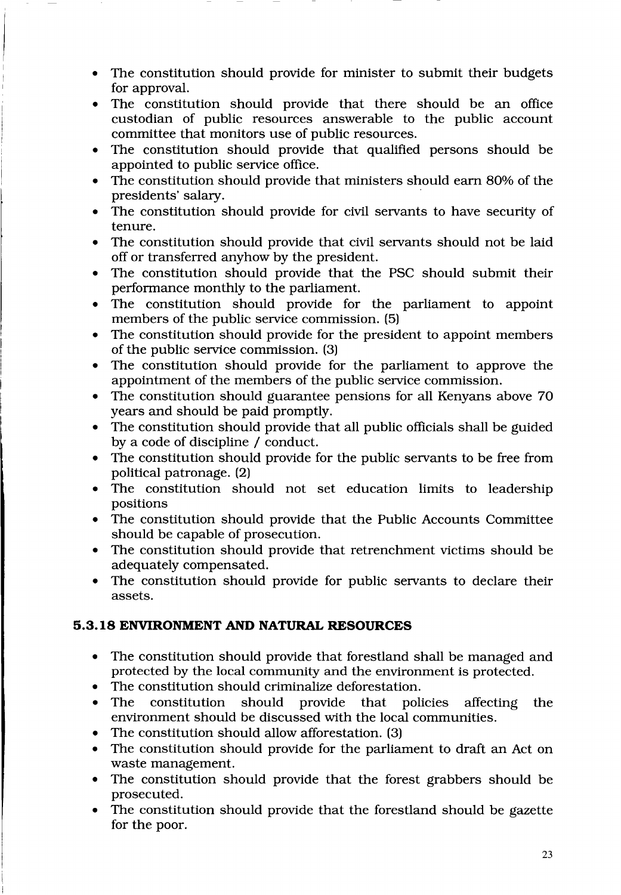- The constitution should provide for minister to submit their budgets for approval.
- The constitution should provide that there should be an office custodian of public resources answerable to the public account committee that monitors use of public resources.
- The constitution should provide that qualified persons should be appointed to public service office.
- The constitution should provide that ministers should earn 80% of the presidents' salary.
- The constitution should provide for civil servants to have security of tenure.
- The constitution should provide that civil servants should not be laid off or transferred anyhow by the president.
- The constitution should provide that the PSC should submit their performance monthly to the parliament.
- The constitution should provide for the parliament to appoint members of the public service commission. (5)
- The constitution should provide for the president to appoint members of the public service commission. (3)
- The constitution should provide for the parliament to approve the appointment of the members of the public service commission.
- The constitution should guarantee pensions for all Kenyans above 70 years and should be paid promptly.
- The constitution should provide that all public officials shall be guided by a code of discipline / conduct.
- The constitution should provide for the public servants to be free from political patronage. (2)
- The constitution should not set education limits to leadership positions
- The constitution should provide that the Public Accounts Committee should be capable of prosecution.
- The constitution should provide that retrenchment victims should be adequately compensated.
- The constitution should provide for public servants to declare their assets.

### 5.3.18 ENVIRONMENT AND NATURAL RESOURCES

- The constitution should provide that forestland shall be managed and protected by the local community and the environment is protected.
- The constitution should criminalize deforestation.
- The constitution should provide that policies affecting the environment should be discussed with the local communities.
- The constitution should allow afforestation. (3)
- The constitution should provide for the parliament to draft an Act on waste management.
- The constitution should provide that the forest grabbers should be prosecuted.
- The constitution should provide that the forestland should be gazette for the poor.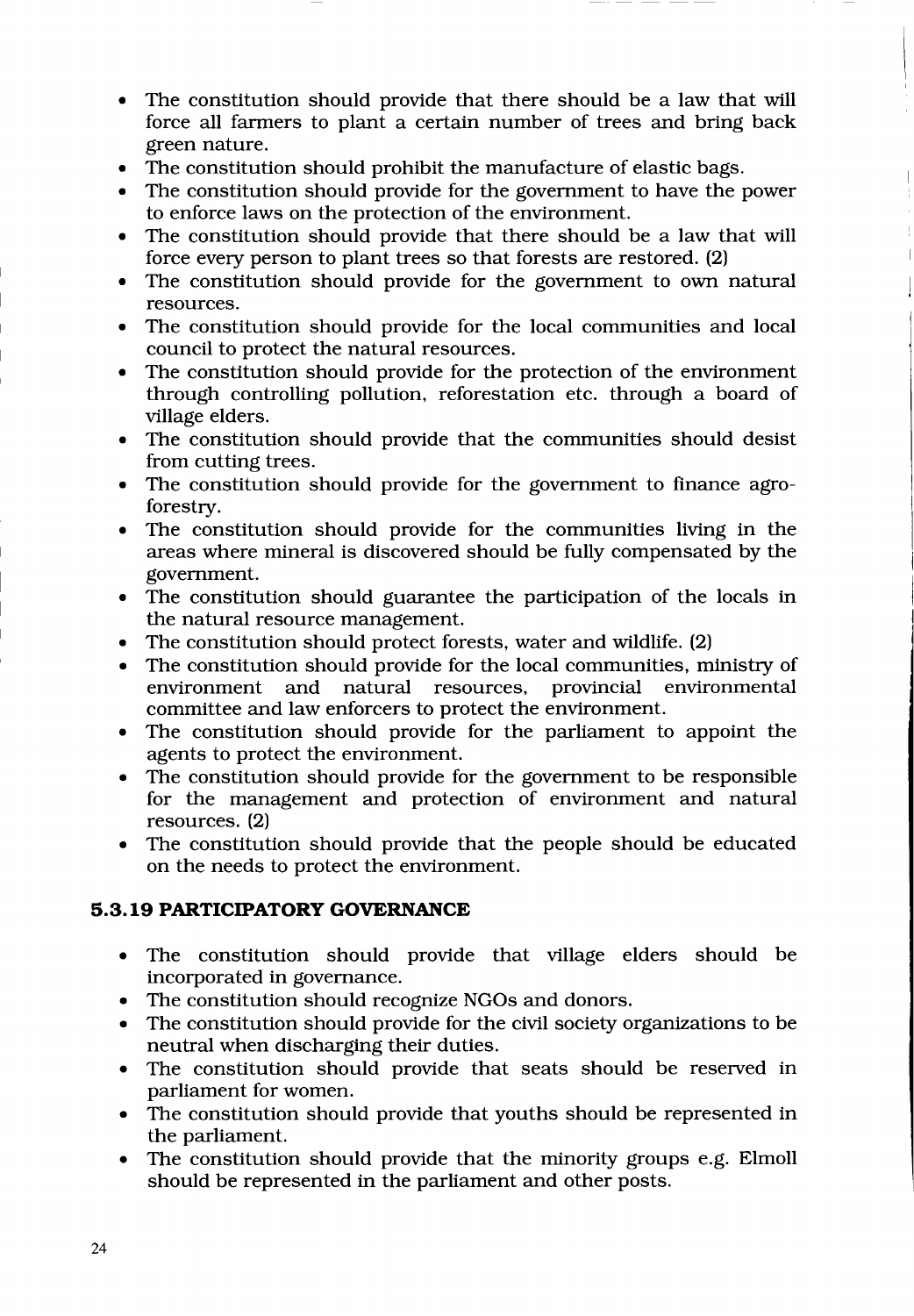- The constitution should provide that there should be a law that will force all farmers to plant a certain number of trees and bring back green nature.
- The constitution should prohibit the manufacture of elastic bags.
- The constitution should provide for the government to have the power to enforce laws on the protection of the environment.
- The constitution should provide that there should be a law that will force every person to plant trees so that forests are restored. (2)
- The constitution should provide for the government to own natural resources.
- The constitution should provide for the local communities and local council to protect the natural resources.
- The constitution should provide for the protection of the environment through controlling pollution, reforestation etc. through a board of village elders.
- The constitution should provide that the communities should desist from cutting trees.
- The constitution should provide for the government to finance agro-forestry.
- The constitution should provide for the communities living in the areas where mineral is discovered should be fully compensated by the government.
- The constitution should guarantee the participation of the locals in the natural resource management.
- The constitution should protect forests, water and wildlife. (2)
- The constitution should provide for the local communities, ministry of environment and natural resources, provincial environmental committee and law enforcers to protect the environment.
- The constitution should provide for the parliament to appoint the agents to protect the environment.
- The constitution should provide for the government to be responsible for the management and protection of environment and natural resources. (2)
- The constitution should provide that the people should be educated on the needs to protect the environment.

### 5.3.19 PARTICIPATORY GOVERNANCE

- The constitution should provide that village elders should be incorporated in governance.
- The constitution should recognize NGOs and donors.
- The constitution should provide for the civil society organizations to be neutral when discharging their duties.
- The constitution should provide that seats should be reserved in parliament for women.
- The constitution should provide that youths should be represented in the parliament.
- The constitution should provide that the minority groups e.g. Elmoll should be represented in the parliament and other posts.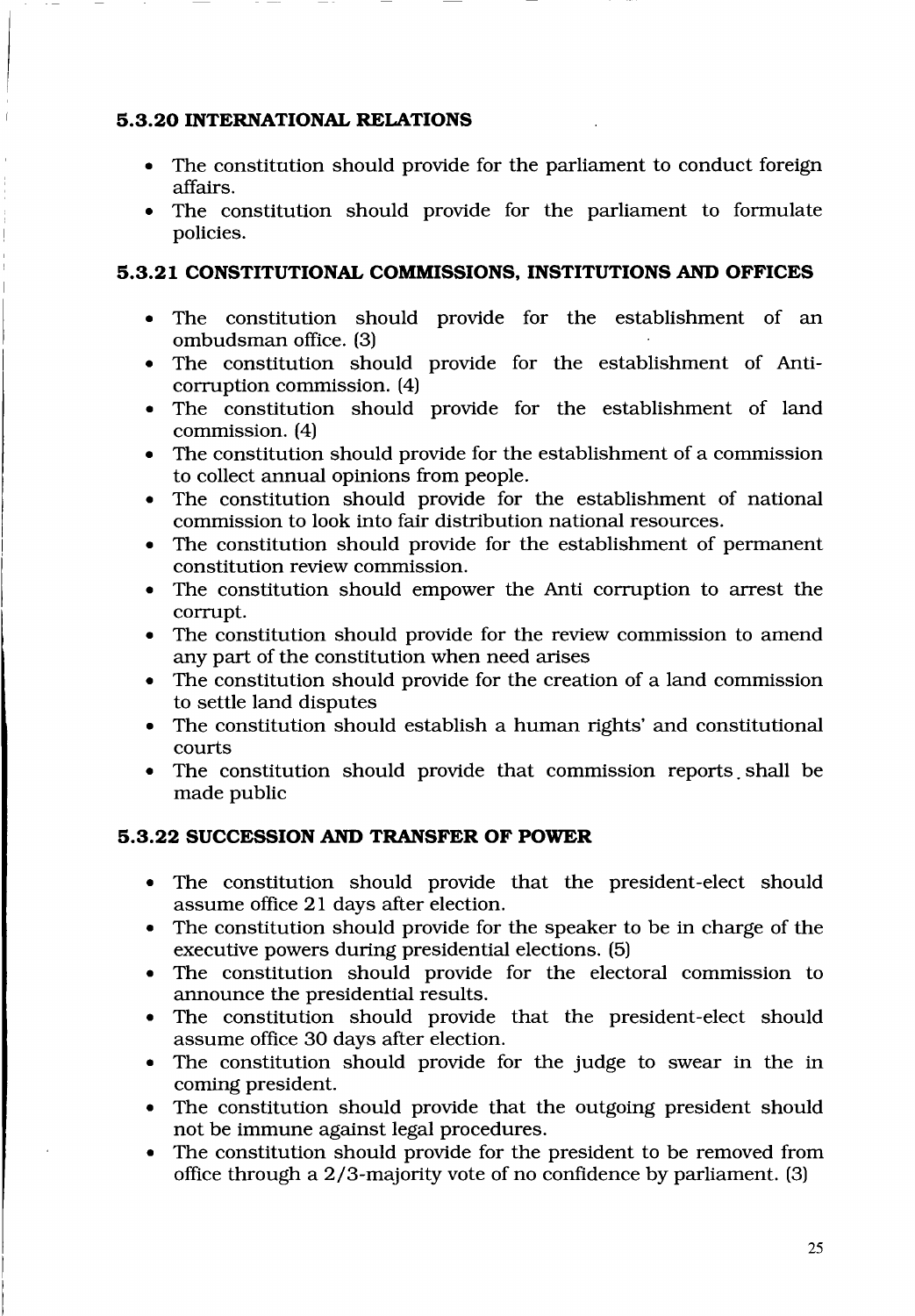### 5.3.20 INTERNATIONAL RELATIONS

- The constitution should provide for the parliament to conduct foreign affairs.
- The constitution should provide for the parliament to formulate policies.

### 5.3.21 CONSTITUTIONAL COMMISSIONS, INSTITUTIONS AND OFFICES

- The constitution should provide for the establishment of an ombudsman office. (3)
- The constitution should provide for the establishment of Anti-corruption commission. (4)
- The constitution should provide for the establishment of land commission. (4)
- The constitution should provide for the establishment of a commission to collect annual opinions from people.
- The constitution should provide for the establishment of national commission to look into fair distribution national resources.
- The constitution should provide for the establishment of permanent constitution review commission.
- The constitution should empower the Anti corruption to arrest the corrupt.
- The constitution should provide for the review commission to amend any part of the constitution when need arises
- The constitution should provide for the creation of a land commission to settle land disputes
- The constitution should establish a human rights' and constitutional courts
- The constitution should provide that commission reports shall be made public

### 5.3.22 SUCCESSION AND TRANSFER OF POWER

- The constitution should provide that the president-elect should assume office 21 days after election.
- The constitution should provide for the speaker to be in charge of the executive powers during presidential elections. (5)
- The constitution should provide for the electoral commission to announce the presidential results.
- The constitution should provide that the president-elect should assume office 30 days after election.
- The constitution should provide for the judge to swear in the in coming president.
- The constitution should provide that the outgoing president should not be immune against legal procedures.
- The constitution should provide for the president to be removed from office through a 2/3-majority vote of no confidence by parliament. (3)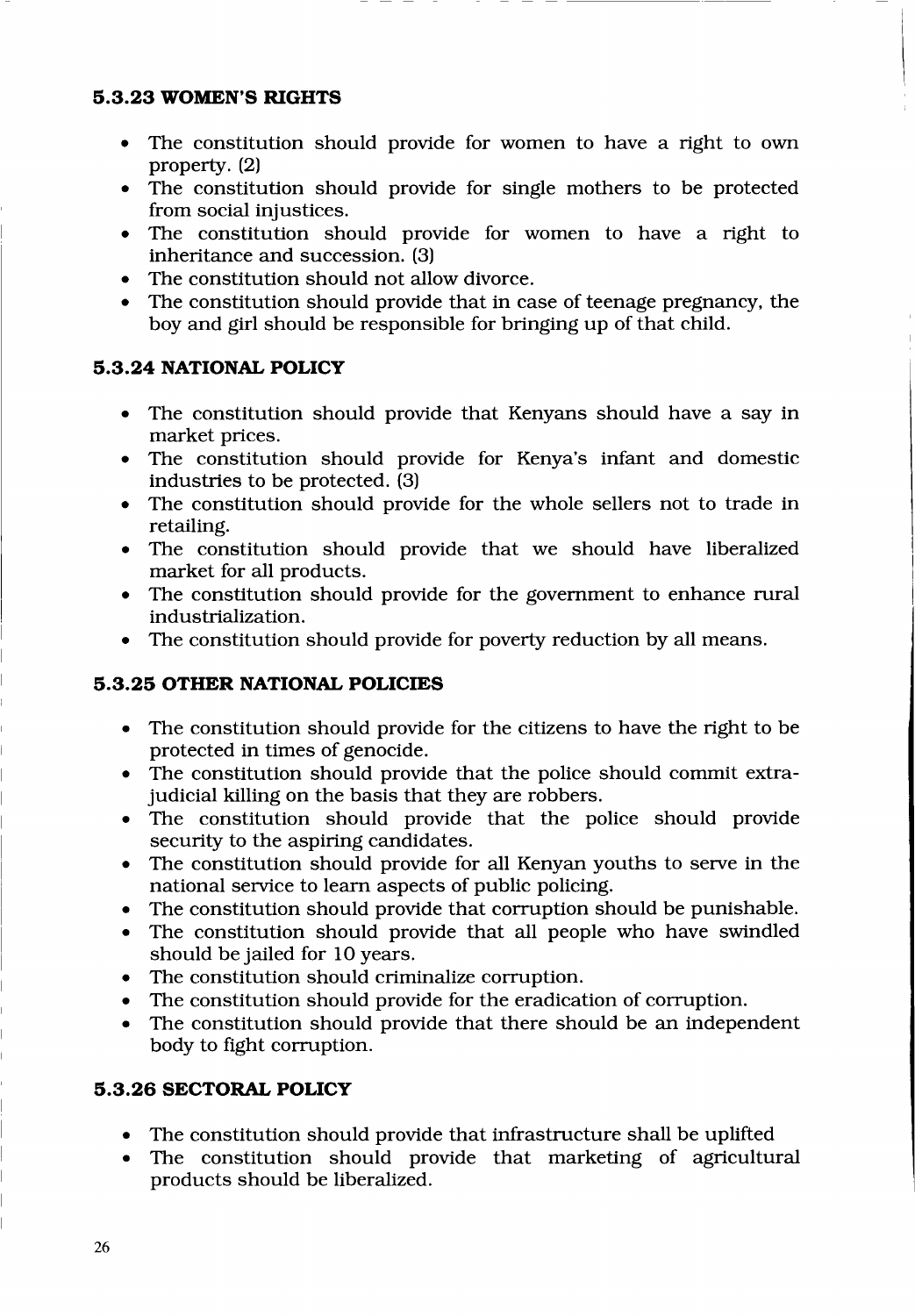### 5.3.23 WOMEN'S RIGHTS

- The constitution should provide for women to have a right to own property. (2)
- The constitution should provide for single mothers to be protected from social injustices.
- The constitution should provide for women to have a right to inheritance and succession. (3)
- The constitution should not allow divorce.
- The constitution should provide that in case of teenage pregnancy, the boy and girl should be responsible for bringing up of that child.

### 5.3.24 NATIONAL POLICY

- The constitution should provide that Kenyans should have a say in market prices.
- The constitution should provide for Kenya's infant and domestic industries to be protected. (3)
- The constitution should provide for the whole sellers not to trade in retailing.
- The constitution should provide that we should have liberalized market for all products.
- The constitution should provide for the government to enhance rural industrialization.
- The constitution should provide for poverty reduction by all means.

### 5.3.25 OTHER NATIONAL POLICIES

- The constitution should provide for the citizens to have the right to be protected in times of genocide.
- The constitution should provide that the police should commit extra-judicial killing on the basis that they are robbers.
- The constitution should provide that the police should provide security to the aspiring candidates.
- The constitution should provide for all Kenyan youths to serve in the national service to learn aspects of public policing.
- The constitution should provide that corruption should be punishable.
- The constitution should provide that all people who have swindled should be jailed for 10 years.
- The constitution should criminalize corruption.
- The constitution should provide for the eradication of corruption.
- The constitution should provide that there should be an independent body to fight corruption.

### 5.3.26 SECTORAL POLICY

- The constitution should provide that infrastructure shall be uplifted
- The constitution should provide that marketing of agricultural products should be liberalized.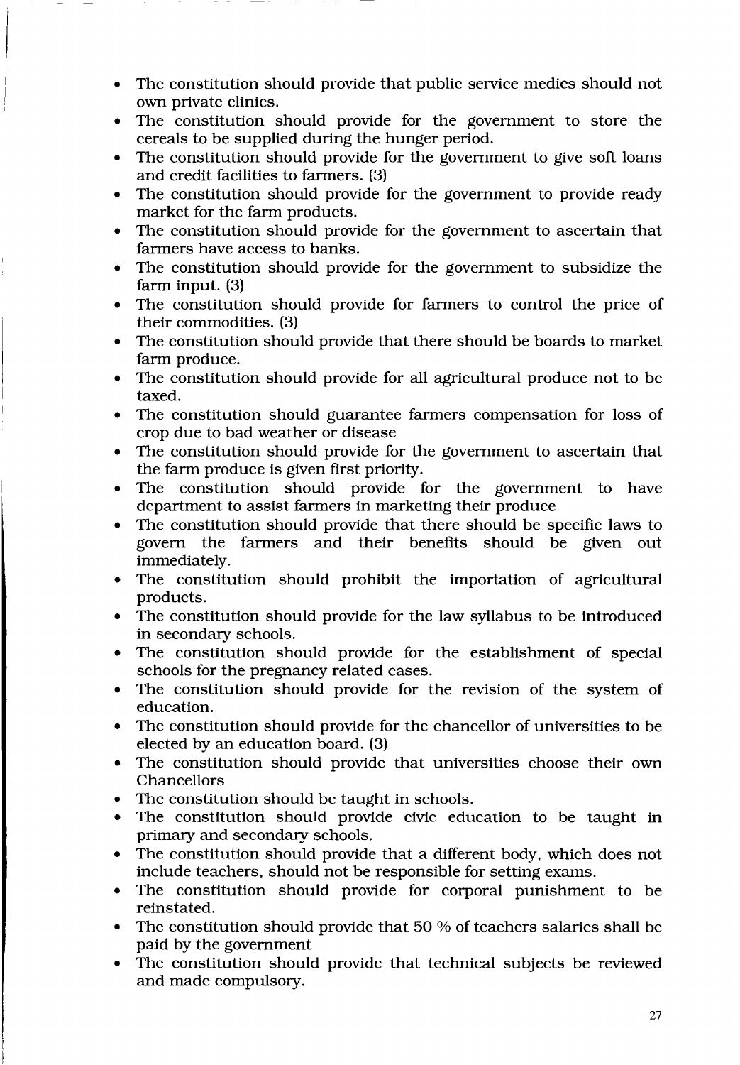- The constitution should provide that public service medics should not own private clinics.
- The constitution should provide for the government to store the cereals to be supplied during the hunger period.
- The constitution should provide for the government to give soft loans and credit facilities to farmers. (3)
- The constitution should provide for the government to provide ready market for the farm products.
- The constitution should provide for the government to ascertain that farmers have access to banks.
- The constitution should provide for the government to subsidize the farm input. (3)
- The constitution should provide for farmers to control the price of their commodities. (3)
- The constitution should provide that there should be boards to market farm produce.
- The constitution should provide for all agricultural produce not to be taxed.
- The constitution should guarantee farmers compensation for loss of crop due to bad weather or disease
- The constitution should provide for the government to ascertain that the farm produce is given first priority.
- The constitution should provide for the government to have department to assist farmers in marketing their produce
- The constitution should provide that there should be specific laws to govern the farmers and their benefits should be given out immediately.
- The constitution should prohibit the importation of agricultural products.
- The constitution should provide for the law syllabus to be introduced in secondary schools.
- The constitution should provide for the establishment of special schools for the pregnancy related cases.
- The constitution should provide for the revision of the system of education.
- The constitution should provide for the chancellor of universities to be elected by an education board. (3)
- The constitution should provide that universities choose their own Chancellors
- The constitution should be taught in schools.
- The constitution should provide civic education to be taught in primary and secondary schools.
- The constitution should provide that a different body, which does not include teachers, should not be responsible for setting exams.
- The constitution should provide for corporal punishment to be reinstated.
- The constitution should provide that 50 % of teachers salaries shall be paid by the government
- The constitution should provide that technical subjects be reviewed and made compulsory.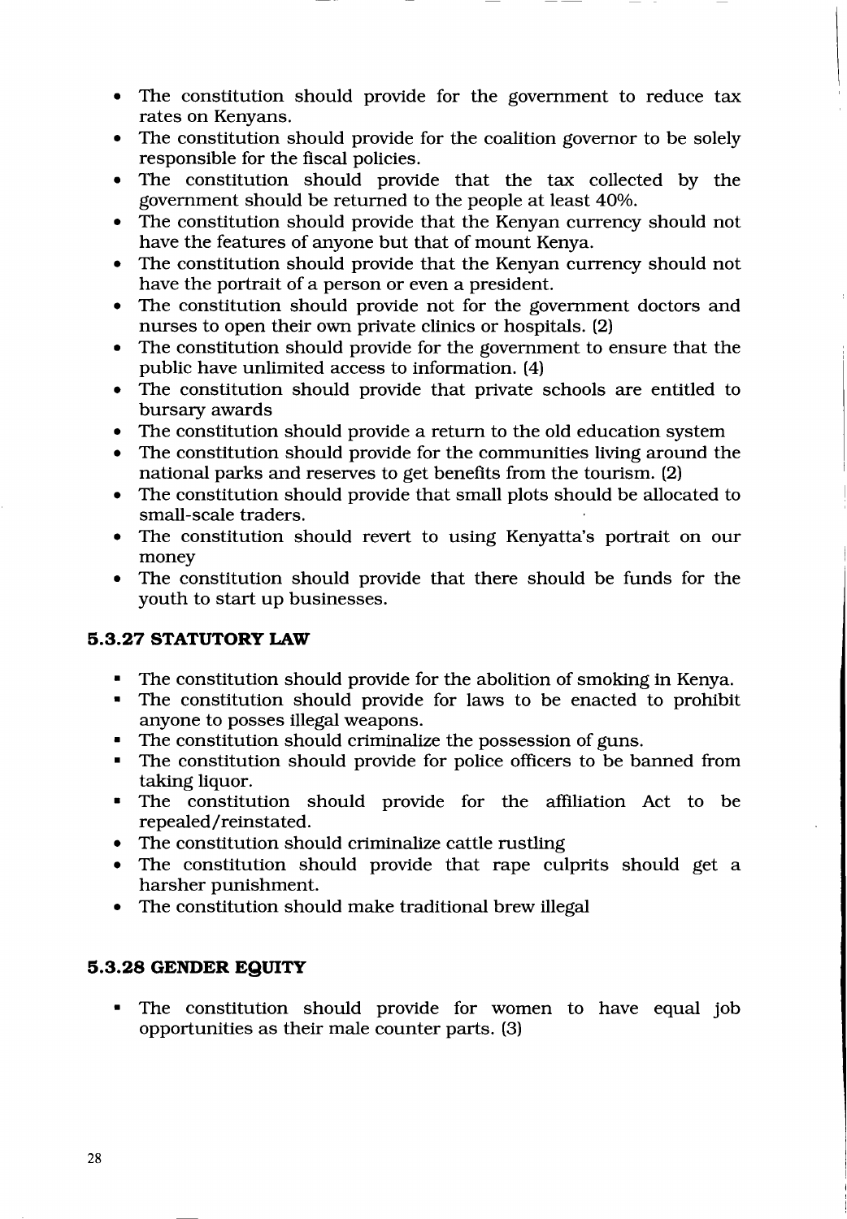- The constitution should provide for the government to reduce tax rates on Kenyans.
- The constitution should provide for the coalition governor to be solely responsible for the fiscal policies.
- The constitution should provide that the tax collected by the government should be returned to the people at least 40%.
- The constitution should provide that the Kenyan currency should not have the features of anyone but that of mount Kenya.
- The constitution should provide that the Kenyan currency should not have the portrait of a person or even a president.
- The constitution should provide not for the government doctors and nurses to open their own private clinics or hospitals. (2)
- The constitution should provide for the government to ensure that the public have unlimited access to information. (4)
- The constitution should provide that private schools are entitled to bursary awards
- The constitution should provide a return to the old education system
- The constitution should provide for the communities living around the national parks and reserves to get benefits from the tourism. (2)
- The constitution should provide that small plots should be allocated to small-scale traders.
- The constitution should revert to using Kenyatta's portrait on our money
- The constitution should provide that there should be funds for the youth to start up businesses.

### 5.3.27 STATUTORY LAW

- The constitution should provide for the abolition of smoking in Kenya.
- The constitution should provide for laws to be enacted to prohibit anyone to posses illegal weapons.
- The constitution should criminalize the possession of guns.
- The constitution should provide for police officers to be banned from taking liquor.
- The constitution should provide for the affiliation Act to be repealed/reinstated.
- The constitution should criminalize cattle rustling
- The constitution should provide that rape culprits should get a harsher punishment.
- The constitution should make traditional brew illegal

### 5.3.28 GENDER EQUITY

- The constitution should provide for women to have equal job opportunities as their male counter parts. (3)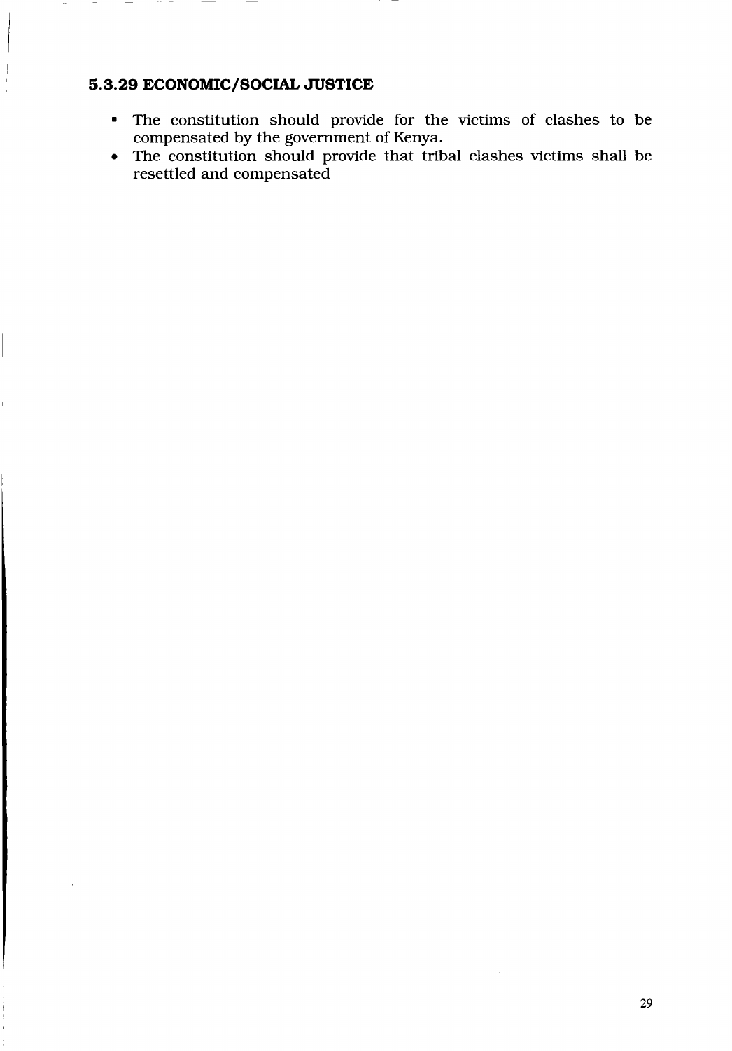### 5.3.29 ECONOMIC/SOCIAL JUSTICE

- The constitution should provide for the victims of clashes to be compensated by the government of Kenya.
- The constitution should provide that tribal clashes victims shall be resettled and compensated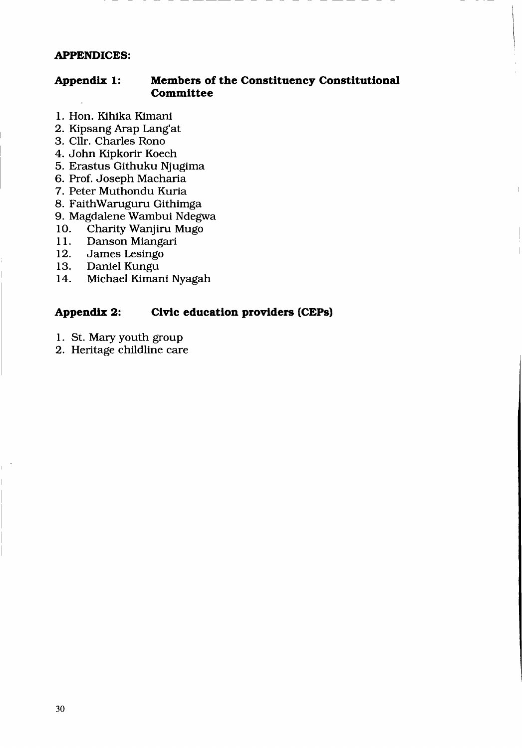## APPENDICES:

### Appendix 1: Members of the Constituency Constitutional Committee

1. Hon. Kihika Kimani
2. Kipsang Arap Lang'at
3. Cllr. Charles Rono
4. John Kipkorir Koech
5. Erastus Githuku Njugima
6. Prof. Joseph Macharia
7. Peter Muthondu Kuria
8. FaithWaruguru Githimga
9. Magdalene Wambui Ndegwa
10. Charity Wanjiru Mugo
11. Danson Miangari
12. James Lesingo
13. Daniel Kungu
14. Michael Kimani Nyagah

### Appendix 2: Civic education providers (CEPs)

1. St. Mary youth group
2. Heritage childline care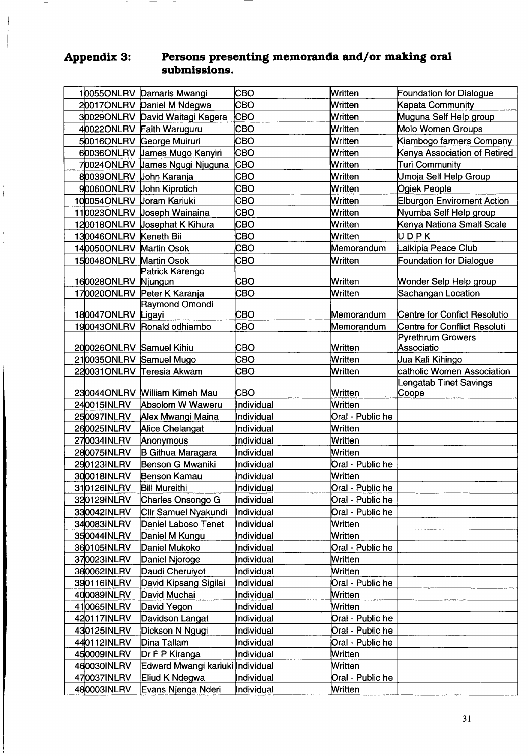## Appendix 3: Persons presenting memoranda and/or making oral submissions.

| | | | | | |
|---|---|---|---|---|---|
| 1 | 0055ONLRV | Damaris Mwangi | CBO | Written | Foundation for Dialogue |
| 2 | 0017ONLRV | Daniel M Ndegwa | CBO | Written | Kapata Community |
| 3 | 0029ONLRV | David Waitagi Kagera | CBO | Written | Muguna Self Help group |
| 4 | 0022ONLRV | Faith Waruguru | CBO | Written | Molo Women Groups |
| 5 | 0016ONLRV | George Muiruri | CBO | Written | Kiambogo farmers Company |
| 6 | 0036ONLRV | James Mugo Kanyiri | CBO | Written | Kenya Association of Retired |
| 7 | 0024ONLRV | James Ngugi Njuguna | CBO | Written | Turi Community |
| 8 | 0039ONLRV | John Karanja | CBO | Written | Umoja Self Help Group |
| 9 | 0060ONLRV | John Kiprotich | CBO | Written | Ogiek People |
| 10 | 0054ONLRV | Joram Kariuki | CBO | Written | Elburgon Enviroment Action |
| 11 | 0023ONLRV | Joseph Wainaina | CBO | Written | Nyumba Self Help group |
| 12 | 0018ONLRV | Josephat K Kihura | CBO | Written | Kenya Nationa Small Scale |
| 13 | 0046ONLRV | Keneth Bii | CBO | Written | U D P K |
| 14 | 0050ONLRV | Martin Osok | CBO | Memorandum | Laikipia Peace Club |
| 15 | 0048ONLRV | Martin Osok | CBO | Written | Foundation for Dialogue |
| 16 | 0028ONLRV | Patrick Karengo Njungun | CBO | Written | Wonder Selp Help group |
| 17 | 0020ONLRV | Peter K Karanja | CBO | Written | Sachangan Location |
| 18 | 0047ONLRV | Raymond Omondi Ligayi | CBO | Memorandum | Centre for Confict Resolutio |
| 19 | 0043ONLRV | Ronald odhiambo | CBO | Memorandum | Centre for Conflict Resoluti |
| 20 | 0026ONLRV | Samuel Kihiu | CBO | Written | Pyrethrum Growers Associatio |
| 21 | 0035ONLRV | Samuel Mugo | CBO | Written | Jua Kali Kihingo |
| 22 | 0031ONLRV | Teresia Akwam | CBO | Written | catholic Women Association |
| 23 | 0044ONLRV | William Kimeh Mau | CBO | Written | Lengatab Tinet Savings Coope |
| 24 | 0015INLRV | Absolom W Waweru | Individual | Written | |
| 25 | 0097INLRV | Alex Mwangi Maina | Individual | Oral - Public he | |
| 26 | 0025INLRV | Alice Chelangat | Individual | Written | |
| 27 | 0034INLRV | Anonymous | Individual | Written | |
| 28 | 0075INLRV | B Githua Maragara | Individual | Written | |
| 29 | 0123INLRV | Benson G Mwaniki | Individual | Oral - Public he | |
| 30 | 0018INLRV | Benson Kamau | Individual | Written | |
| 31 | 0126INLRV | Bill Mureithi | Individual | Oral - Public he | |
| 32 | 0129INLRV | Charles Onsongo G | Individual | Oral - Public he | |
| 33 | 0042INLRV | Cllr Samuel Nyakundi | Individual | Oral - Public he | |
| 34 | 0083INLRV | Daniel Laboso Tenet | Individual | Written | |
| 35 | 0044INLRV | Daniel M Kungu | Individual | Written | |
| 36 | 0105INLRV | Daniel Mukoko | Individual | Oral - Public he | |
| 37 | 0023INLRV | Daniel Njoroge | Individual | Written | |
| 38 | 0062INLRV | Daudi Cheruiyot | Individual | Written | |
| 39 | 0116INLRV | David Kipsang Sigilai | Individual | Oral - Public he | |
| 40 | 0089INLRV | David Muchai | Individual | Written | |
| 41 | 0065INLRV | David Yegon | Individual | Written | |
| 42 | 0117INLRV | Davidson Langat | Individual | Oral - Public he | |
| 43 | 0125INLRV | Dickson N Ngugi | Individual | Oral - Public he | |
| 44 | 0112INLRV | Dina Tallam | Individual | Oral - Public he | |
| 45 | 0009INLRV | Dr F P Kiranga | Individual | Written | |
| 46 | 0030INLRV | Edward Mwangi kariuki | Individual | Written | |
| 47 | 0037INLRV | Eliud K Ndegwa | Individual | Oral - Public he | |
| 48 | 0003INLRV | Evans Njenga Nderi | Individual | Written | |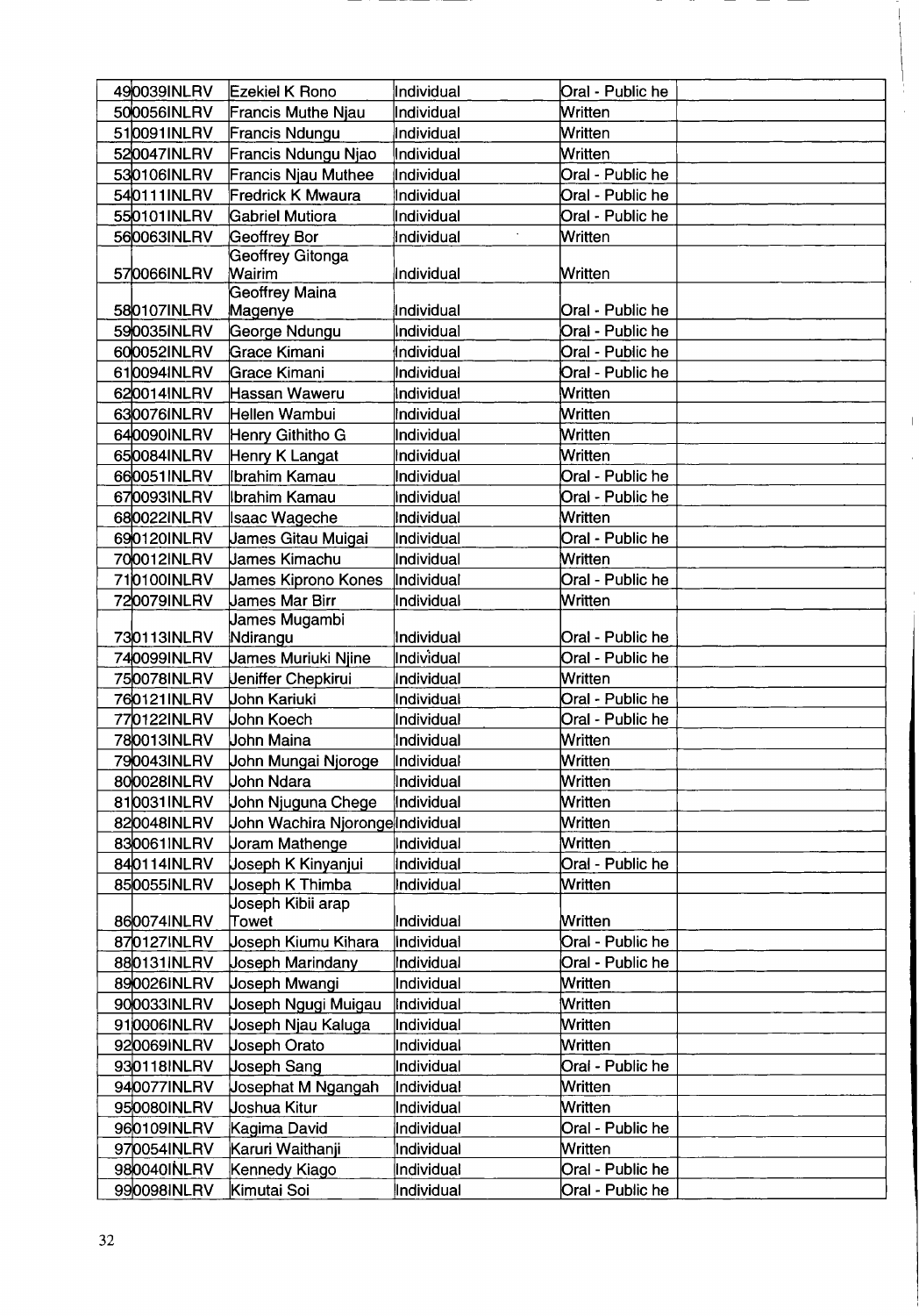| | | | | |
|---|---|---|---|---|
| 49 | 0039INLRV | Ezekiel K Rono | Individual | Oral - Public he | |
| 50 | 0056INLRV | Francis Muthe Njau | Individual | Written | |
| 51 | 0091INLRV | Francis Ndungu | Individual | Written | |
| 52 | 0047INLRV | Francis Ndungu Njao | Individual | Written | |
| 53 | 0106INLRV | Francis Njau Muthee | Individual | Oral - Public he | |
| 54 | 0111INLRV | Fredrick K Mwaura | Individual | Oral - Public he | |
| 55 | 0101INLRV | Gabriel Mutiora | Individual | Oral - Public he | |
| 56 | 0063INLRV | Geoffrey Bor | Individual | Written | |
| 57 | 0066INLRV | Geoffrey Gitonga Wairim | Individual | Written | |
| 58 | 0107INLRV | Geoffrey Maina Magenye | Individual | Oral - Public he | |
| 59 | 0035INLRV | George Ndungu | Individual | Oral - Public he | |
| 60 | 0052INLRV | Grace Kimani | Individual | Oral - Public he | |
| 61 | 0094INLRV | Grace Kimani | Individual | Oral - Public he | |
| 62 | 0014INLRV | Hassan Waweru | Individual | Written | |
| 63 | 0076INLRV | Hellen Wambui | Individual | Written | |
| 64 | 0090INLRV | Henry Githitho G | Individual | Written | |
| 65 | 0084INLRV | Henry K Langat | Individual | Written | |
| 66 | 0051INLRV | Ibrahim Kamau | Individual | Oral - Public he | |
| 67 | 0093INLRV | Ibrahim Kamau | Individual | Oral - Public he | |
| 68 | 0022INLRV | Isaac Wageche | Individual | Written | |
| 69 | 0120INLRV | James Gitau Muigai | Individual | Oral - Public he | |
| 70 | 0012INLRV | James Kimachu | Individual | Written | |
| 71 | 0100INLRV | James Kiprono Kones | Individual | Oral - Public he | |
| 72 | 0079INLRV | James Mar Birr | Individual | Written | |
| 73 | 0113INLRV | James Mugambi Ndirangu | Individual | Oral - Public he | |
| 74 | 0099INLRV | James Muriuki Njine | Individual | Oral - Public he | |
| 75 | 0078INLRV | Jeniffer Chepkirui | Individual | Written | |
| 76 | 0121INLRV | John Kariuki | Individual | Oral - Public he | |
| 77 | 0122INLRV | John Koech | Individual | Oral - Public he | |
| 78 | 0013INLRV | John Maina | Individual | Written | |
| 79 | 0043INLRV | John Mungai Njoroge | Individual | Written | |
| 80 | 0028INLRV | John Ndara | Individual | Written | |
| 81 | 0031INLRV | John Njuguna Chege | Individual | Written | |
| 82 | 0048INLRV | John Wachira Njoronge | Individual | Written | |
| 83 | 0061INLRV | Joram Mathenge | Individual | Written | |
| 84 | 0114INLRV | Joseph K Kinyanjui | Individual | Oral - Public he | |
| 85 | 0055INLRV | Joseph K Thimba | Individual | Written | |
| 86 | 0074INLRV | Joseph Kibii arap Towet | Individual | Written | |
| 87 | 0127INLRV | Joseph Kiumu Kihara | Individual | Oral - Public he | |
| 88 | 0131INLRV | Joseph Marindany | Individual | Oral - Public he | |
| 89 | 0026INLRV | Joseph Mwangi | Individual | Written | |
| 90 | 0033INLRV | Joseph Ngugi Muigau | Individual | Written | |
| 91 | 0006INLRV | Joseph Njau Kaluga | Individual | Written | |
| 92 | 0069INLRV | Joseph Orato | Individual | Written | |
| 93 | 0118INLRV | Joseph Sang | Individual | Oral - Public he | |
| 94 | 0077INLRV | Josephat M Ngangah | Individual | Written | |
| 95 | 0080INLRV | Joshua Kitur | Individual | Written | |
| 96 | 0109INLRV | Kagima David | Individual | Oral - Public he | |
| 97 | 0054INLRV | Karuri Waithanji | Individual | Written | |
| 98 | 0040INLRV | Kennedy Kiago | Individual | Oral - Public he | |
| 99 | 0098INLRV | Kimutai Soi | Individual | Oral - Public he | |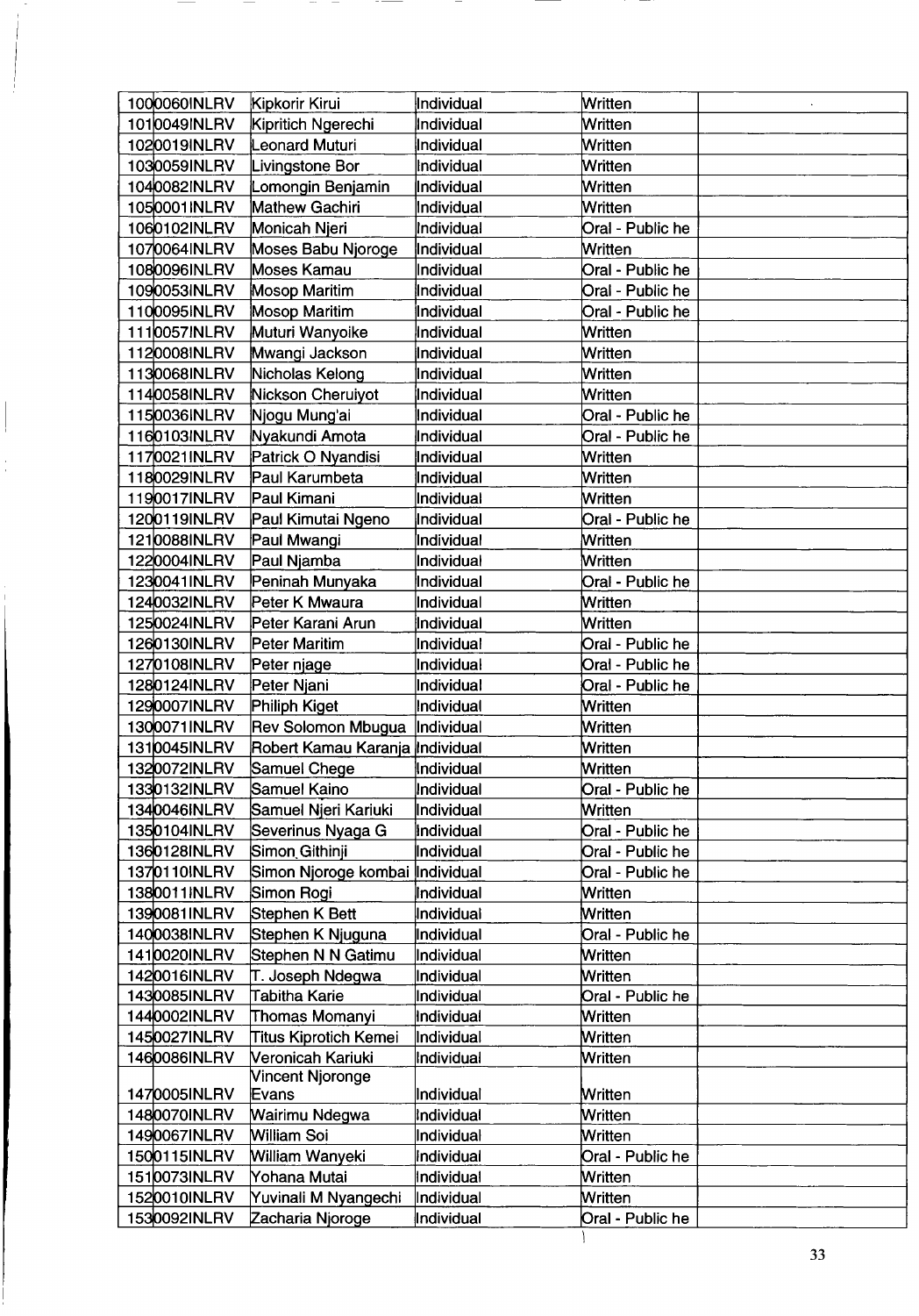| | | | | |
|---|---|---|---|---|
| 100 | 0060INLRV | Kipkorir Kirui | Individual | Written | |
| 101 | 0049INLRV | Kipritich Ngerechi | Individual | Written | |
| 102 | 0019INLRV | Leonard Muturi | Individual | Written | |
| 103 | 0059INLRV | Livingstone Bor | Individual | Written | |
| 104 | 0082INLRV | Lomongin Benjamin | Individual | Written | |
| 105 | 0001INLRV | Mathew Gachiri | Individual | Written | |
| 106 | 0102INLRV | Monicah Njeri | Individual | Oral - Public he | |
| 107 | 0064INLRV | Moses Babu Njoroge | Individual | Written | |
| 108 | 0096INLRV | Moses Kamau | Individual | Oral - Public he | |
| 109 | 0053INLRV | Mosop Maritim | Individual | Oral - Public he | |
| 110 | 0095INLRV | Mosop Maritim | Individual | Oral - Public he | |
| 111 | 0057INLRV | Muturi Wanyoike | Individual | Written | |
| 112 | 0008INLRV | Mwangi Jackson | Individual | Written | |
| 113 | 0068INLRV | Nicholas Kelong | Individual | Written | |
| 114 | 0058INLRV | Nickson Cheruiyot | Individual | Written | |
| 115 | 0036INLRV | Njogu Mung'ai | Individual | Oral - Public he | |
| 116 | 0103INLRV | Nyakundi Amota | Individual | Oral - Public he | |
| 117 | 0021INLRV | Patrick O Nyandisi | Individual | Written | |
| 118 | 0029INLRV | Paul Karumbeta | Individual | Written | |
| 119 | 0017INLRV | Paul Kimani | Individual | Written | |
| 120 | 0119INLRV | Paul Kimutai Ngeno | Individual | Oral - Public he | |
| 121 | 0088INLRV | Paul Mwangi | Individual | Written | |
| 122 | 0004INLRV | Paul Njamba | Individual | Written | |
| 123 | 0041INLRV | Peninah Munyaka | Individual | Oral - Public he | |
| 124 | 0032INLRV | Peter K Mwaura | Individual | Written | |
| 125 | 0024INLRV | Peter Karani Arun | Individual | Written | |
| 126 | 0130INLRV | Peter Maritim | Individual | Oral - Public he | |
| 127 | 0108INLRV | Peter njage | Individual | Oral - Public he | |
| 128 | 0124INLRV | Peter Njani | Individual | Oral - Public he | |
| 129 | 0007INLRV | Philiph Kiget | Individual | Written | |
| 130 | 0071INLRV | Rev Solomon Mbugua | Individual | Written | |
| 131 | 0045INLRV | Robert Kamau Karanja | Individual | Written | |
| 132 | 0072INLRV | Samuel Chege | Individual | Written | |
| 133 | 0132INLRV | Samuel Kaino | Individual | Oral - Public he | |
| 134 | 0046INLRV | Samuel Njeri Kariuki | Individual | Written | |
| 135 | 0104INLRV | Severinus Nyaga G | Individual | Oral - Public he | |
| 136 | 0128INLRV | Simon Githinji | Individual | Oral - Public he | |
| 137 | 0110INLRV | Simon Njoroge kombai | Individual | Oral - Public he | |
| 138 | 0011INLRV | Simon Rogi | Individual | Written | |
| 139 | 0081INLRV | Stephen K Bett | Individual | Written | |
| 140 | 0038INLRV | Stephen K Njuguna | Individual | Oral - Public he | |
| 141 | 0020INLRV | Stephen N N Gatimu | Individual | Written | |
| 142 | 0016INLRV | T. Joseph Ndegwa | Individual | Written | |
| 143 | 0085INLRV | Tabitha Karie | Individual | Oral - Public he | |
| 144 | 0002INLRV | Thomas Momanyi | Individual | Written | |
| 145 | 0027INLRV | Titus Kiprotich Kemei | Individual | Written | |
| 146 | 0086INLRV | Veronicah Kariuki | Individual | Written | |
| 147 | 0005INLRV | Vincent Njoronge Evans | Individual | Written | |
| 148 | 0070INLRV | Wairimu Ndegwa | Individual | Written | |
| 149 | 0067INLRV | William Soi | Individual | Written | |
| 150 | 0115INLRV | William Wanyeki | Individual | Oral - Public he | |
| 151 | 0073INLRV | Yohana Mutai | Individual | Written | |
| 152 | 0010INLRV | Yuvinali M Nyangechi | Individual | Written | |
| 153 | 0092INLRV | Zacharia Njoroge | Individual | Oral - Public he | |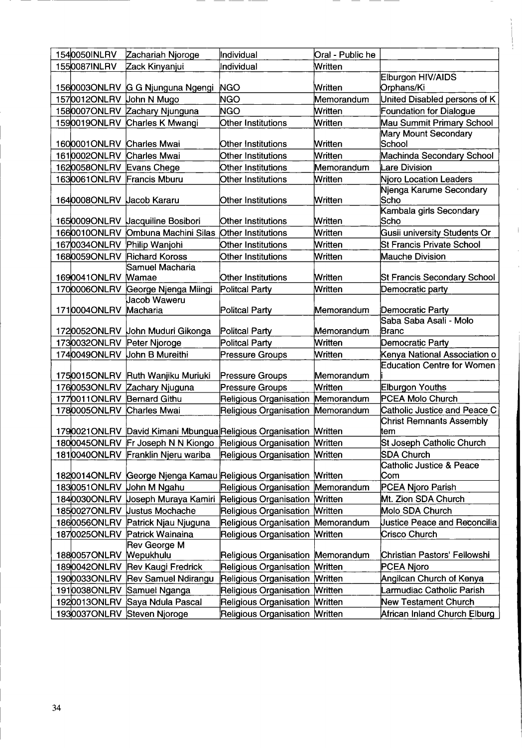| | | | | |
|---|---|---|---|---|
| 1540050INLRV | Zachariah Njoroge | Individual | Oral - Public he | |
| 1550087INLRV | Zack Kinyanjui | Individual | Written | |
| 1560003ONLRV | G G Njunguna Ngengi | NGO | Written | Elburgon HIV/AIDS Orphans/Ki |
| 1570012ONLRV | John N Mugo | NGO | Memorandum | United Disabled persons of K |
| 1580007ONLRV | Zachary Njunguna | NGO | Written | Foundation for Dialogue |
| 1590019ONLRV | Charles K Mwangi | Other Institutions | Written | Mau Summit Primary School |
| 1600001ONLRV | Charles Mwai | Other Institutions | Written | Mary Mount Secondary School |
| 1610002ONLRV | Charles Mwai | Other Institutions | Written | Machinda Secondary School |
| 1620058ONLRV | Evans Chege | Other Institutions | Memorandum | Lare Division |
| 1630061ONLRV | Francis Mburu | Other Institutions | Written | Njoro Location Leaders |
| 1640008ONLRV | Jacob Kararu | Other Institutions | Written | Njenga Karume Secondary Scho |
| 1650009ONLRV | Jacquiline Bosibori | Other Institutions | Written | Kambala girls Secondary Scho |
| 1660010ONLRV | Ombuna Machini Silas | Other Institutions | Written | Gusii university Students Or |
| 1670034ONLRV | Philip Wanjohi | Other Institutions | Written | St Francis Private School |
| 1680059ONLRV | Richard Koross | Other Institutions | Written | Mauche Division |
| 1690041ONLRV | Samuel Macharia Wamae | Other Institutions | Written | St Francis Secondary School |
| 1700006ONLRV | George Njenga Miingi | Politcal Party | Written | Democratic party |
| 1710004ONLRV | Jacob Waweru Macharia | Politcal Party | Memorandum | Democratic Party |
| 1720052ONLRV | John Muduri Gikonga | Politcal Party | Memorandum | Saba Saba Asali - Molo Branc |
| 1730032ONLRV | Peter Njoroge | Politcal Party | Written | Democratic Party |
| 1740049ONLRV | John B Mureithi | Pressure Groups | Written | Kenya National Association o |
| 1750015ONLRV | Ruth Wanjiku Muriuki | Pressure Groups | Memorandum | Education Centre for Women i |
| 1760053ONLRV | Zachary Njuguna | Pressure Groups | Written | Elburgon Youths |
| 1770011ONLRV | Bernard Githu | Religious Organisation | Memorandum | PCEA Molo Church |
| 1780005ONLRV | Charles Mwai | Religious Organisation | Memorandum | Catholic Justice and Peace C |
| 1790021ONLRV | David Kimani Mbungua | Religious Organisation | Written | Christ Remnants Assembly tem |
| 1800045ONLRV | Fr Joseph N N Kiongo | Religious Organisation | Written | St Joseph Catholic Church |
| 1810040ONLRV | Franklin Njeru wariba | Religious Organisation | Written | SDA Church |
| 1820014ONLRV | George Njenga Kamau | Religious Organisation | Written | Catholic Justice & Peace Com |
| 1830051ONLRV | John M Ngahu | Religious Organisation | Memorandum | PCEA Njoro Parish |
| 1840030ONLRV | Joseph Muraya Kamiri | Religious Organisation | Written | Mt. Zion SDA Church |
| 1850027ONLRV | Justus Mochache | Religious Organisation | Written | Molo SDA Church |
| 1860056ONLRV | Patrick Njau Njuguna | Religious Organisation | Memorandum | Justice Peace and Reconcilia |
| 1870025ONLRV | Patrick Wainaina | Religious Organisation | Written | Crisco Church |
| 1880057ONLRV | Rev George M Wepukhulu | Religious Organisation | Memorandum | Christian Pastors' Fellowshi |
| 1890042ONLRV | Rev Kaugi Fredrick | Religious Organisation | Written | PCEA Njoro |
| 1900033ONLRV | Rev Samuel Ndirangu | Religious Organisation | Written | Angilcan Church of Kenya |
| 1910038ONLRV | Samuel Nganga | Religious Organisation | Written | Larmudiac Catholic Parish |
| 1920013ONLRV | Saya Ndula Pascal | Religious Organisation | Written | New Testament Church |
| 1930037ONLRV | Steven Njoroge | Religious Organisation | Written | African Inland Church Elburg |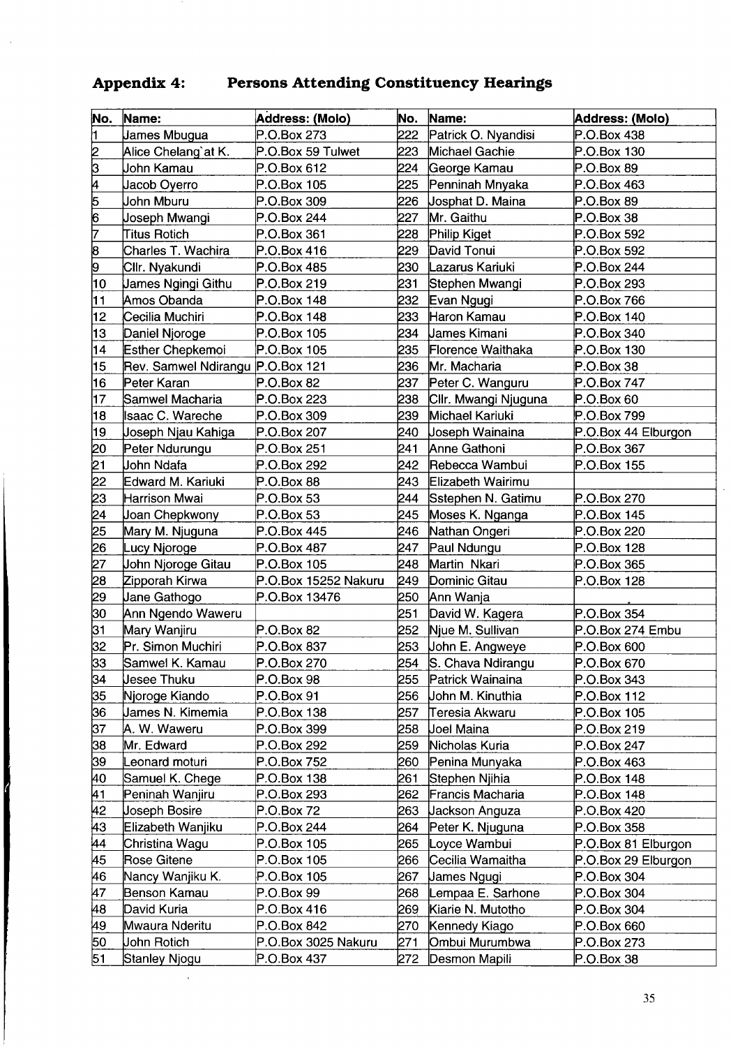## Appendix 4: Persons Attending Constituency Hearings

| No. | Name: | Address: (Molo) | No. | Name: | Address: (Molo) |
|---|---|---|---|---|---|
| 1 | James Mbugua | P.O.Box 273 | 222 | Patrick O. Nyandisi | P.O.Box 438 |
| 2 | Alice Chelang`at K. | P.O.Box 59 Tulwet | 223 | Michael Gachie | P.O.Box 130 |
| 3 | John Kamau | P.O.Box 612 | 224 | George Kamau | P.O.Box 89 |
| 4 | Jacob Oyerro | P.O.Box 105 | 225 | Penninah Mnyaka | P.O.Box 463 |
| 5 | John Mburu | P.O.Box 309 | 226 | Josphat D. Maina | P.O.Box 89 |
| 6 | Joseph Mwangi | P.O.Box 244 | 227 | Mr. Gaithu | P.O.Box 38 |
| 7 | Titus Rotich | P.O.Box 361 | 228 | Philip Kiget | P.O.Box 592 |
| 8 | Charles T. Wachira | P.O.Box 416 | 229 | David Tonui | P.O.Box 592 |
| 9 | Cllr. Nyakundi | P.O.Box 485 | 230 | Lazarus Kariuki | P.O.Box 244 |
| 10 | James Ngingi Githu | P.O.Box 219 | 231 | Stephen Mwangi | P.O.Box 293 |
| 11 | Amos Obanda | P.O.Box 148 | 232 | Evan Ngugi | P.O.Box 766 |
| 12 | Cecilia Muchiri | P.O.Box 148 | 233 | Haron Kamau | P.O.Box 140 |
| 13 | Daniel Njoroge | P.O.Box 105 | 234 | James Kimani | P.O.Box 340 |
| 14 | Esther Chepkemoi | P.O.Box 105 | 235 | Florence Waithaka | P.O.Box 130 |
| 15 | Rev. Samwel Ndirangu | P.O.Box 121 | 236 | Mr. Macharia | P.O.Box 38 |
| 16 | Peter Karan | P.O.Box 82 | 237 | Peter C. Wanguru | P.O.Box 747 |
| 17 | Samwel Macharia | P.O.Box 223 | 238 | Cllr. Mwangi Njuguna | P.O.Box 60 |
| 18 | Isaac C. Wareche | P.O.Box 309 | 239 | Michael Kariuki | P.O.Box 799 |
| 19 | Joseph Njau Kahiga | P.O.Box 207 | 240 | Joseph Wainaina | P.O.Box 44 Elburgon |
| 20 | Peter Ndurungu | P.O.Box 251 | 241 | Anne Gathoni | P.O.Box 367 |
| 21 | John Ndafa | P.O.Box 292 | 242 | Rebecca Wambui | P.O.Box 155 |
| 22 | Edward M. Kariuki | P.O.Box 88 | 243 | Elizabeth Wairimu | |
| 23 | Harrison Mwai | P.O.Box 53 | 244 | Sstephen N. Gatimu | P.O.Box 270 |
| 24 | Joan Chepkwony | P.O.Box 53 | 245 | Moses K. Nganga | P.O.Box 145 |
| 25 | Mary M. Njuguna | P.O.Box 445 | 246 | Nathan Ongeri | P.O.Box 220 |
| 26 | Lucy Njoroge | P.O.Box 487 | 247 | Paul Ndungu | P.O.Box 128 |
| 27 | John Njoroge Gitau | P.O.Box 105 | 248 | Martin Nkari | P.O.Box 365 |
| 28 | Zipporah Kirwa | P.O.Box 15252 Nakuru | 249 | Dominic Gitau | P.O.Box 128 |
| 29 | Jane Gathogo | P.O.Box 13476 | 250 | Ann Wanja | |
| 30 | Ann Ngendo Waweru | | 251 | David W. Kagera | P.O.Box 354 |
| 31 | Mary Wanjiru | P.O.Box 82 | 252 | Njue M. Sullivan | P.O.Box 274 Embu |
| 32 | Pr. Simon Muchiri | P.O.Box 837 | 253 | John E. Angweye | P.O.Box 600 |
| 33 | Samwel K. Kamau | P.O.Box 270 | 254 | S. Chava Ndirangu | P.O.Box 670 |
| 34 | Jesee Thuku | P.O.Box 98 | 255 | Patrick Wainaina | P.O.Box 343 |
| 35 | Njoroge Kiando | P.O.Box 91 | 256 | John M. Kinuthia | P.O.Box 112 |
| 36 | James N. Kimemia | P.O.Box 138 | 257 | Teresia Akwaru | P.O.Box 105 |
| 37 | A. W. Waweru | P.O.Box 399 | 258 | Joel Maina | P.O.Box 219 |
| 38 | Mr. Edward | P.O.Box 292 | 259 | Nicholas Kuria | P.O.Box 247 |
| 39 | Leonard moturi | P.O.Box 752 | 260 | Penina Munyaka | P.O.Box 463 |
| 40 | Samuel K. Chege | P.O.Box 138 | 261 | Stephen Njihia | P.O.Box 148 |
| 41 | Peninah Wanjiru | P.O.Box 293 | 262 | Francis Macharia | P.O.Box 148 |
| 42 | Joseph Bosire | P.O.Box 72 | 263 | Jackson Anguza | P.O.Box 420 |
| 43 | Elizabeth Wanjiku | P.O.Box 244 | 264 | Peter K. Njuguna | P.O.Box 358 |
| 44 | Christina Wagu | P.O.Box 105 | 265 | Loyce Wambui | P.O.Box 81 Elburgon |
| 45 | Rose Gitene | P.O.Box 105 | 266 | Cecilia Wamaitha | P.O.Box 29 Elburgon |
| 46 | Nancy Wanjiku K. | P.O.Box 105 | 267 | James Ngugi | P.O.Box 304 |
| 47 | Benson Kamau | P.O.Box 99 | 268 | Lempaa E. Sarhone | P.O.Box 304 |
| 48 | David Kuria | P.O.Box 416 | 269 | Kiarie N. Mutotho | P.O.Box 304 |
| 49 | Mwaura Nderitu | P.O.Box 842 | 270 | Kennedy Kiago | P.O.Box 660 |
| 50 | John Rotich | P.O.Box 3025 Nakuru | 271 | Ombui Murumbwa | P.O.Box 273 |
| 51 | Stanley Njogu | P.O.Box 437 | 272 | Desmon Mapili | P.O.Box 38 |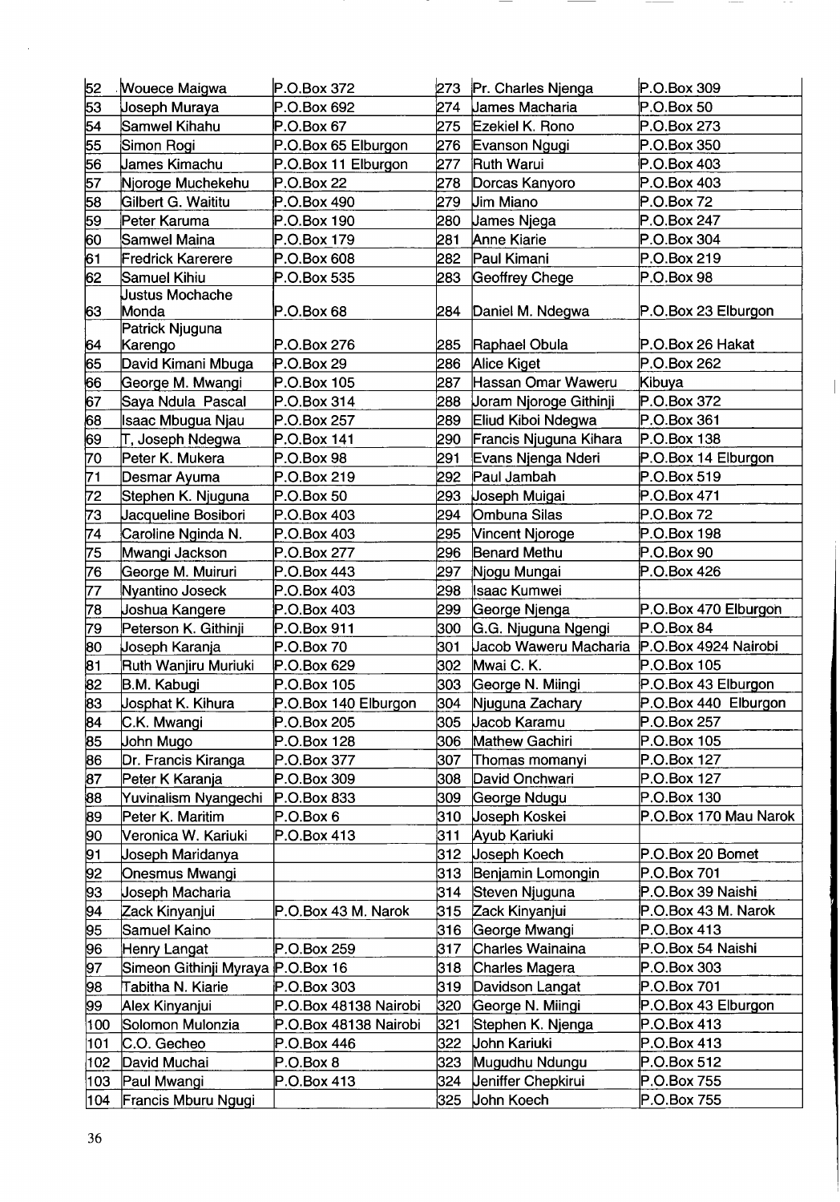| 52 | Wouece Maigwa | P.O.Box 372 | 273 | Pr. Charles Njenga | P.O.Box 309 |
|---|---|---|---|---|---|
| 53 | Joseph Muraya | P.O.Box 692 | 274 | James Macharia | P.O.Box 50 |
| 54 | Samwel Kihahu | P.O.Box 67 | 275 | Ezekiel K. Rono | P.O.Box 273 |
| 55 | Simon Rogi | P.O.Box 65 Elburgon | 276 | Evanson Ngugi | P.O.Box 350 |
| 56 | James Kimachu | P.O.Box 11 Elburgon | 277 | Ruth Warui | P.O.Box 403 |
| 57 | Njoroge Muchekehu | P.O.Box 22 | 278 | Dorcas Kanyoro | P.O.Box 403 |
| 58 | Gilbert G. Waititu | P.O.Box 490 | 279 | Jim Miano | P.O.Box 72 |
| 59 | Peter Karuma | P.O.Box 190 | 280 | James Njega | P.O.Box 247 |
| 60 | Samwel Maina | P.O.Box 179 | 281 | Anne Kiarie | P.O.Box 304 |
| 61 | Fredrick Karerere | P.O.Box 608 | 282 | Paul Kimani | P.O.Box 219 |
| 62 | Samuel Kihiu | P.O.Box 535 | 283 | Geoffrey Chege | P.O.Box 98 |
| 63 | Justus Mochache Monda | P.O.Box 68 | 284 | Daniel M. Ndegwa | P.O.Box 23 Elburgon |
| 64 | Patrick Njuguna Karengo | P.O.Box 276 | 285 | Raphael Obula | P.O.Box 26 Hakat |
| 65 | David Kimani Mbuga | P.O.Box 29 | 286 | Alice Kiget | P.O.Box 262 |
| 66 | George M. Mwangi | P.O.Box 105 | 287 | Hassan Omar Waweru | Kibuya |
| 67 | Saya Ndula Pascal | P.O.Box 314 | 288 | Joram Njoroge Githinji | P.O.Box 372 |
| 68 | Isaac Mbugua Njau | P.O.Box 257 | 289 | Eliud Kiboi Ndegwa | P.O.Box 361 |
| 69 | T, Joseph Ndegwa | P.O.Box 141 | 290 | Francis Njuguna Kihara | P.O.Box 138 |
| 70 | Peter K. Mukera | P.O.Box 98 | 291 | Evans Njenga Nderi | P.O.Box 14 Elburgon |
| 71 | Desmar Ayuma | P.O.Box 219 | 292 | Paul Jambah | P.O.Box 519 |
| 72 | Stephen K. Njuguna | P.O.Box 50 | 293 | Joseph Muigai | P.O.Box 471 |
| 73 | Jacqueline Bosibori | P.O.Box 403 | 294 | Ombuna Silas | P.O.Box 72 |
| 74 | Caroline Nginda N. | P.O.Box 403 | 295 | Vincent Njoroge | P.O.Box 198 |
| 75 | Mwangi Jackson | P.O.Box 277 | 296 | Benard Methu | P.O.Box 90 |
| 76 | George M. Muiruri | P.O.Box 443 | 297 | Njogu Mungai | P.O.Box 426 |
| 77 | Nyantino Joseck | P.O.Box 403 | 298 | Isaac Kumwei | |
| 78 | Joshua Kangere | P.O.Box 403 | 299 | George Njenga | P.O.Box 470 Elburgon |
| 79 | Peterson K. Githinji | P.O.Box 911 | 300 | G.G. Njuguna Ngengi | P.O.Box 84 |
| 80 | Joseph Karanja | P.O.Box 70 | 301 | Jacob Waweru Macharia | P.O.Box 4924 Nairobi |
| 81 | Ruth Wanjiru Muriuki | P.O.Box 629 | 302 | Mwai C. K. | P.O.Box 105 |
| 82 | B.M. Kabugi | P.O.Box 105 | 303 | George N. Miingi | P.O.Box 43 Elburgon |
| 83 | Josphat K. Kihura | P.O.Box 140 Elburgon | 304 | Njuguna Zachary | P.O.Box 440 Elburgon |
| 84 | C.K. Mwangi | P.O.Box 205 | 305 | Jacob Karamu | P.O.Box 257 |
| 85 | John Mugo | P.O.Box 128 | 306 | Mathew Gachiri | P.O.Box 105 |
| 86 | Dr. Francis Kiranga | P.O.Box 377 | 307 | Thomas momanyi | P.O.Box 127 |
| 87 | Peter K Karanja | P.O.Box 309 | 308 | David Onchwari | P.O.Box 127 |
| 88 | Yuvinalism Nyangechi | P.O.Box 833 | 309 | George Ndugu | P.O.Box 130 |
| 89 | Peter K. Maritim | P.O.Box 6 | 310 | Joseph Koskei | P.O.Box 170 Mau Narok |
| 90 | Veronica W. Kariuki | P.O.Box 413 | 311 | Ayub Kariuki | |
| 91 | Joseph Maridanya | | 312 | Joseph Koech | P.O.Box 20 Bomet |
| 92 | Onesmus Mwangi | | 313 | Benjamin Lomongin | P.O.Box 701 |
| 93 | Joseph Macharia | | 314 | Steven Njuguna | P.O.Box 39 Naishi |
| 94 | Zack Kinyanjui | P.O.Box 43 M. Narok | 315 | Zack Kinyanjui | P.O.Box 43 M. Narok |
| 95 | Samuel Kaino | | 316 | George Mwangi | P.O.Box 413 |
| 96 | Henry Langat | P.O.Box 259 | 317 | Charles Wainaina | P.O.Box 54 Naishi |
| 97 | Simeon Githinji Myraya | P.O.Box 16 | 318 | Charles Magera | P.O.Box 303 |
| 98 | Tabitha N. Kiarie | P.O.Box 303 | 319 | Davidson Langat | P.O.Box 701 |
| 99 | Alex Kinyanjui | P.O.Box 48138 Nairobi | 320 | George N. Miingi | P.O.Box 43 Elburgon |
| 100 | Solomon Mulonzia | P.O.Box 48138 Nairobi | 321 | Stephen K. Njenga | P.O.Box 413 |
| 101 | C.O. Gecheo | P.O.Box 446 | 322 | John Kariuki | P.O.Box 413 |
| 102 | David Muchai | P.O.Box 8 | 323 | Mugudhu Ndungu | P.O.Box 512 |
| 103 | Paul Mwangi | P.O.Box 413 | 324 | Jeniffer Chepkirui | P.O.Box 755 |
| 104 | Francis Mburu Ngugi | | 325 | John Koech | P.O.Box 755 |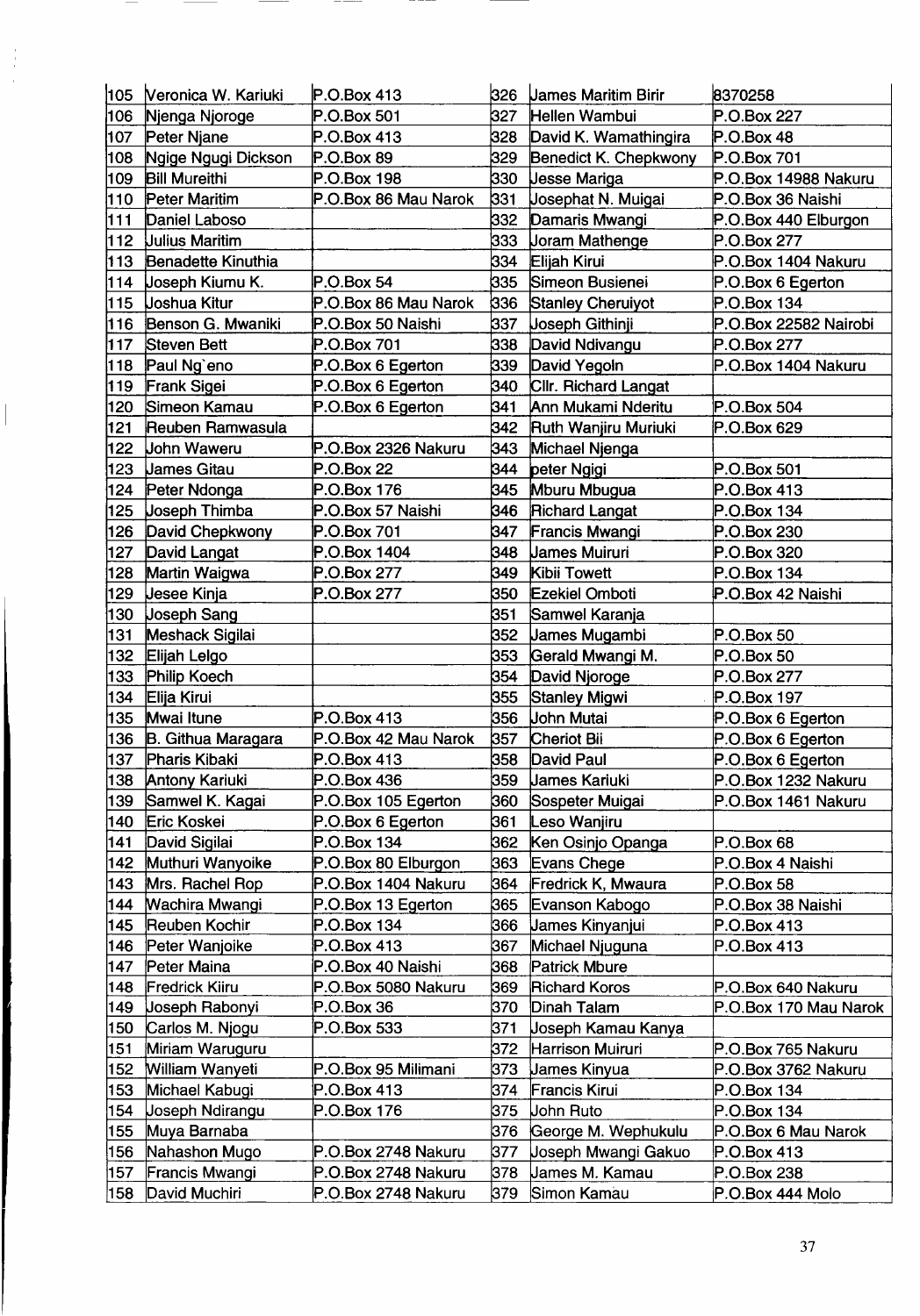| | | | | | |
|---|---|---|---|---|---|
| 105 | Veronica W. Kariuki | P.O.Box 413 | 326 | James Maritim Birir | 8370258 |
| 106 | Njenga Njoroge | P.O.Box 501 | 327 | Hellen Wambui | P.O.Box 227 |
| 107 | Peter Njane | P.O.Box 413 | 328 | David K. Wamathingira | P.O.Box 48 |
| 108 | Ngige Ngugi Dickson | P.O.Box 89 | 329 | Benedict K. Chepkwony | P.O.Box 701 |
| 109 | Bill Mureithi | P.O.Box 198 | 330 | Jesse Mariga | P.O.Box 14988 Nakuru |
| 110 | Peter Maritim | P.O.Box 86 Mau Narok | 331 | Josephat N. Muigai | P.O.Box 36 Naishi |
| 111 | Daniel Laboso | | 332 | Damaris Mwangi | P.O.Box 440 Elburgon |
| 112 | Julius Maritim | | 333 | Joram Mathenge | P.O.Box 277 |
| 113 | Benadette Kinuthia | | 334 | Elijah Kirui | P.O.Box 1404 Nakuru |
| 114 | Joseph Kiumu K. | P.O.Box 54 | 335 | Simeon Busienei | P.O.Box 6 Egerton |
| 115 | Joshua Kitur | P.O.Box 86 Mau Narok | 336 | Stanley Cheruiyot | P.O.Box 134 |
| 116 | Benson G. Mwaniki | P.O.Box 50 Naishi | 337 | Joseph Githinji | P.O.Box 22582 Nairobi |
| 117 | Steven Bett | P.O.Box 701 | 338 | David Ndivangu | P.O.Box 277 |
| 118 | Paul Ng`eno | P.O.Box 6 Egerton | 339 | David Yegoln | P.O.Box 1404 Nakuru |
| 119 | Frank Sigei | P.O.Box 6 Egerton | 340 | Cllr. Richard Langat | |
| 120 | Simeon Kamau | P.O.Box 6 Egerton | 341 | Ann Mukami Nderitu | P.O.Box 504 |
| 121 | Reuben Ramwasula | | 342 | Ruth Wanjiru Muriuki | P.O.Box 629 |
| 122 | John Waweru | P.O.Box 2326 Nakuru | 343 | Michael Njenga | |
| 123 | James Gitau | P.O.Box 22 | 344 | peter Ngigi | P.O.Box 501 |
| 124 | Peter Ndonga | P.O.Box 176 | 345 | Mburu Mbugua | P.O.Box 413 |
| 125 | Joseph Thimba | P.O.Box 57 Naishi | 346 | Richard Langat | P.O.Box 134 |
| 126 | David Chepkwony | P.O.Box 701 | 347 | Francis Mwangi | P.O.Box 230 |
| 127 | David Langat | P.O.Box 1404 | 348 | James Muiruri | P.O.Box 320 |
| 128 | Martin Waigwa | P.O.Box 277 | 349 | Kibii Towett | P.O.Box 134 |
| 129 | Jesee Kinja | P.O.Box 277 | 350 | Ezekiel Omboti | P.O.Box 42 Naishi |
| 130 | Joseph Sang | | 351 | Samwel Karanja | |
| 131 | Meshack Sigilai | | 352 | James Mugambi | P.O.Box 50 |
| 132 | Elijah Lelgo | | 353 | Gerald Mwangi M. | P.O.Box 50 |
| 133 | Philip Koech | | 354 | David Njoroge | P.O.Box 277 |
| 134 | Elija Kirui | | 355 | Stanley Migwi | P.O.Box 197 |
| 135 | Mwai Itune | P.O.Box 413 | 356 | John Mutai | P.O.Box 6 Egerton |
| 136 | B. Githua Maragara | P.O.Box 42 Mau Narok | 357 | Cheriot Bii | P.O.Box 6 Egerton |
| 137 | Pharis Kibaki | P.O.Box 413 | 358 | David Paul | P.O.Box 6 Egerton |
| 138 | Antony Kariuki | P.O.Box 436 | 359 | James Kariuki | P.O.Box 1232 Nakuru |
| 139 | Samwel K. Kagai | P.O.Box 105 Egerton | 360 | Sospeter Muigai | P.O.Box 1461 Nakuru |
| 140 | Eric Koskei | P.O.Box 6 Egerton | 361 | Leso Wanjiru | |
| 141 | David Sigilai | P.O.Box 134 | 362 | Ken Osinjo Opanga | P.O.Box 68 |
| 142 | Muthuri Wanyoike | P.O.Box 80 Elburgon | 363 | Evans Chege | P.O.Box 4 Naishi |
| 143 | Mrs. Rachel Rop | P.O.Box 1404 Nakuru | 364 | Fredrick K, Mwaura | P.O.Box 58 |
| 144 | Wachira Mwangi | P.O.Box 13 Egerton | 365 | Evanson Kabogo | P.O.Box 38 Naishi |
| 145 | Reuben Kochir | P.O.Box 134 | 366 | James Kinyanjui | P.O.Box 413 |
| 146 | Peter Wanjoike | P.O.Box 413 | 367 | Michael Njuguna | P.O.Box 413 |
| 147 | Peter Maina | P.O.Box 40 Naishi | 368 | Patrick Mbure | |
| 148 | Fredrick Kiiru | P.O.Box 5080 Nakuru | 369 | Richard Koros | P.O.Box 640 Nakuru |
| 149 | Joseph Rabonyi | P.O.Box 36 | 370 | Dinah Talam | P.O.Box 170 Mau Narok |
| 150 | Carlos M. Njogu | P.O.Box 533 | 371 | Joseph Kamau Kanya | |
| 151 | Miriam Waruguru | | 372 | Harrison Muiruri | P.O.Box 765 Nakuru |
| 152 | William Wanyeti | P.O.Box 95 Milimani | 373 | James Kinyua | P.O.Box 3762 Nakuru |
| 153 | Michael Kabugi | P.O.Box 413 | 374 | Francis Kirui | P.O.Box 134 |
| 154 | Joseph Ndirangu | P.O.Box 176 | 375 | John Ruto | P.O.Box 134 |
| 155 | Muya Barnaba | | 376 | George M. Wephukulu | P.O.Box 6 Mau Narok |
| 156 | Nahashon Mugo | P.O.Box 2748 Nakuru | 377 | Joseph Mwangi Gakuo | P.O.Box 413 |
| 157 | Francis Mwangi | P.O.Box 2748 Nakuru | 378 | James M. Kamau | P.O.Box 238 |
| 158 | David Muchiri | P.O.Box 2748 Nakuru | 379 | Simon Kamau | P.O.Box 444 Molo |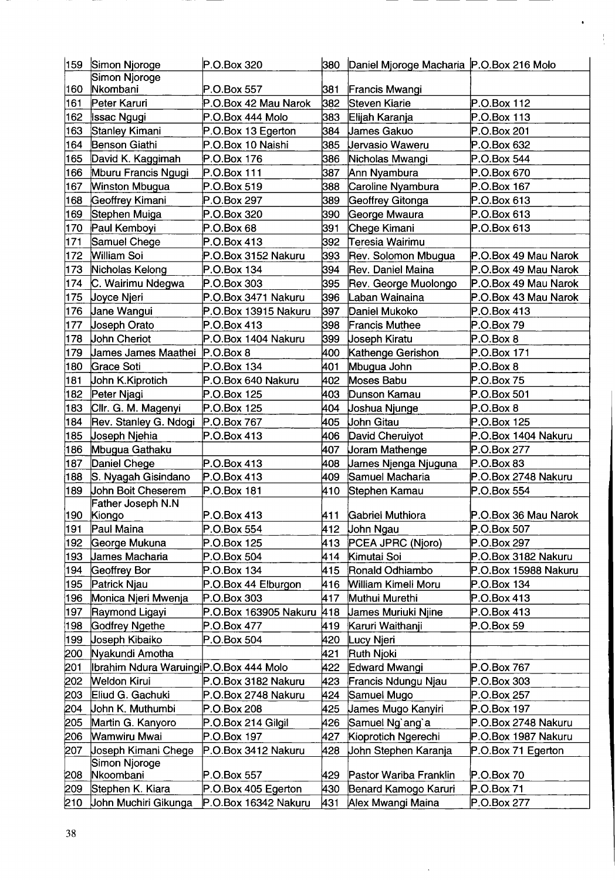| | | | | | |
|---|---|---|---|---|---|
| 159 | Simon Njoroge | P.O.Box 320 | 380 | Daniel Mjoroge Macharia | P.O.Box 216 Molo |
| 160 | Simon Njoroge Nkombani | P.O.Box 557 | 381 | Francis Mwangi | |
| 161 | Peter Karuri | P.O.Box 42 Mau Narok | 382 | Steven Kiarie | P.O.Box 112 |
| 162 | Issac Ngugi | P.O.Box 444 Molo | 383 | Elijah Karanja | P.O.Box 113 |
| 163 | Stanley Kimani | P.O.Box 13 Egerton | 384 | James Gakuo | P.O.Box 201 |
| 164 | Benson Giathi | P.O.Box 10 Naishi | 385 | Jervasio Waweru | P.O.Box 632 |
| 165 | David K. Kaggimah | P.O.Box 176 | 386 | Nicholas Mwangi | P.O.Box 544 |
| 166 | Mburu Francis Ngugi | P.O.Box 111 | 387 | Ann Nyambura | P.O.Box 670 |
| 167 | Winston Mbugua | P.O.Box 519 | 388 | Caroline Nyambura | P.O.Box 167 |
| 168 | Geoffrey Kimani | P.O.Box 297 | 389 | Geoffrey Gitonga | P.O.Box 613 |
| 169 | Stephen Muiga | P.O.Box 320 | 390 | George Mwaura | P.O.Box 613 |
| 170 | Paul Kemboyi | P.O.Box 68 | 391 | Chege Kimani | P.O.Box 613 |
| 171 | Samuel Chege | P.O.Box 413 | 392 | Teresia Wairimu | |
| 172 | William Soi | P.O.Box 3152 Nakuru | 393 | Rev. Solomon Mbugua | P.O.Box 49 Mau Narok |
| 173 | Nicholas Kelong | P.O.Box 134 | 394 | Rev. Daniel Maina | P.O.Box 49 Mau Narok |
| 174 | C. Wairimu Ndegwa | P.O.Box 303 | 395 | Rev. George Muolongo | P.O.Box 49 Mau Narok |
| 175 | Joyce Njeri | P.O.Box 3471 Nakuru | 396 | Laban Wainaina | P.O.Box 43 Mau Narok |
| 176 | Jane Wangui | P.O.Box 13915 Nakuru | 397 | Daniel Mukoko | P.O.Box 413 |
| 177 | Joseph Orato | P.O.Box 413 | 398 | Francis Muthee | P.O.Box 79 |
| 178 | John Cheriot | P.O.Box 1404 Nakuru | 399 | Joseph Kiratu | P.O.Box 8 |
| 179 | James James Maathei | P.O.Box 8 | 400 | Kathenge Gerishon | P.O.Box 171 |
| 180 | Grace Soti | P.O.Box 134 | 401 | Mbugua John | P.O.Box 8 |
| 181 | John K.Kiprotich | P.O.Box 640 Nakuru | 402 | Moses Babu | P.O.Box 75 |
| 182 | Peter Njagi | P.O.Box 125 | 403 | Dunson Kamau | P.O.Box 501 |
| 183 | Cllr. G. M. Magenyi | P.O.Box 125 | 404 | Joshua Njunge | P.O.Box 8 |
| 184 | Rev. Stanley G. Ndogi | P.O.Box 767 | 405 | John Gitau | P.O.Box 125 |
| 185 | Joseph Njehia | P.O.Box 413 | 406 | David Cheruiyot | P.O.Box 1404 Nakuru |
| 186 | Mbugua Gathaku | | 407 | Joram Mathenge | P.O.Box 277 |
| 187 | Daniel Chege | P.O.Box 413 | 408 | James Njenga Njuguna | P.O.Box 83 |
| 188 | S. Nyagah Gisindano | P.O.Box 413 | 409 | Samuel Macharia | P.O.Box 2748 Nakuru |
| 189 | John Boit Cheserem | P.O.Box 181 | 410 | Stephen Kamau | P.O.Box 554 |
| 190 | Father Joseph N.N Kiongo | P.O.Box 413 | 411 | Gabriel Muthiora | P.O.Box 36 Mau Narok |
| 191 | Paul Maina | P.O.Box 554 | 412 | John Ngau | P.O.Box 507 |
| 192 | George Mukuna | P.O.Box 125 | 413 | PCEA JPRC (Njoro) | P.O.Box 297 |
| 193 | James Macharia | P.O.Box 504 | 414 | Kimutai Soi | P.O.Box 3182 Nakuru |
| 194 | Geoffrey Bor | P.O.Box 134 | 415 | Ronald Odhiambo | P.O.Box 15988 Nakuru |
| 195 | Patrick Njau | P.O.Box 44 Elburgon | 416 | William Kimeli Moru | P.O.Box 134 |
| 196 | Monica Njeri Mwenja | P.O.Box 303 | 417 | Muthui Murethi | P.O.Box 413 |
| 197 | Raymond Ligayi | P.O.Box 163905 Nakuru | 418 | James Muriuki Njine | P.O.Box 413 |
| 198 | Godfrey Ngethe | P.O.Box 477 | 419 | Karuri Waithanji | P.O.Box 59 |
| 199 | Joseph Kibaiko | P.O.Box 504 | 420 | Lucy Njeri | |
| 200 | Nyakundi Amotha | | 421 | Ruth Njoki | |
| 201 | Ibrahim Ndura Waruingi | P.O.Box 444 Molo | 422 | Edward Mwangi | P.O.Box 767 |
| 202 | Weldon Kirui | P.O.Box 3182 Nakuru | 423 | Francis Ndungu Njau | P.O.Box 303 |
| 203 | Eliud G. Gachuki | P.O.Box 2748 Nakuru | 424 | Samuel Mugo | P.O.Box 257 |
| 204 | John K. Muthumbi | P.O.Box 208 | 425 | James Mugo Kanyiri | P.O.Box 197 |
| 205 | Martin G. Kanyoro | P.O.Box 214 Gilgil | 426 | Samuel Ng`ang`a | P.O.Box 2748 Nakuru |
| 206 | Wamwiru Mwai | P.O.Box 197 | 427 | Kioprotich Ngerechi | P.O.Box 1987 Nakuru |
| 207 | Joseph Kimani Chege | P.O.Box 3412 Nakuru | 428 | John Stephen Karanja | P.O.Box 71 Egerton |
| 208 | Simon Njoroge Nkoombani | P.O.Box 557 | 429 | Pastor Wariba Franklin | P.O.Box 70 |
| 209 | Stephen K. Kiara | P.O.Box 405 Egerton | 430 | Benard Kamogo Karuri | P.O.Box 71 |
| 210 | John Muchiri Gikunga | P.O.Box 16342 Nakuru | 431 | Alex Mwangi Maina | P.O.Box 277 |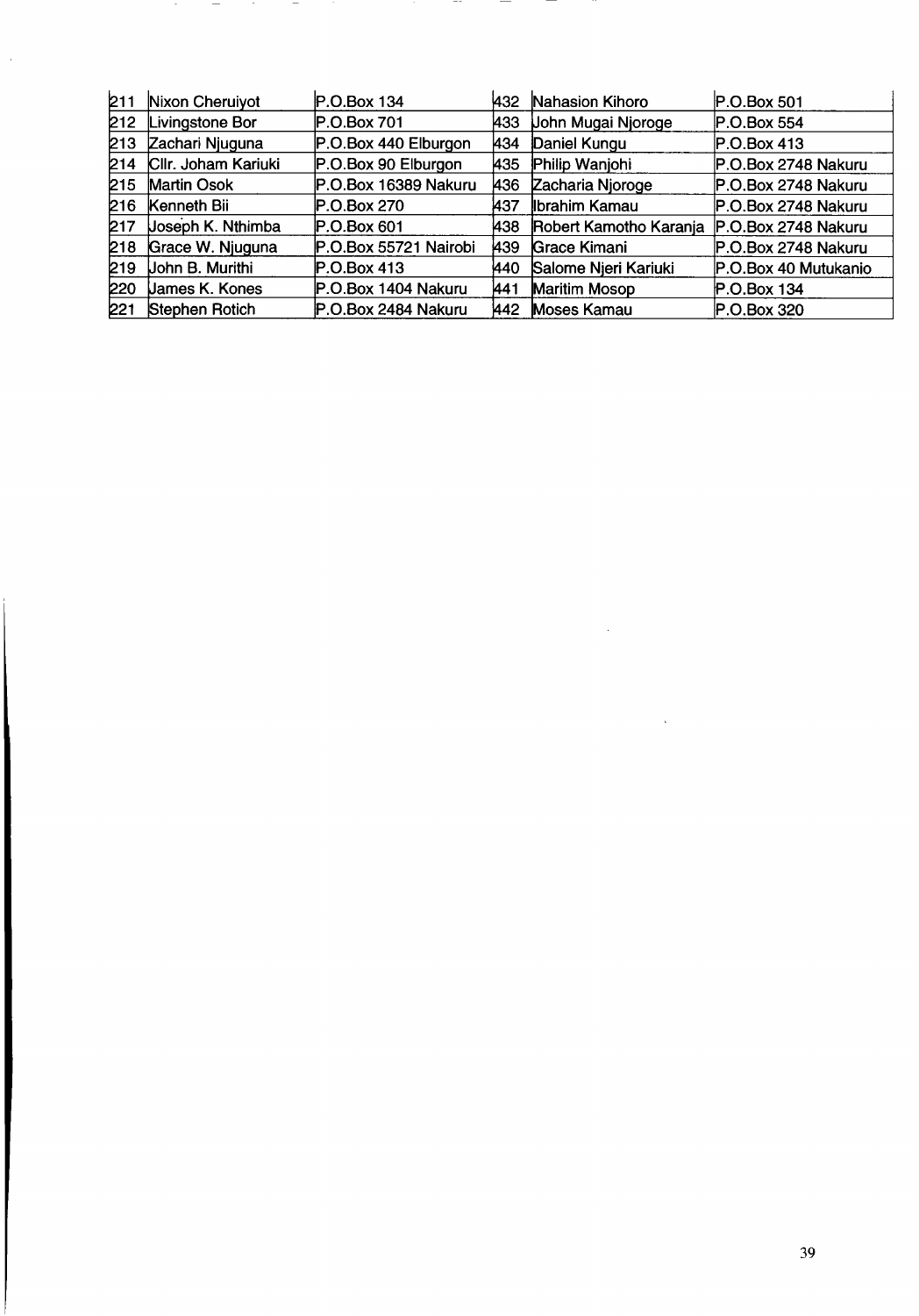| | | | | | |
|---|---|---|---|---|---|
| 211 | Nixon Cheruiyot | P.O.Box 134 | 432 | Nahasion Kihoro | P.O.Box 501 |
| 212 | Livingstone Bor | P.O.Box 701 | 433 | John Mugai Njoroge | P.O.Box 554 |
| 213 | Zachari Njuguna | P.O.Box 440 Elburgon | 434 | Daniel Kungu | P.O.Box 413 |
| 214 | Cllr. Joham Kariuki | P.O.Box 90 Elburgon | 435 | Philip Wanjohi | P.O.Box 2748 Nakuru |
| 215 | Martin Osok | P.O.Box 16389 Nakuru | 436 | Zacharia Njoroge | P.O.Box 2748 Nakuru |
| 216 | Kenneth Bii | P.O.Box 270 | 437 | Ibrahim Kamau | P.O.Box 2748 Nakuru |
| 217 | Joseph K. Nthimba | P.O.Box 601 | 438 | Robert Kamotho Karanja | P.O.Box 2748 Nakuru |
| 218 | Grace W. Njuguna | P.O.Box 55721 Nairobi | 439 | Grace Kimani | P.O.Box 2748 Nakuru |
| 219 | John B. Murithi | P.O.Box 413 | 440 | Salome Njeri Kariuki | P.O.Box 40 Mutukanio |
| 220 | James K. Kones | P.O.Box 1404 Nakuru | 441 | Maritim Mosop | P.O.Box 134 |
| 221 | Stephen Rotich | P.O.Box 2484 Nakuru | 442 | Moses Kamau | P.O.Box 320 |